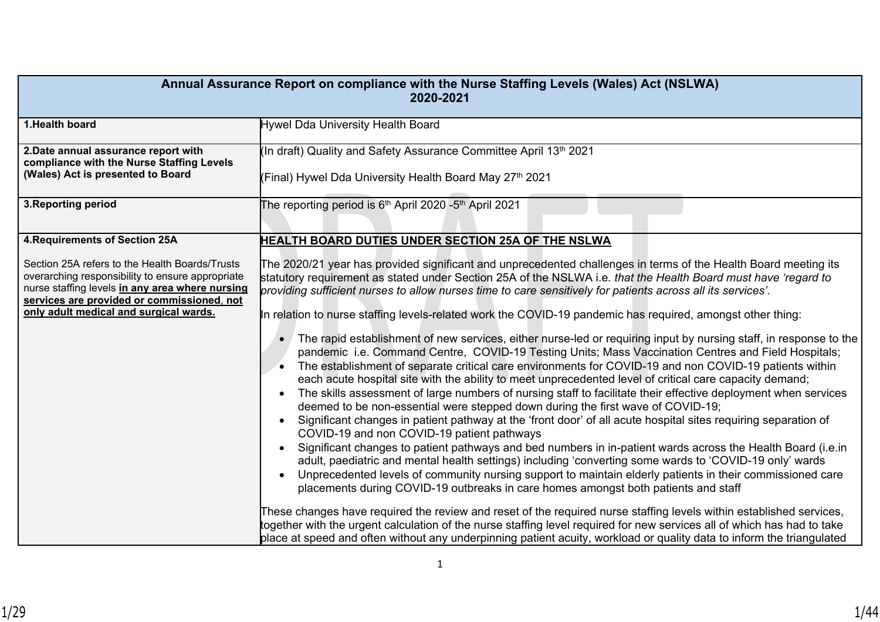| Annual Assurance Report on compliance with the Nurse Staffing Levels (Wales) Act (NSLWA) 2020-2021 | |
|---|---|
| **1.Health board** | Hywel Dda University Health Board |
| **2.Date annual assurance report with compliance with the Nurse Staffing Levels (Wales) Act is presented to Board** | (In draft) Quality and Safety Assurance Committee April 13th 2021<br><br>(Final) Hywel Dda University Health Board May 27th 2021 |
| **3.Reporting period** | The reporting period is 6th April 2020 -5th April 2021 |
| **4.Requirements of Section 25A**<br><br>Section 25A refers to the Health Boards/Trusts overarching responsibility to ensure appropriate nurse staffing levels **in any area where nursing services are provided or commissioned, not only adult medical and surgical wards.** | **HEALTH BOARD DUTIES UNDER SECTION 25A OF THE NSLWA**<br><br>The 2020/21 year has provided significant and unprecedented challenges in terms of the Health Board meeting its statutory requirement as stated under Section 25A of the NSLWA i.e. *that the Health Board must have 'regard to providing sufficient nurses to allow nurses time to care sensitively for patients across all its services'*.<br><br>In relation to nurse staffing levels-related work the COVID-19 pandemic has required, amongst other thing:<br><br>• The rapid establishment of new services, either nurse-led or requiring input by nursing staff, in response to the pandemic i.e. Command Centre, COVID-19 Testing Units; Mass Vaccination Centres and Field Hospitals;<br>• The establishment of separate critical care environments for COVID-19 and non COVID-19 patients within each acute hospital site with the ability to meet unprecedented level of critical care capacity demand;<br>• The skills assessment of large numbers of nursing staff to facilitate their effective deployment when services deemed to be non-essential were stepped down during the first wave of COVID-19;<br>• Significant changes in patient pathway at the 'front door' of all acute hospital sites requiring separation of COVID-19 and non COVID-19 patient pathways<br>• Significant changes to patient pathways and bed numbers in in-patient wards across the Health Board (i.e.in adult, paediatric and mental health settings) including 'converting some wards to 'COVID-19 only' wards<br>• Unprecedented levels of community nursing support to maintain elderly patients in their commissioned care placements during COVID-19 outbreaks in care homes amongst both patients and staff<br><br>These changes have required the review and reset of the required nurse staffing levels within established services, together with the urgent calculation of the nurse staffing level required for new services all of which has had to take place at speed and often without any underpinning patient acuity, workload or quality data to inform the triangulated |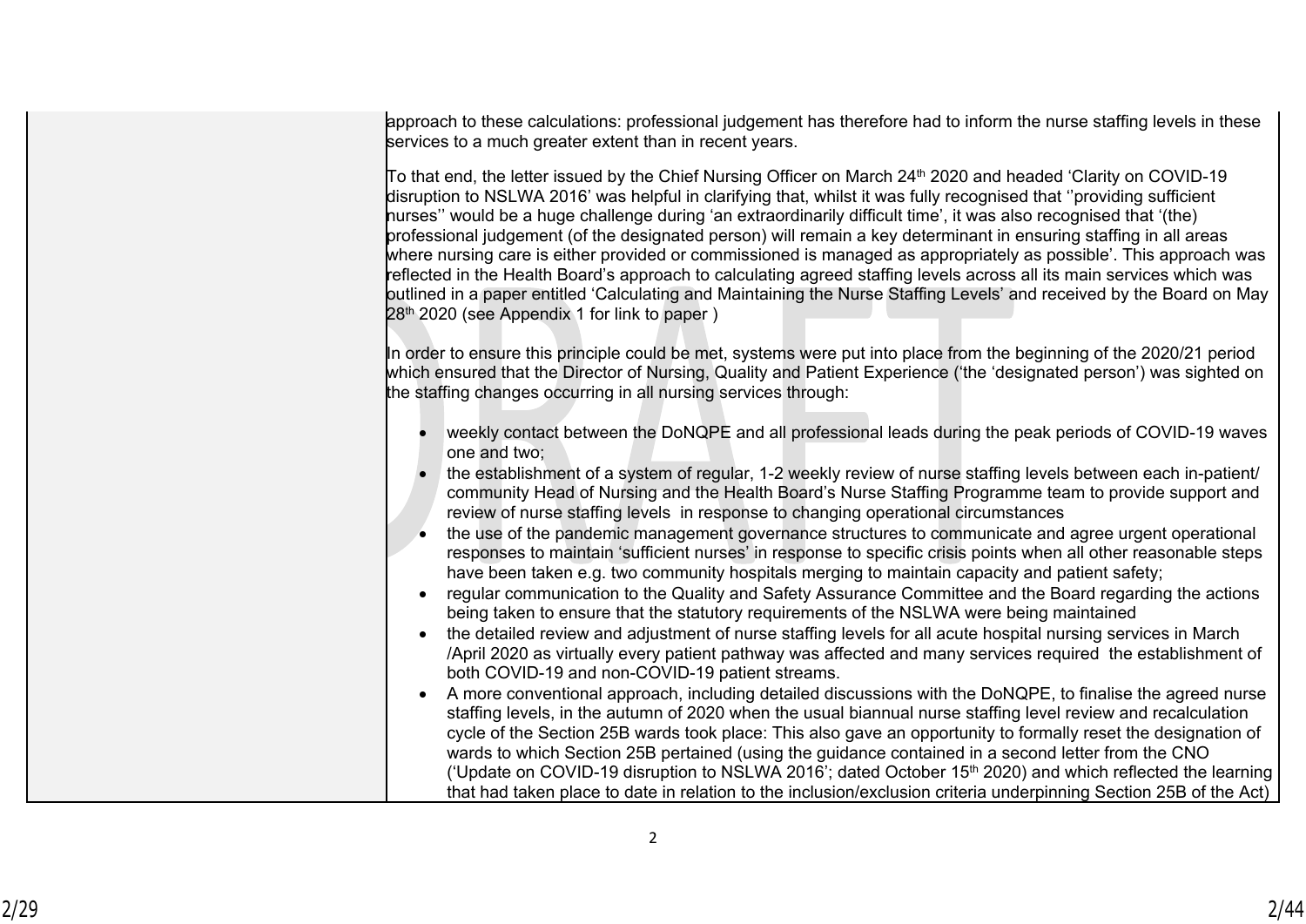| | approach to these calculations: professional judgement has therefore had to inform the nurse staffing levels in these services to a much greater extent than in recent years.<br><br>To that end, the letter issued by the Chief Nursing Officer on March 24th 2020 and headed 'Clarity on COVID-19 disruption to NSLWA 2016' was helpful in clarifying that, whilst it was fully recognised that ''providing sufficient nurses'' would be a huge challenge during 'an extraordinarily difficult time', it was also recognised that '(the) professional judgement (of the designated person) will remain a key determinant in ensuring staffing in all areas where nursing care is either provided or commissioned is managed as appropriately as possible'. This approach was reflected in the Health Board's approach to calculating agreed staffing levels across all its main services which was outlined in a paper entitled 'Calculating and Maintaining the Nurse Staffing Levels' and received by the Board on May 28th 2020 (see Appendix 1 for link to paper )<br><br>In order to ensure this principle could be met, systems were put into place from the beginning of the 2020/21 period which ensured that the Director of Nursing, Quality and Patient Experience ('the 'designated person') was sighted on the staffing changes occurring in all nursing services through:<br><br>• weekly contact between the DoNQPE and all professional leads during the peak periods of COVID-19 waves one and two;<br>• the establishment of a system of regular, 1-2 weekly review of nurse staffing levels between each in-patient/ community Head of Nursing and the Health Board's Nurse Staffing Programme team to provide support and review of nurse staffing levels in response to changing operational circumstances<br>• the use of the pandemic management governance structures to communicate and agree urgent operational responses to maintain 'sufficient nurses' in response to specific crisis points when all other reasonable steps have been taken e.g. two community hospitals merging to maintain capacity and patient safety;<br>• regular communication to the Quality and Safety Assurance Committee and the Board regarding the actions being taken to ensure that the statutory requirements of the NSLWA were being maintained<br>• the detailed review and adjustment of nurse staffing levels for all acute hospital nursing services in March /April 2020 as virtually every patient pathway was affected and many services required the establishment of both COVID-19 and non-COVID-19 patient streams.<br>• A more conventional approach, including detailed discussions with the DoNQPE, to finalise the agreed nurse staffing levels, in the autumn of 2020 when the usual biannual nurse staffing level review and recalculation cycle of the Section 25B wards took place: This also gave an opportunity to formally reset the designation of wards to which Section 25B pertained (using the guidance contained in a second letter from the CNO ('Update on COVID-19 disruption to NSLWA 2016'; dated October 15th 2020) and which reflected the learning that had taken place to date in relation to the inclusion/exclusion criteria underpinning Section 25B of the Act) |
|---|---|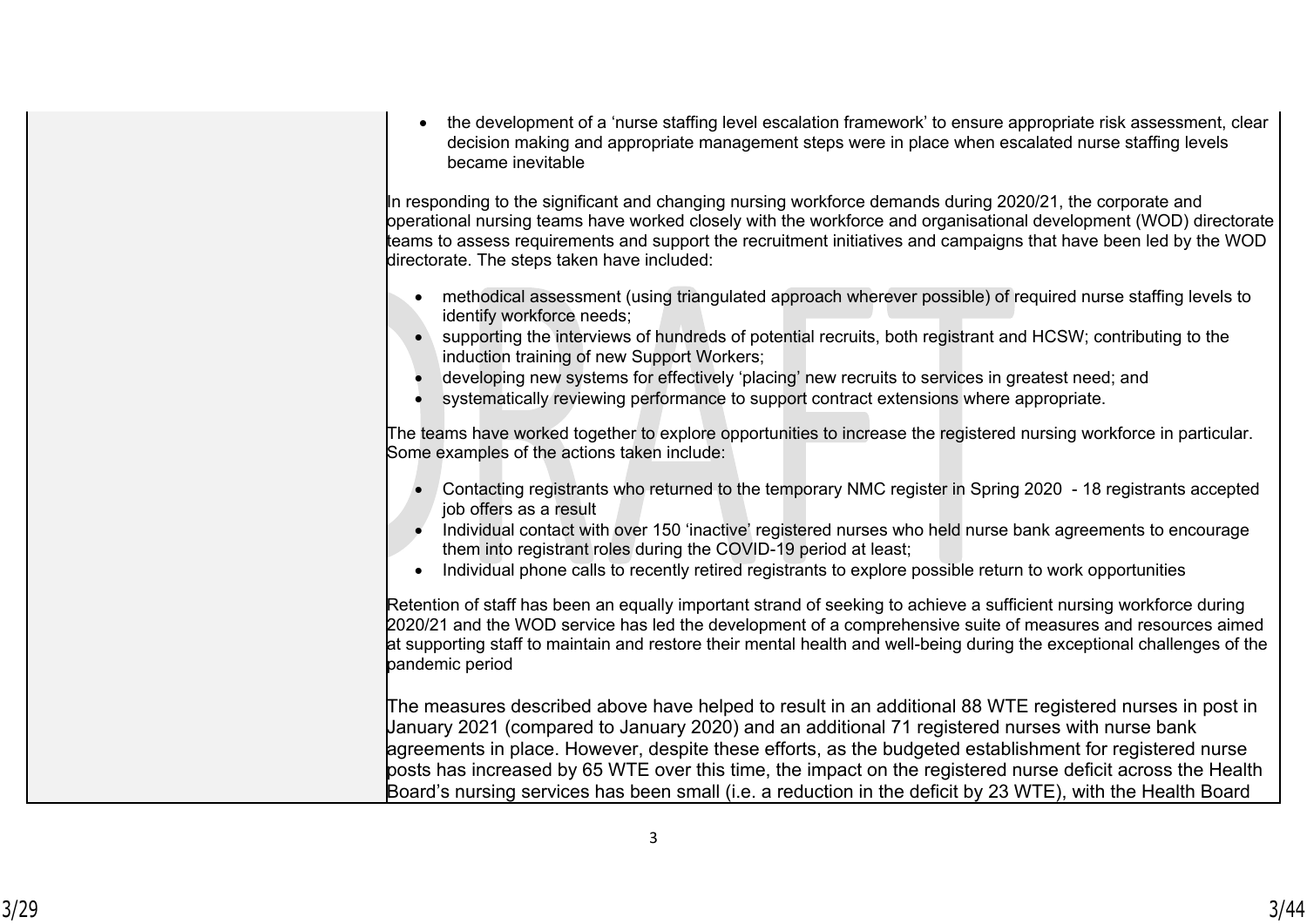- the development of a 'nurse staffing level escalation framework' to ensure appropriate risk assessment, clear decision making and appropriate management steps were in place when escalated nurse staffing levels became inevitable

In responding to the significant and changing nursing workforce demands during 2020/21, the corporate and operational nursing teams have worked closely with the workforce and organisational development (WOD) directorate teams to assess requirements and support the recruitment initiatives and campaigns that have been led by the WOD directorate. The steps taken have included:

- methodical assessment (using triangulated approach wherever possible) of required nurse staffing levels to identify workforce needs;
- supporting the interviews of hundreds of potential recruits, both registrant and HCSW; contributing to the induction training of new Support Workers;
- developing new systems for effectively 'placing' new recruits to services in greatest need; and
- systematically reviewing performance to support contract extensions where appropriate.

The teams have worked together to explore opportunities to increase the registered nursing workforce in particular. Some examples of the actions taken include:

- Contacting registrants who returned to the temporary NMC register in Spring 2020 - 18 registrants accepted job offers as a result
- Individual contact with over 150 'inactive' registered nurses who held nurse bank agreements to encourage them into registrant roles during the COVID-19 period at least;
- Individual phone calls to recently retired registrants to explore possible return to work opportunities

Retention of staff has been an equally important strand of seeking to achieve a sufficient nursing workforce during 2020/21 and the WOD service has led the development of a comprehensive suite of measures and resources aimed at supporting staff to maintain and restore their mental health and well-being during the exceptional challenges of the pandemic period

The measures described above have helped to result in an additional 88 WTE registered nurses in post in January 2021 (compared to January 2020) and an additional 71 registered nurses with nurse bank agreements in place. However, despite these efforts, as the budgeted establishment for registered nurse posts has increased by 65 WTE over this time, the impact on the registered nurse deficit across the Health Board's nursing services has been small (i.e. a reduction in the deficit by 23 WTE), with the Health Board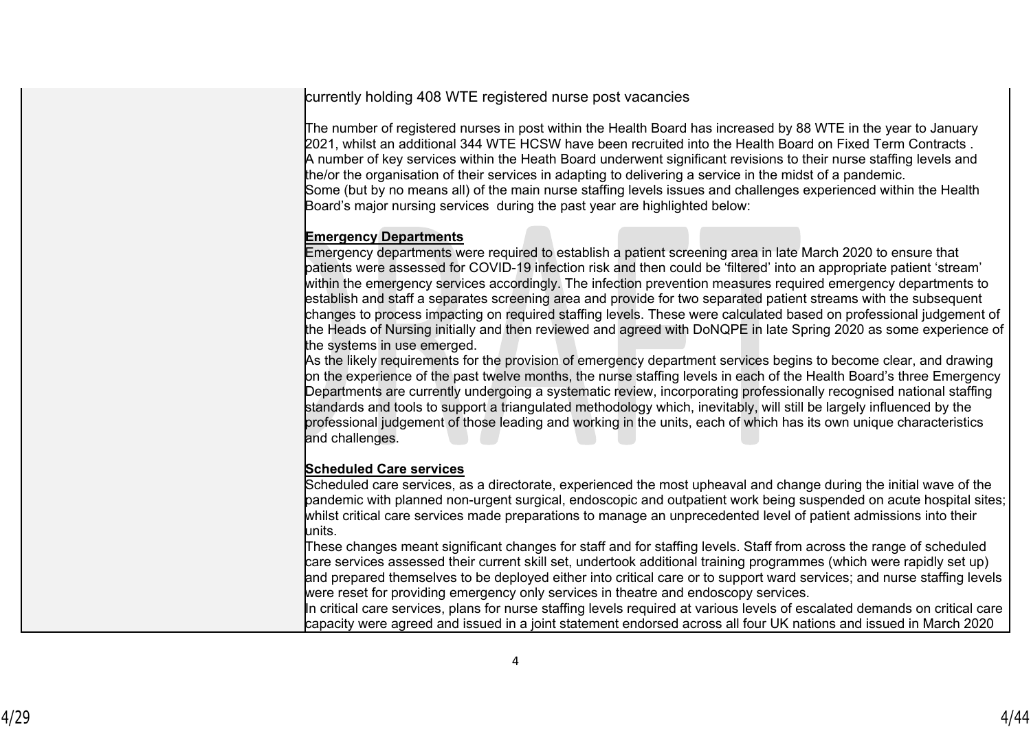currently holding 408 WTE registered nurse post vacancies

The number of registered nurses in post within the Health Board has increased by 88 WTE in the year to January 2021, whilst an additional 344 WTE HCSW have been recruited into the Health Board on Fixed Term Contracts .
A number of key services within the Heath Board underwent significant revisions to their nurse staffing levels and the/or the organisation of their services in adapting to delivering a service in the midst of a pandemic.
Some (but by no means all) of the main nurse staffing levels issues and challenges experienced within the Health Board's major nursing services during the past year are highlighted below:

**Emergency Departments**
Emergency departments were required to establish a patient screening area in late March 2020 to ensure that patients were assessed for COVID-19 infection risk and then could be 'filtered' into an appropriate patient 'stream' within the emergency services accordingly. The infection prevention measures required emergency departments to establish and staff a separates screening area and provide for two separated patient streams with the subsequent changes to process impacting on required staffing levels. These were calculated based on professional judgement of the Heads of Nursing initially and then reviewed and agreed with DoNQPE in late Spring 2020 as some experience of the systems in use emerged.
As the likely requirements for the provision of emergency department services begins to become clear, and drawing on the experience of the past twelve months, the nurse staffing levels in each of the Health Board's three Emergency Departments are currently undergoing a systematic review, incorporating professionally recognised national staffing standards and tools to support a triangulated methodology which, inevitably, will still be largely influenced by the professional judgement of those leading and working in the units, each of which has its own unique characteristics and challenges.

**Scheduled Care services**
Scheduled care services, as a directorate, experienced the most upheaval and change during the initial wave of the pandemic with planned non-urgent surgical, endoscopic and outpatient work being suspended on acute hospital sites; whilst critical care services made preparations to manage an unprecedented level of patient admissions into their units.
These changes meant significant changes for staff and for staffing levels. Staff from across the range of scheduled care services assessed their current skill set, undertook additional training programmes (which were rapidly set up) and prepared themselves to be deployed either into critical care or to support ward services; and nurse staffing levels were reset for providing emergency only services in theatre and endoscopy services.
In critical care services, plans for nurse staffing levels required at various levels of escalated demands on critical care capacity were agreed and issued in a joint statement endorsed across all four UK nations and issued in March 2020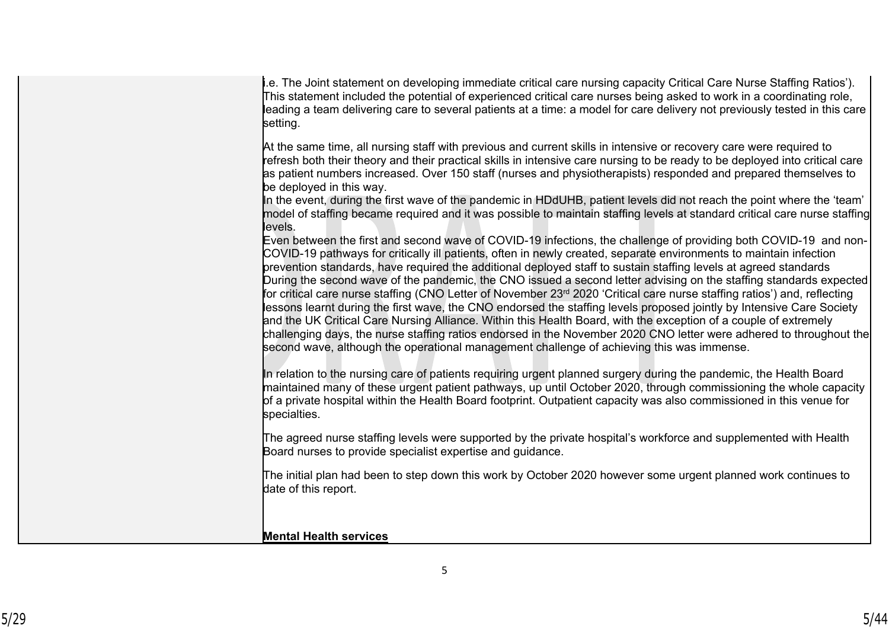i.e. The Joint statement on developing immediate critical care nursing capacity Critical Care Nurse Staffing Ratios'). This statement included the potential of experienced critical care nurses being asked to work in a coordinating role, leading a team delivering care to several patients at a time: a model for care delivery not previously tested in this care setting.

At the same time, all nursing staff with previous and current skills in intensive or recovery care were required to refresh both their theory and their practical skills in intensive care nursing to be ready to be deployed into critical care as patient numbers increased. Over 150 staff (nurses and physiotherapists) responded and prepared themselves to be deployed in this way.

In the event, during the first wave of the pandemic in HDdUHB, patient levels did not reach the point where the 'team' model of staffing became required and it was possible to maintain staffing levels at standard critical care nurse staffing levels.

Even between the first and second wave of COVID-19 infections, the challenge of providing both COVID-19 and non-COVID-19 pathways for critically ill patients, often in newly created, separate environments to maintain infection prevention standards, have required the additional deployed staff to sustain staffing levels at agreed standards

During the second wave of the pandemic, the CNO issued a second letter advising on the staffing standards expected for critical care nurse staffing (CNO Letter of November 23rd 2020 'Critical care nurse staffing ratios') and, reflecting lessons learnt during the first wave, the CNO endorsed the staffing levels proposed jointly by Intensive Care Society and the UK Critical Care Nursing Alliance. Within this Health Board, with the exception of a couple of extremely challenging days, the nurse staffing ratios endorsed in the November 2020 CNO letter were adhered to throughout the second wave, although the operational management challenge of achieving this was immense.

In relation to the nursing care of patients requiring urgent planned surgery during the pandemic, the Health Board maintained many of these urgent patient pathways, up until October 2020, through commissioning the whole capacity of a private hospital within the Health Board footprint. Outpatient capacity was also commissioned in this venue for specialties.

The agreed nurse staffing levels were supported by the private hospital's workforce and supplemented with Health Board nurses to provide specialist expertise and guidance.

The initial plan had been to step down this work by October 2020 however some urgent planned work continues to date of this report.

**Mental Health services**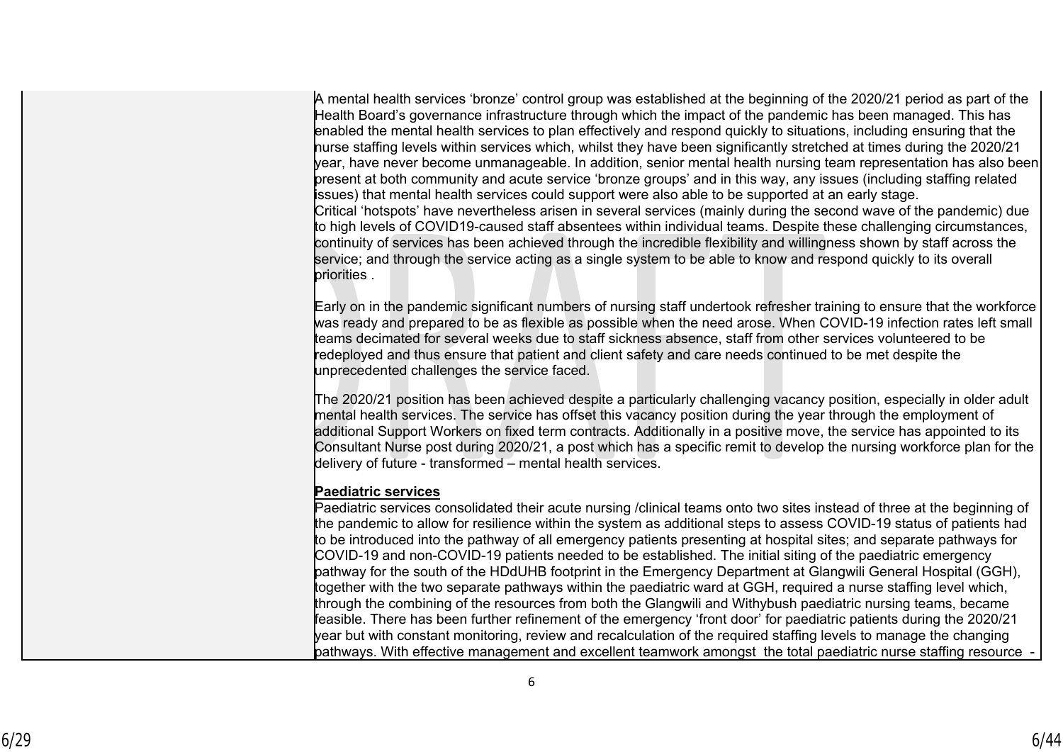A mental health services 'bronze' control group was established at the beginning of the 2020/21 period as part of the Health Board's governance infrastructure through which the impact of the pandemic has been managed. This has enabled the mental health services to plan effectively and respond quickly to situations, including ensuring that the nurse staffing levels within services which, whilst they have been significantly stretched at times during the 2020/21 year, have never become unmanageable. In addition, senior mental health nursing team representation has also been present at both community and acute service 'bronze groups' and in this way, any issues (including staffing related issues) that mental health services could support were also able to be supported at an early stage.
Critical 'hotspots' have nevertheless arisen in several services (mainly during the second wave of the pandemic) due to high levels of COVID19-caused staff absentees within individual teams. Despite these challenging circumstances, continuity of services has been achieved through the incredible flexibility and willingness shown by staff across the service; and through the service acting as a single system to be able to know and respond quickly to its overall priorities .

Early on in the pandemic significant numbers of nursing staff undertook refresher training to ensure that the workforce was ready and prepared to be as flexible as possible when the need arose. When COVID-19 infection rates left small teams decimated for several weeks due to staff sickness absence, staff from other services volunteered to be redeployed and thus ensure that patient and client safety and care needs continued to be met despite the unprecedented challenges the service faced.

The 2020/21 position has been achieved despite a particularly challenging vacancy position, especially in older adult mental health services. The service has offset this vacancy position during the year through the employment of additional Support Workers on fixed term contracts. Additionally in a positive move, the service has appointed to its Consultant Nurse post during 2020/21, a post which has a specific remit to develop the nursing workforce plan for the delivery of future - transformed – mental health services.

**Paediatric services**

Paediatric services consolidated their acute nursing /clinical teams onto two sites instead of three at the beginning of the pandemic to allow for resilience within the system as additional steps to assess COVID-19 status of patients had to be introduced into the pathway of all emergency patients presenting at hospital sites; and separate pathways for COVID-19 and non-COVID-19 patients needed to be established. The initial siting of the paediatric emergency pathway for the south of the HDdUHB footprint in the Emergency Department at Glangwili General Hospital (GGH), together with the two separate pathways within the paediatric ward at GGH, required a nurse staffing level which, through the combining of the resources from both the Glangwili and Withybush paediatric nursing teams, became feasible. There has been further refinement of the emergency 'front door' for paediatric patients during the 2020/21 year but with constant monitoring, review and recalculation of the required staffing levels to manage the changing pathways. With effective management and excellent teamwork amongst the total paediatric nurse staffing resource -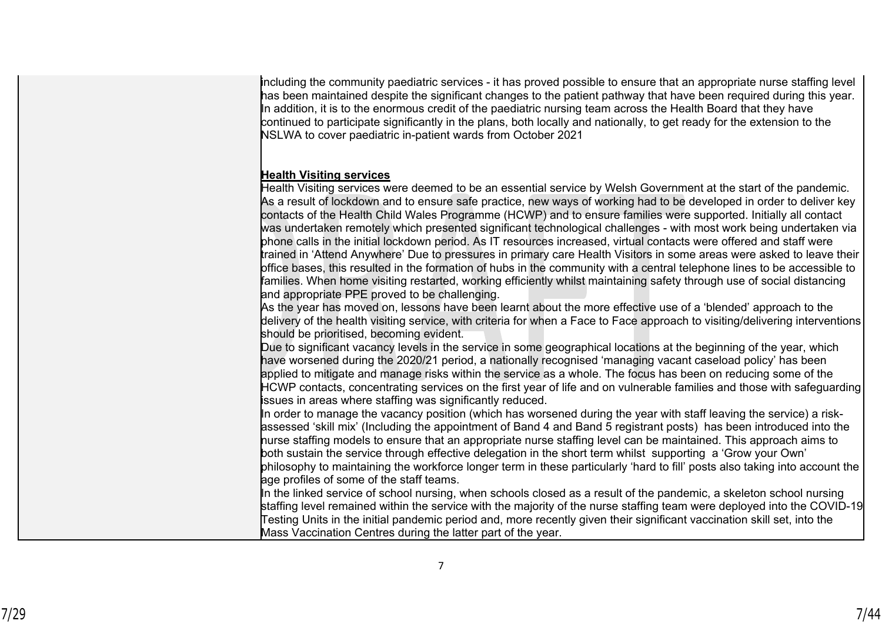including the community paediatric services - it has proved possible to ensure that an appropriate nurse staffing level has been maintained despite the significant changes to the patient pathway that have been required during this year. In addition, it is to the enormous credit of the paediatric nursing team across the Health Board that they have continued to participate significantly in the plans, both locally and nationally, to get ready for the extension to the NSLWA to cover paediatric in-patient wards from October 2021

**Health Visiting services**

Health Visiting services were deemed to be an essential service by Welsh Government at the start of the pandemic. As a result of lockdown and to ensure safe practice, new ways of working had to be developed in order to deliver key contacts of the Health Child Wales Programme (HCWP) and to ensure families were supported. Initially all contact was undertaken remotely which presented significant technological challenges - with most work being undertaken via phone calls in the initial lockdown period. As IT resources increased, virtual contacts were offered and staff were trained in 'Attend Anywhere' Due to pressures in primary care Health Visitors in some areas were asked to leave their office bases, this resulted in the formation of hubs in the community with a central telephone lines to be accessible to families. When home visiting restarted, working efficiently whilst maintaining safety through use of social distancing and appropriate PPE proved to be challenging.

As the year has moved on, lessons have been learnt about the more effective use of a 'blended' approach to the delivery of the health visiting service, with criteria for when a Face to Face approach to visiting/delivering interventions should be prioritised, becoming evident.

Due to significant vacancy levels in the service in some geographical locations at the beginning of the year, which have worsened during the 2020/21 period, a nationally recognised 'managing vacant caseload policy' has been applied to mitigate and manage risks within the service as a whole. The focus has been on reducing some of the HCWP contacts, concentrating services on the first year of life and on vulnerable families and those with safeguarding issues in areas where staffing was significantly reduced.

In order to manage the vacancy position (which has worsened during the year with staff leaving the service) a risk-assessed 'skill mix' (Including the appointment of Band 4 and Band 5 registrant posts) has been introduced into the nurse staffing models to ensure that an appropriate nurse staffing level can be maintained. This approach aims to both sustain the service through effective delegation in the short term whilst supporting a 'Grow your Own' philosophy to maintaining the workforce longer term in these particularly 'hard to fill' posts also taking into account the age profiles of some of the staff teams.

In the linked service of school nursing, when schools closed as a result of the pandemic, a skeleton school nursing staffing level remained within the service with the majority of the nurse staffing team were deployed into the COVID-19 Testing Units in the initial pandemic period and, more recently given their significant vaccination skill set, into the Mass Vaccination Centres during the latter part of the year.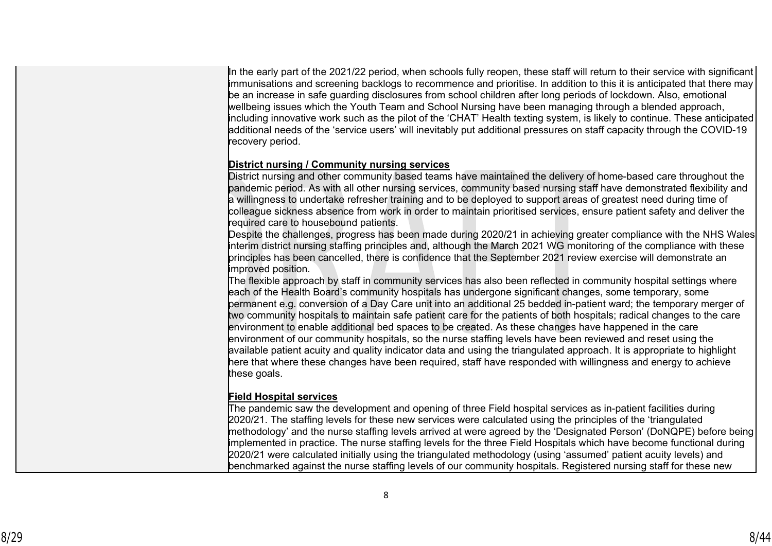In the early part of the 2021/22 period, when schools fully reopen, these staff will return to their service with significant immunisations and screening backlogs to recommence and prioritise. In addition to this it is anticipated that there may be an increase in safe guarding disclosures from school children after long periods of lockdown. Also, emotional wellbeing issues which the Youth Team and School Nursing have been managing through a blended approach, including innovative work such as the pilot of the 'CHAT' Health texting system, is likely to continue. These anticipated additional needs of the 'service users' will inevitably put additional pressures on staff capacity through the COVID-19 recovery period.

**District nursing / Community nursing services**

District nursing and other community based teams have maintained the delivery of home-based care throughout the pandemic period. As with all other nursing services, community based nursing staff have demonstrated flexibility and a willingness to undertake refresher training and to be deployed to support areas of greatest need during time of colleague sickness absence from work in order to maintain prioritised services, ensure patient safety and deliver the required care to housebound patients.

Despite the challenges, progress has been made during 2020/21 in achieving greater compliance with the NHS Wales interim district nursing staffing principles and, although the March 2021 WG monitoring of the compliance with these principles has been cancelled, there is confidence that the September 2021 review exercise will demonstrate an improved position.

The flexible approach by staff in community services has also been reflected in community hospital settings where each of the Health Board's community hospitals has undergone significant changes, some temporary, some permanent e.g. conversion of a Day Care unit into an additional 25 bedded in-patient ward; the temporary merger of two community hospitals to maintain safe patient care for the patients of both hospitals; radical changes to the care environment to enable additional bed spaces to be created. As these changes have happened in the care environment of our community hospitals, so the nurse staffing levels have been reviewed and reset using the available patient acuity and quality indicator data and using the triangulated approach. It is appropriate to highlight here that where these changes have been required, staff have responded with willingness and energy to achieve these goals.

**Field Hospital services**

The pandemic saw the development and opening of three Field hospital services as in-patient facilities during 2020/21. The staffing levels for these new services were calculated using the principles of the 'triangulated methodology' and the nurse staffing levels arrived at were agreed by the 'Designated Person' (DoNQPE) before being implemented in practice. The nurse staffing levels for the three Field Hospitals which have become functional during 2020/21 were calculated initially using the triangulated methodology (using 'assumed' patient acuity levels) and benchmarked against the nurse staffing levels of our community hospitals. Registered nursing staff for these new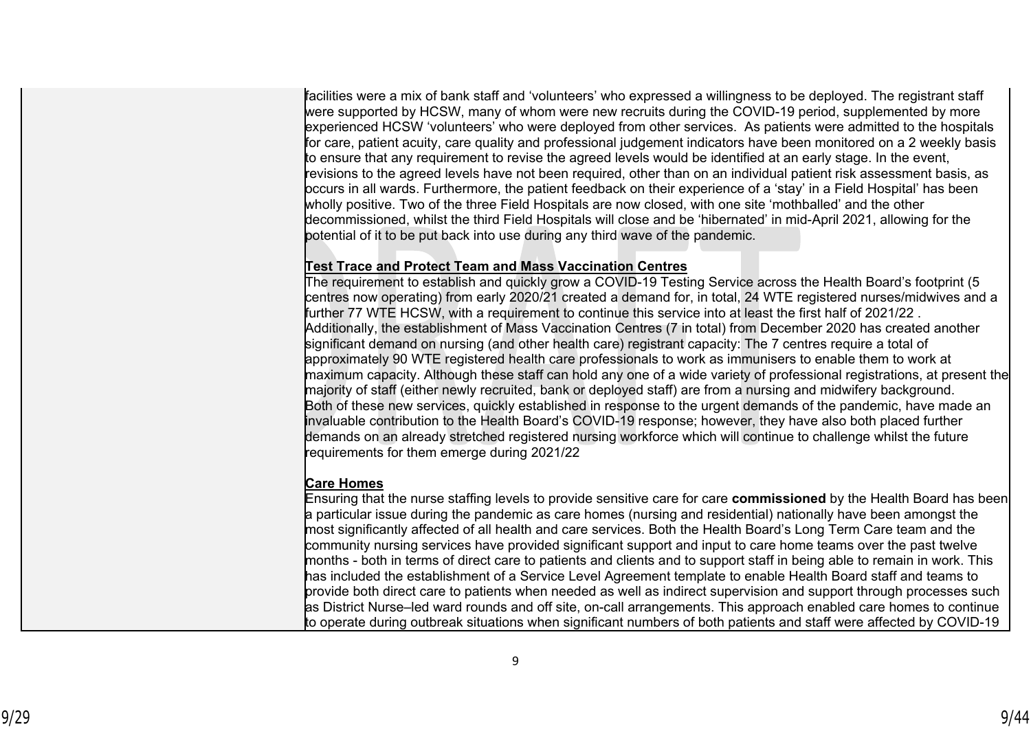facilities were a mix of bank staff and 'volunteers' who expressed a willingness to be deployed. The registrant staff were supported by HCSW, many of whom were new recruits during the COVID-19 period, supplemented by more experienced HCSW 'volunteers' who were deployed from other services. As patients were admitted to the hospitals for care, patient acuity, care quality and professional judgement indicators have been monitored on a 2 weekly basis to ensure that any requirement to revise the agreed levels would be identified at an early stage. In the event, revisions to the agreed levels have not been required, other than on an individual patient risk assessment basis, as occurs in all wards. Furthermore, the patient feedback on their experience of a 'stay' in a Field Hospital' has been wholly positive. Two of the three Field Hospitals are now closed, with one site 'mothballed' and the other decommissioned, whilst the third Field Hospitals will close and be 'hibernated' in mid-April 2021, allowing for the potential of it to be put back into use during any third wave of the pandemic.

**Test Trace and Protect Team and Mass Vaccination Centres**

The requirement to establish and quickly grow a COVID-19 Testing Service across the Health Board's footprint (5 centres now operating) from early 2020/21 created a demand for, in total, 24 WTE registered nurses/midwives and a further 77 WTE HCSW, with a requirement to continue this service into at least the first half of 2021/22 .
Additionally, the establishment of Mass Vaccination Centres (7 in total) from December 2020 has created another significant demand on nursing (and other health care) registrant capacity: The 7 centres require a total of approximately 90 WTE registered health care professionals to work as immunisers to enable them to work at maximum capacity. Although these staff can hold any one of a wide variety of professional registrations, at present the majority of staff (either newly recruited, bank or deployed staff) are from a nursing and midwifery background.
Both of these new services, quickly established in response to the urgent demands of the pandemic, have made an invaluable contribution to the Health Board's COVID-19 response; however, they have also both placed further demands on an already stretched registered nursing workforce which will continue to challenge whilst the future requirements for them emerge during 2021/22

**Care Homes**

Ensuring that the nurse staffing levels to provide sensitive care for care **commissioned** by the Health Board has been a particular issue during the pandemic as care homes (nursing and residential) nationally have been amongst the most significantly affected of all health and care services. Both the Health Board's Long Term Care team and the community nursing services have provided significant support and input to care home teams over the past twelve months - both in terms of direct care to patients and clients and to support staff in being able to remain in work. This has included the establishment of a Service Level Agreement template to enable Health Board staff and teams to provide both direct care to patients when needed as well as indirect supervision and support through processes such as District Nurse–led ward rounds and off site, on-call arrangements. This approach enabled care homes to continue to operate during outbreak situations when significant numbers of both patients and staff were affected by COVID-19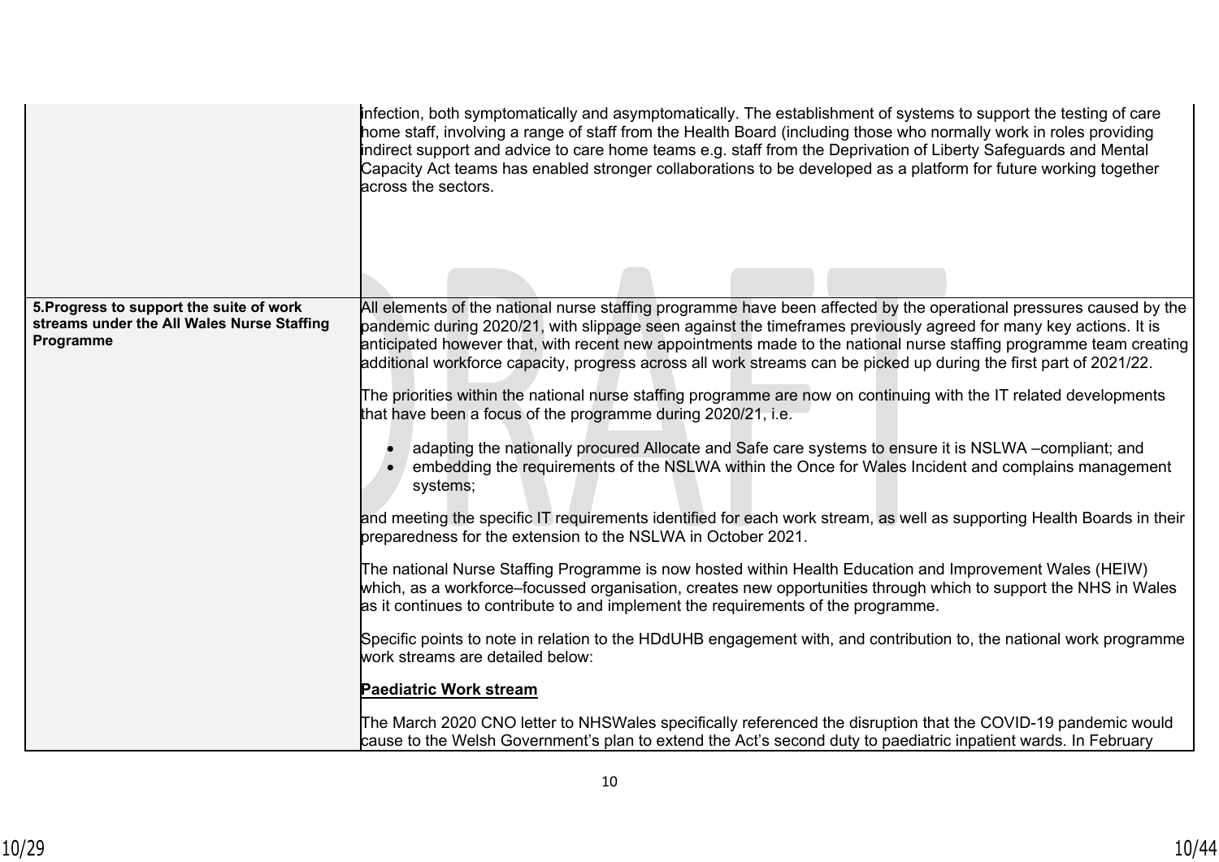| | |
|---|---|
| | infection, both symptomatically and asymptomatically. The establishment of systems to support the testing of care home staff, involving a range of staff from the Health Board (including those who normally work in roles providing indirect support and advice to care home teams e.g. staff from the Deprivation of Liberty Safeguards and Mental Capacity Act teams has enabled stronger collaborations to be developed as a platform for future working together across the sectors. |
| **5.Progress to support the suite of work streams under the All Wales Nurse Staffing Programme** | All elements of the national nurse staffing programme have been affected by the operational pressures caused by the pandemic during 2020/21, with slippage seen against the timeframes previously agreed for many key actions. It is anticipated however that, with recent new appointments made to the national nurse staffing programme team creating additional workforce capacity, progress across all work streams can be picked up during the first part of 2021/22.<br><br>The priorities within the national nurse staffing programme are now on continuing with the IT related developments that have been a focus of the programme during 2020/21, i.e.<br><br>• adapting the nationally procured Allocate and Safe care systems to ensure it is NSLWA –compliant; and<br>• embedding the requirements of the NSLWA within the Once for Wales Incident and complains management systems;<br><br>and meeting the specific IT requirements identified for each work stream, as well as supporting Health Boards in their preparedness for the extension to the NSLWA in October 2021.<br><br>The national Nurse Staffing Programme is now hosted within Health Education and Improvement Wales (HEIW) which, as a workforce–focussed organisation, creates new opportunities through which to support the NHS in Wales as it continues to contribute to and implement the requirements of the programme.<br><br>Specific points to note in relation to the HDdUHB engagement with, and contribution to, the national work programme work streams are detailed below:<br><br>**Paediatric Work stream**<br><br>The March 2020 CNO letter to NHSWales specifically referenced the disruption that the COVID-19 pandemic would cause to the Welsh Government's plan to extend the Act's second duty to paediatric inpatient wards. In February |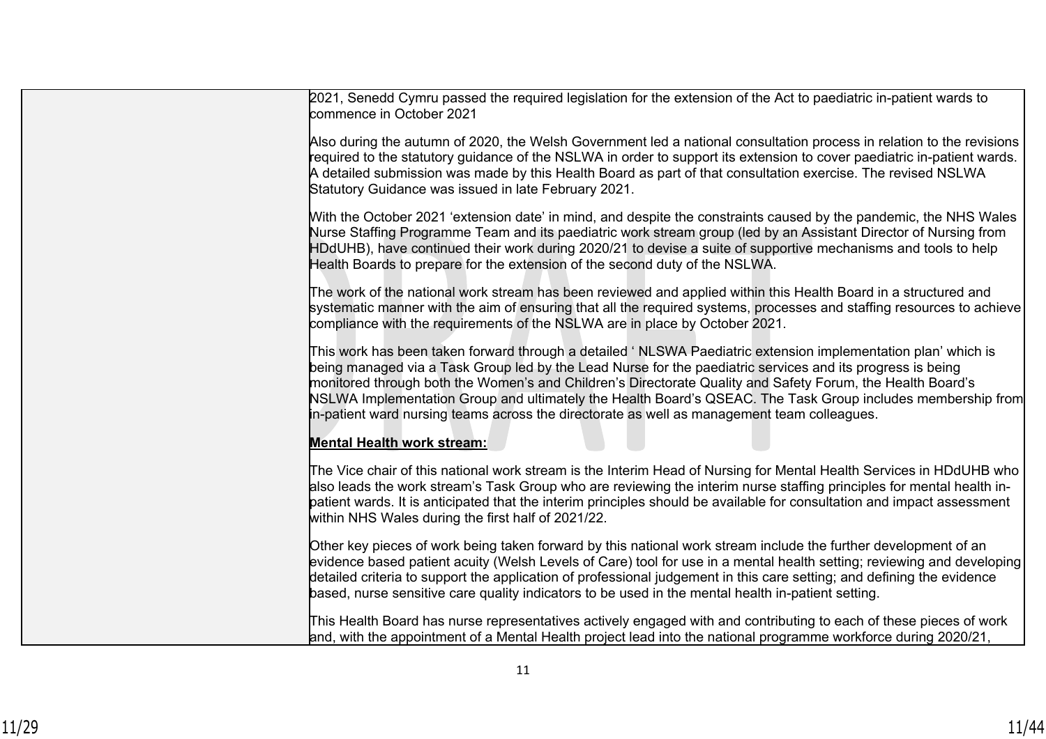| | |
|---|---|
| | 2021, Senedd Cymru passed the required legislation for the extension of the Act to paediatric in-patient wards to commence in October 2021<br><br>Also during the autumn of 2020, the Welsh Government led a national consultation process in relation to the revisions required to the statutory guidance of the NSLWA in order to support its extension to cover paediatric in-patient wards. A detailed submission was made by this Health Board as part of that consultation exercise. The revised NSLWA Statutory Guidance was issued in late February 2021.<br><br>With the October 2021 'extension date' in mind, and despite the constraints caused by the pandemic, the NHS Wales Nurse Staffing Programme Team and its paediatric work stream group (led by an Assistant Director of Nursing from HDdUHB), have continued their work during 2020/21 to devise a suite of supportive mechanisms and tools to help Health Boards to prepare for the extension of the second duty of the NSLWA.<br><br>The work of the national work stream has been reviewed and applied within this Health Board in a structured and systematic manner with the aim of ensuring that all the required systems, processes and staffing resources to achieve compliance with the requirements of the NSLWA are in place by October 2021.<br><br>This work has been taken forward through a detailed ' NLSWA Paediatric extension implementation plan' which is being managed via a Task Group led by the Lead Nurse for the paediatric services and its progress is being monitored through both the Women's and Children's Directorate Quality and Safety Forum, the Health Board's NSLWA Implementation Group and ultimately the Health Board's QSEAC. The Task Group includes membership from in-patient ward nursing teams across the directorate as well as management team colleagues.<br><br>**<u>Mental Health work stream:</u>**<br><br>The Vice chair of this national work stream is the Interim Head of Nursing for Mental Health Services in HDdUHB who also leads the work stream's Task Group who are reviewing the interim nurse staffing principles for mental health in-patient wards. It is anticipated that the interim principles should be available for consultation and impact assessment within NHS Wales during the first half of 2021/22.<br><br>Other key pieces of work being taken forward by this national work stream include the further development of an evidence based patient acuity (Welsh Levels of Care) tool for use in a mental health setting; reviewing and developing detailed criteria to support the application of professional judgement in this care setting; and defining the evidence based, nurse sensitive care quality indicators to be used in the mental health in-patient setting.<br><br>This Health Board has nurse representatives actively engaged with and contributing to each of these pieces of work and, with the appointment of a Mental Health project lead into the national programme workforce during 2020/21, |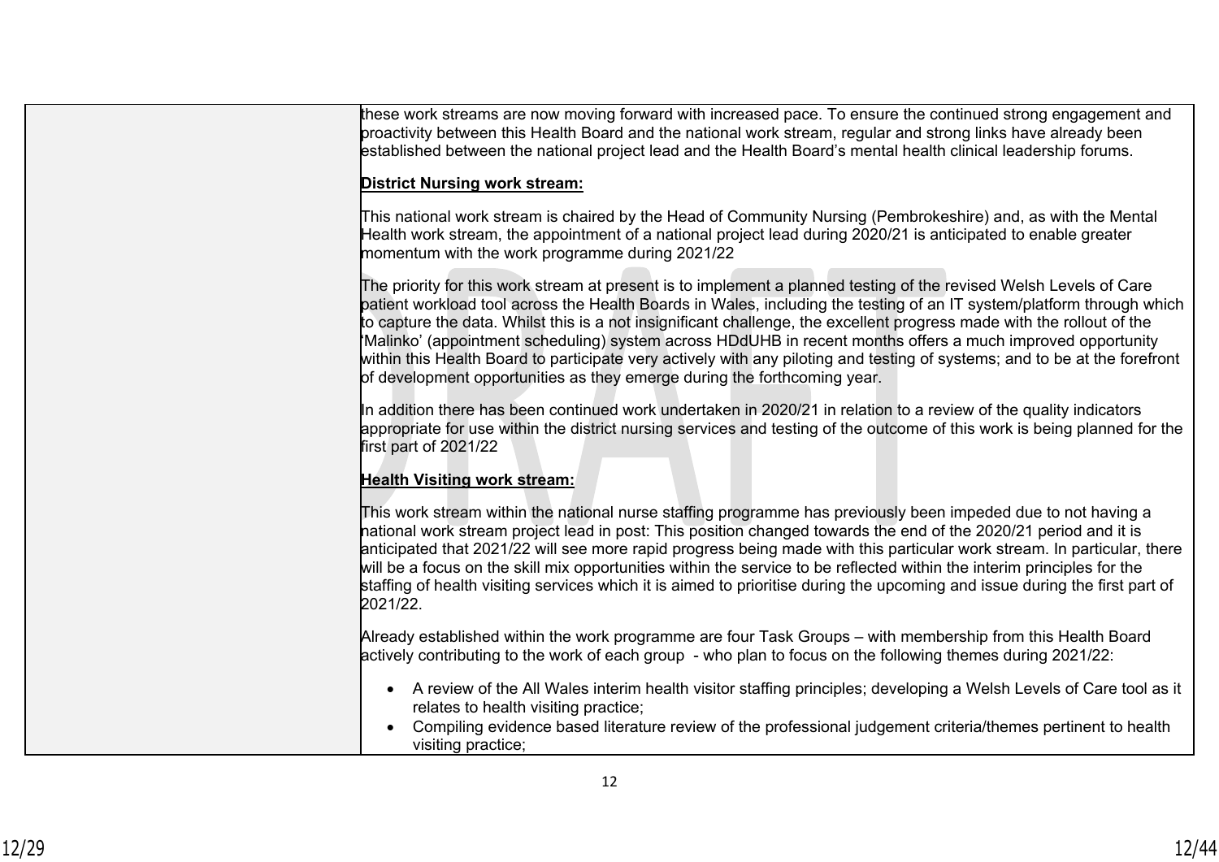| | |
|---|---|
| | these work streams are now moving forward with increased pace. To ensure the continued strong engagement and proactivity between this Health Board and the national work stream, regular and strong links have already been established between the national project lead and the Health Board's mental health clinical leadership forums.<br><br>**District Nursing work stream:**<br><br>This national work stream is chaired by the Head of Community Nursing (Pembrokeshire) and, as with the Mental Health work stream, the appointment of a national project lead during 2020/21 is anticipated to enable greater momentum with the work programme during 2021/22<br><br>The priority for this work stream at present is to implement a planned testing of the revised Welsh Levels of Care patient workload tool across the Health Boards in Wales, including the testing of an IT system/platform through which to capture the data. Whilst this is a not insignificant challenge, the excellent progress made with the rollout of the 'Malinko' (appointment scheduling) system across HDdUHB in recent months offers a much improved opportunity within this Health Board to participate very actively with any piloting and testing of systems; and to be at the forefront of development opportunities as they emerge during the forthcoming year.<br><br>In addition there has been continued work undertaken in 2020/21 in relation to a review of the quality indicators appropriate for use within the district nursing services and testing of the outcome of this work is being planned for the first part of 2021/22<br><br>**Health Visiting work stream:**<br><br>This work stream within the national nurse staffing programme has previously been impeded due to not having a national work stream project lead in post: This position changed towards the end of the 2020/21 period and it is anticipated that 2021/22 will see more rapid progress being made with this particular work stream. In particular, there will be a focus on the skill mix opportunities within the service to be reflected within the interim principles for the staffing of health visiting services which it is aimed to prioritise during the upcoming and issue during the first part of 2021/22.<br><br>Already established within the work programme are four Task Groups – with membership from this Health Board actively contributing to the work of each group - who plan to focus on the following themes during 2021/22:<br><br>• A review of the All Wales interim health visitor staffing principles; developing a Welsh Levels of Care tool as it relates to health visiting practice;<br>• Compiling evidence based literature review of the professional judgement criteria/themes pertinent to health visiting practice; |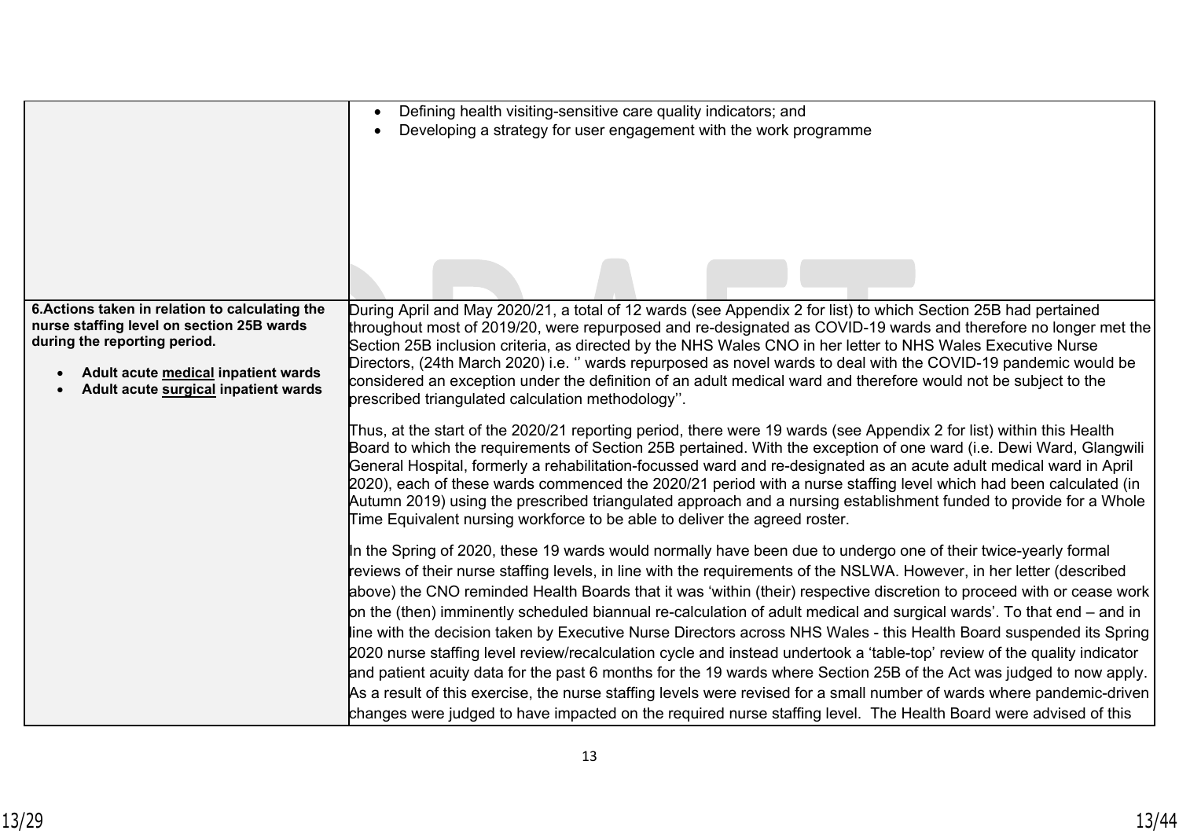| | |
|---|---|
| | • Defining health visiting-sensitive care quality indicators; and<br>• Developing a strategy for user engagement with the work programme |
| **6.Actions taken in relation to calculating the nurse staffing level on section 25B wards during the reporting period.**<br><br>• **Adult acute medical inpatient wards**<br>• **Adult acute surgical inpatient wards** | During April and May 2020/21, a total of 12 wards (see Appendix 2 for list) to which Section 25B had pertained throughout most of 2019/20, were repurposed and re-designated as COVID-19 wards and therefore no longer met the Section 25B inclusion criteria, as directed by the NHS Wales CNO in her letter to NHS Wales Executive Nurse Directors, (24th March 2020) i.e. '' wards repurposed as novel wards to deal with the COVID-19 pandemic would be considered an exception under the definition of an adult medical ward and therefore would not be subject to the prescribed triangulated calculation methodology''.<br><br>Thus, at the start of the 2020/21 reporting period, there were 19 wards (see Appendix 2 for list) within this Health Board to which the requirements of Section 25B pertained. With the exception of one ward (i.e. Dewi Ward, Glangwili General Hospital, formerly a rehabilitation-focussed ward and re-designated as an acute adult medical ward in April 2020), each of these wards commenced the 2020/21 period with a nurse staffing level which had been calculated (in Autumn 2019) using the prescribed triangulated approach and a nursing establishment funded to provide for a Whole Time Equivalent nursing workforce to be able to deliver the agreed roster.<br><br>In the Spring of 2020, these 19 wards would normally have been due to undergo one of their twice-yearly formal reviews of their nurse staffing levels, in line with the requirements of the NSLWA. However, in her letter (described above) the CNO reminded Health Boards that it was 'within (their) respective discretion to proceed with or cease work on the (then) imminently scheduled biannual re-calculation of adult medical and surgical wards'. To that end – and in line with the decision taken by Executive Nurse Directors across NHS Wales - this Health Board suspended its Spring 2020 nurse staffing level review/recalculation cycle and instead undertook a 'table-top' review of the quality indicator and patient acuity data for the past 6 months for the 19 wards where Section 25B of the Act was judged to now apply. As a result of this exercise, the nurse staffing levels were revised for a small number of wards where pandemic-driven changes were judged to have impacted on the required nurse staffing level. The Health Board were advised of this |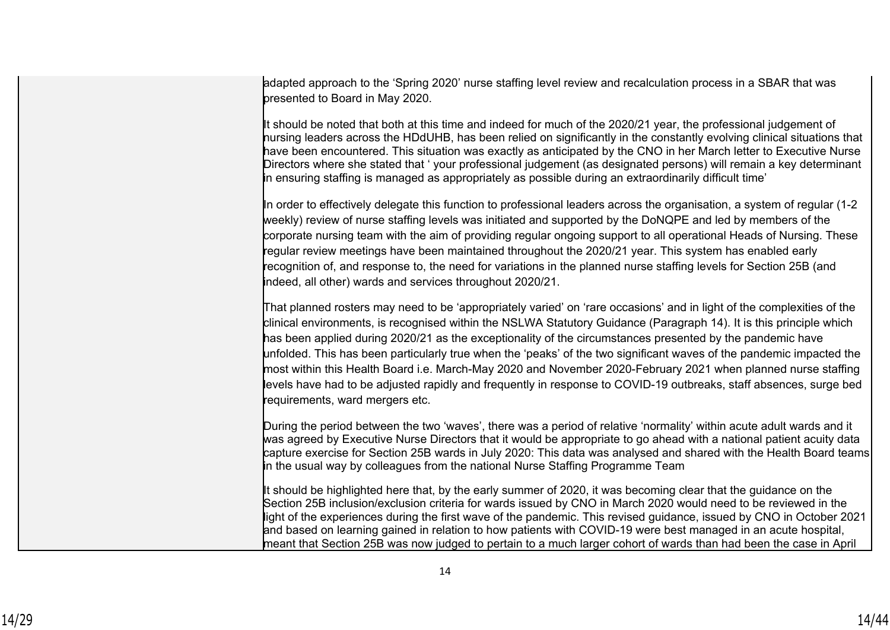| | |
|---|---|
| | adapted approach to the 'Spring 2020' nurse staffing level review and recalculation process in a SBAR that was presented to Board in May 2020.<br><br>It should be noted that both at this time and indeed for much of the 2020/21 year, the professional judgement of nursing leaders across the HDdUHB, has been relied on significantly in the constantly evolving clinical situations that have been encountered. This situation was exactly as anticipated by the CNO in her March letter to Executive Nurse Directors where she stated that ' your professional judgement (as designated persons) will remain a key determinant in ensuring staffing is managed as appropriately as possible during an extraordinarily difficult time'<br><br>In order to effectively delegate this function to professional leaders across the organisation, a system of regular (1-2 weekly) review of nurse staffing levels was initiated and supported by the DoNQPE and led by members of the corporate nursing team with the aim of providing regular ongoing support to all operational Heads of Nursing. These regular review meetings have been maintained throughout the 2020/21 year. This system has enabled early recognition of, and response to, the need for variations in the planned nurse staffing levels for Section 25B (and indeed, all other) wards and services throughout 2020/21.<br><br>That planned rosters may need to be 'appropriately varied' on 'rare occasions' and in light of the complexities of the clinical environments, is recognised within the NSLWA Statutory Guidance (Paragraph 14). It is this principle which has been applied during 2020/21 as the exceptionality of the circumstances presented by the pandemic have unfolded. This has been particularly true when the 'peaks' of the two significant waves of the pandemic impacted the most within this Health Board i.e. March-May 2020 and November 2020-February 2021 when planned nurse staffing levels have had to be adjusted rapidly and frequently in response to COVID-19 outbreaks, staff absences, surge bed requirements, ward mergers etc.<br><br>During the period between the two 'waves', there was a period of relative 'normality' within acute adult wards and it was agreed by Executive Nurse Directors that it would be appropriate to go ahead with a national patient acuity data capture exercise for Section 25B wards in July 2020: This data was analysed and shared with the Health Board teams in the usual way by colleagues from the national Nurse Staffing Programme Team<br><br>It should be highlighted here that, by the early summer of 2020, it was becoming clear that the guidance on the Section 25B inclusion/exclusion criteria for wards issued by CNO in March 2020 would need to be reviewed in the light of the experiences during the first wave of the pandemic. This revised guidance, issued by CNO in October 2021 and based on learning gained in relation to how patients with COVID-19 were best managed in an acute hospital, meant that Section 25B was now judged to pertain to a much larger cohort of wards than had been the case in April |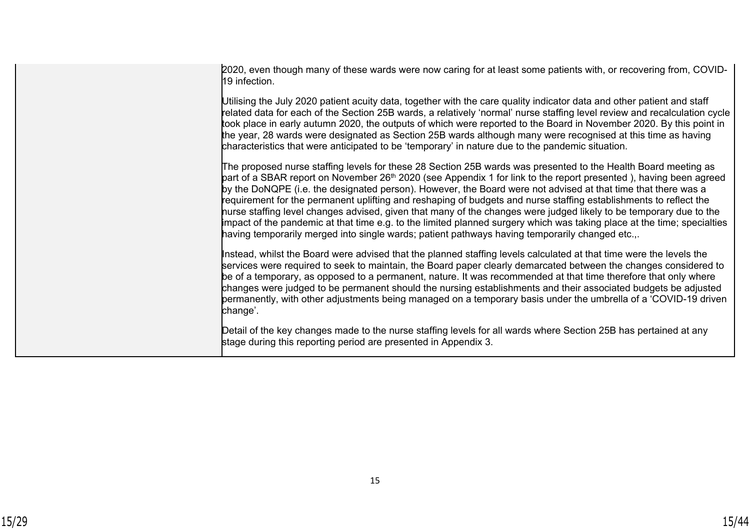| | |
|---|---|
| | 2020, even though many of these wards were now caring for at least some patients with, or recovering from, COVID-19 infection.<br><br>Utilising the July 2020 patient acuity data, together with the care quality indicator data and other patient and staff related data for each of the Section 25B wards, a relatively 'normal' nurse staffing level review and recalculation cycle took place in early autumn 2020, the outputs of which were reported to the Board in November 2020. By this point in the year, 28 wards were designated as Section 25B wards although many were recognised at this time as having characteristics that were anticipated to be 'temporary' in nature due to the pandemic situation.<br><br>The proposed nurse staffing levels for these 28 Section 25B wards was presented to the Health Board meeting as part of a SBAR report on November 26th 2020 (see Appendix 1 for link to the report presented ), having been agreed by the DoNQPE (i.e. the designated person). However, the Board were not advised at that time that there was a requirement for the permanent uplifting and reshaping of budgets and nurse staffing establishments to reflect the nurse staffing level changes advised, given that many of the changes were judged likely to be temporary due to the impact of the pandemic at that time e.g. to the limited planned surgery which was taking place at the time; specialties having temporarily merged into single wards; patient pathways having temporarily changed etc.,.<br><br>Instead, whilst the Board were advised that the planned staffing levels calculated at that time were the levels the services were required to seek to maintain, the Board paper clearly demarcated between the changes considered to be of a temporary, as opposed to a permanent, nature. It was recommended at that time therefore that only where changes were judged to be permanent should the nursing establishments and their associated budgets be adjusted permanently, with other adjustments being managed on a temporary basis under the umbrella of a 'COVID-19 driven change'.<br><br>Detail of the key changes made to the nurse staffing levels for all wards where Section 25B has pertained at any stage during this reporting period are presented in Appendix 3. |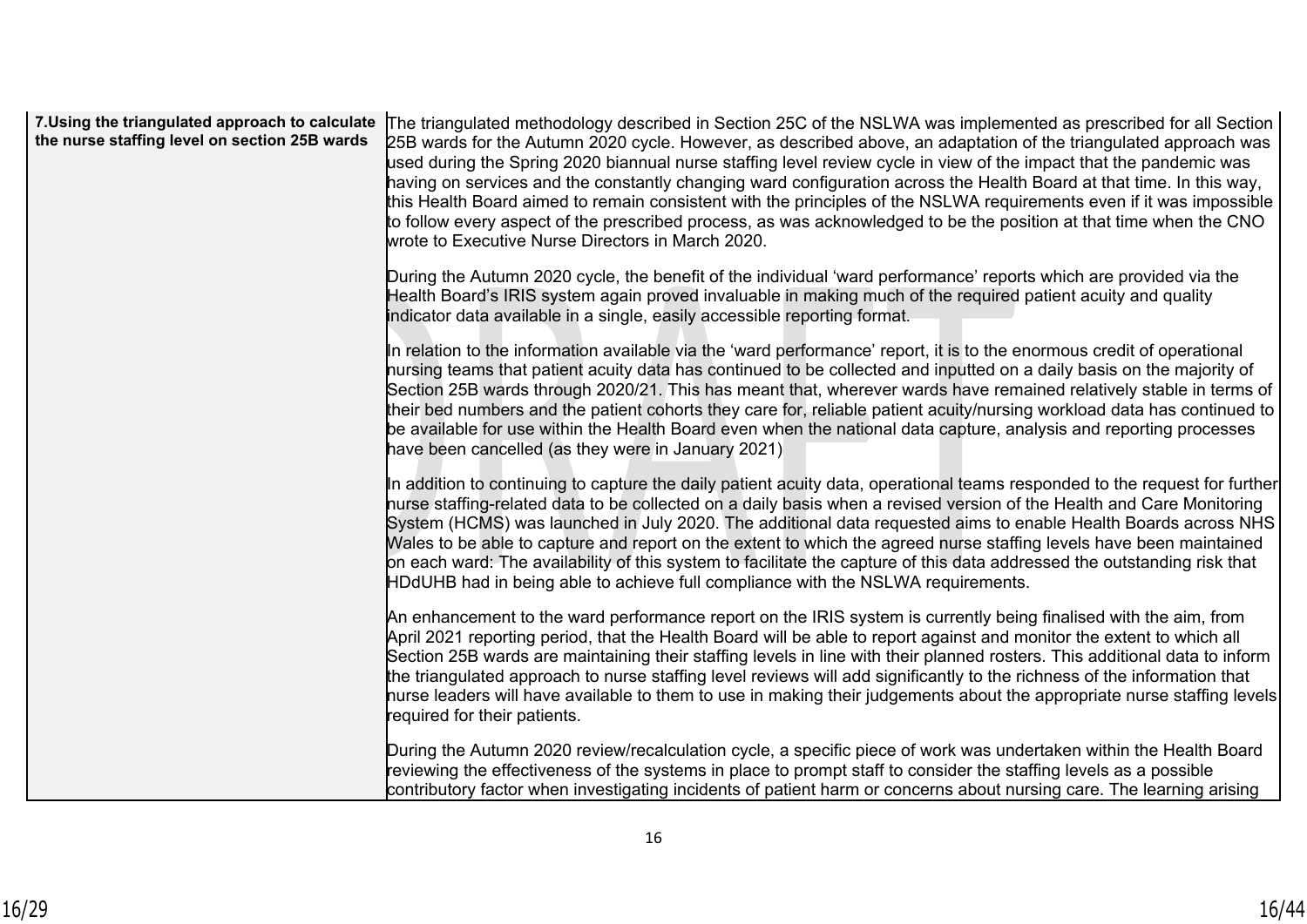| 7.Using the triangulated approach to calculate the nurse staffing level on section 25B wards | The triangulated methodology described in Section 25C of the NSLWA was implemented as prescribed for all Section 25B wards for the Autumn 2020 cycle. However, as described above, an adaptation of the triangulated approach was used during the Spring 2020 biannual nurse staffing level review cycle in view of the impact that the pandemic was having on services and the constantly changing ward configuration across the Health Board at that time. In this way, this Health Board aimed to remain consistent with the principles of the NSLWA requirements even if it was impossible to follow every aspect of the prescribed process, as was acknowledged to be the position at that time when the CNO wrote to Executive Nurse Directors in March 2020.<br><br>During the Autumn 2020 cycle, the benefit of the individual 'ward performance' reports which are provided via the Health Board's IRIS system again proved invaluable in making much of the required patient acuity and quality indicator data available in a single, easily accessible reporting format.<br><br>In relation to the information available via the 'ward performance' report, it is to the enormous credit of operational nursing teams that patient acuity data has continued to be collected and inputted on a daily basis on the majority of Section 25B wards through 2020/21. This has meant that, wherever wards have remained relatively stable in terms of their bed numbers and the patient cohorts they care for, reliable patient acuity/nursing workload data has continued to be available for use within the Health Board even when the national data capture, analysis and reporting processes have been cancelled (as they were in January 2021)<br><br>In addition to continuing to capture the daily patient acuity data, operational teams responded to the request for further nurse staffing-related data to be collected on a daily basis when a revised version of the Health and Care Monitoring System (HCMS) was launched in July 2020. The additional data requested aims to enable Health Boards across NHS Wales to be able to capture and report on the extent to which the agreed nurse staffing levels have been maintained on each ward: The availability of this system to facilitate the capture of this data addressed the outstanding risk that HDdUHB had in being able to achieve full compliance with the NSLWA requirements.<br><br>An enhancement to the ward performance report on the IRIS system is currently being finalised with the aim, from April 2021 reporting period, that the Health Board will be able to report against and monitor the extent to which all Section 25B wards are maintaining their staffing levels in line with their planned rosters. This additional data to inform the triangulated approach to nurse staffing level reviews will add significantly to the richness of the information that nurse leaders will have available to them to use in making their judgements about the appropriate nurse staffing levels required for their patients.<br><br>During the Autumn 2020 review/recalculation cycle, a specific piece of work was undertaken within the Health Board reviewing the effectiveness of the systems in place to prompt staff to consider the staffing levels as a possible contributory factor when investigating incidents of patient harm or concerns about nursing care. The learning arising |
|---|---|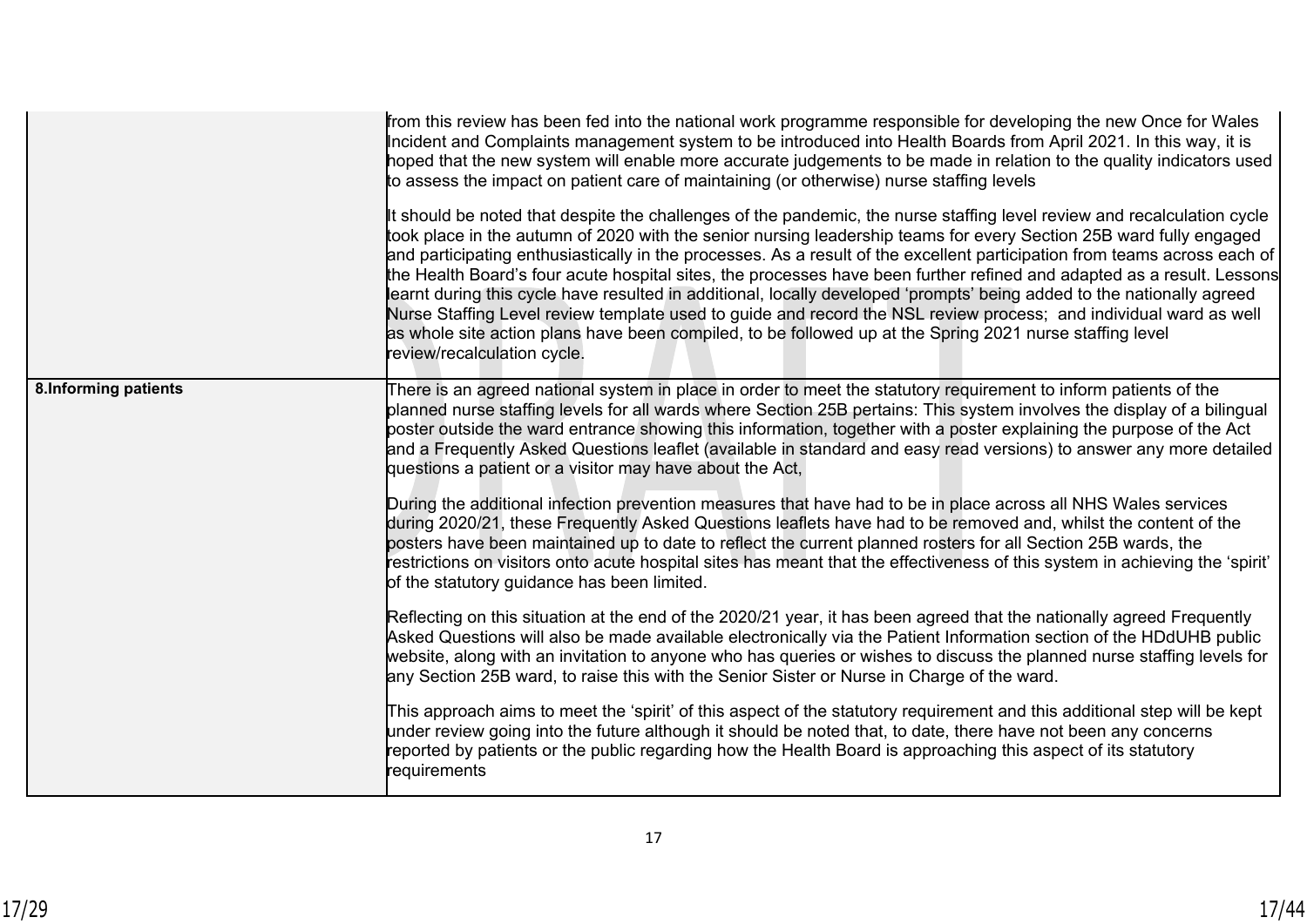| | |
|---|---|
| | from this review has been fed into the national work programme responsible for developing the new Once for Wales Incident and Complaints management system to be introduced into Health Boards from April 2021. In this way, it is hoped that the new system will enable more accurate judgements to be made in relation to the quality indicators used to assess the impact on patient care of maintaining (or otherwise) nurse staffing levels<br><br>It should be noted that despite the challenges of the pandemic, the nurse staffing level review and recalculation cycle took place in the autumn of 2020 with the senior nursing leadership teams for every Section 25B ward fully engaged and participating enthusiastically in the processes. As a result of the excellent participation from teams across each of the Health Board's four acute hospital sites, the processes have been further refined and adapted as a result. Lessons learnt during this cycle have resulted in additional, locally developed 'prompts' being added to the nationally agreed Nurse Staffing Level review template used to guide and record the NSL review process; and individual ward as well as whole site action plans have been compiled, to be followed up at the Spring 2021 nurse staffing level review/recalculation cycle. |
| **8.Informing patients** | There is an agreed national system in place in order to meet the statutory requirement to inform patients of the planned nurse staffing levels for all wards where Section 25B pertains: This system involves the display of a bilingual poster outside the ward entrance showing this information, together with a poster explaining the purpose of the Act and a Frequently Asked Questions leaflet (available in standard and easy read versions) to answer any more detailed questions a patient or a visitor may have about the Act,<br><br>During the additional infection prevention measures that have had to be in place across all NHS Wales services during 2020/21, these Frequently Asked Questions leaflets have had to be removed and, whilst the content of the posters have been maintained up to date to reflect the current planned rosters for all Section 25B wards, the restrictions on visitors onto acute hospital sites has meant that the effectiveness of this system in achieving the 'spirit' of the statutory guidance has been limited.<br><br>Reflecting on this situation at the end of the 2020/21 year, it has been agreed that the nationally agreed Frequently Asked Questions will also be made available electronically via the Patient Information section of the HDdUHB public website, along with an invitation to anyone who has queries or wishes to discuss the planned nurse staffing levels for any Section 25B ward, to raise this with the Senior Sister or Nurse in Charge of the ward.<br><br>This approach aims to meet the 'spirit' of this aspect of the statutory requirement and this additional step will be kept under review going into the future although it should be noted that, to date, there have not been any concerns reported by patients or the public regarding how the Health Board is approaching this aspect of its statutory requirements |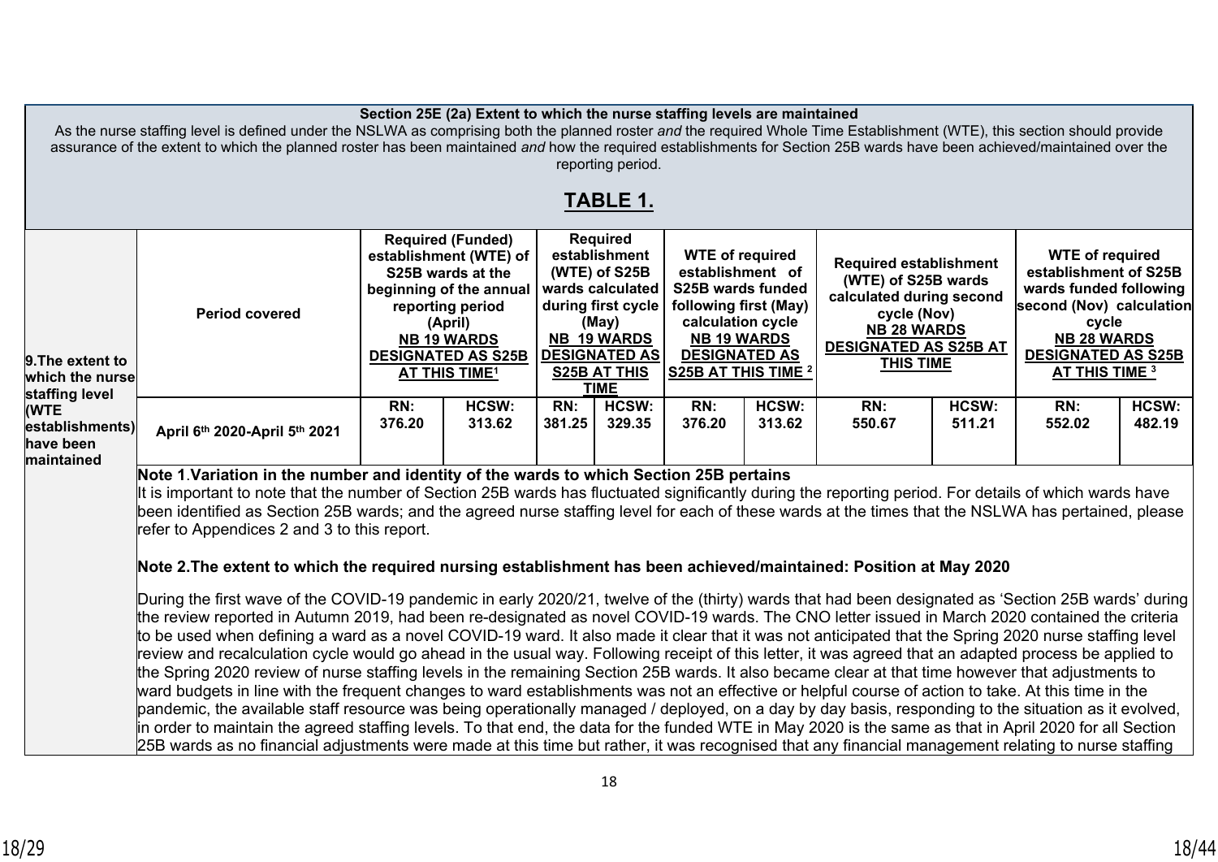**Section 25E (2a) Extent to which the nurse staffing levels are maintained**

As the nurse staffing level is defined under the NSLWA as comprising both the planned roster *and* the required Whole Time Establishment (WTE), this section should provide assurance of the extent to which the planned roster has been maintained *and* how the required establishments for Section 25B wards have been achieved/maintained over the reporting period.

## TABLE 1.

| | Period covered | Required (Funded) establishment (WTE) of S25B wards at the beginning of the annual reporting period (April) NB 19 WARDS DESIGNATED AS S25B AT THIS TIME[1] | | Required establishment (WTE) of S25B wards calculated during first cycle (May) NB 19 WARDS DESIGNATED AS S25B AT THIS TIME | | WTE of required establishment of S25B wards funded following first (May) calculation cycle NB 19 WARDS DESIGNATED AS S25B AT THIS TIME [2] | | Required establishment (WTE) of S25B wards calculated during second cycle (Nov) NB 28 WARDS DESIGNATED AS S25B AT THIS TIME | | WTE of required establishment of S25B wards funded following second (Nov) calculation cycle NB 28 WARDS DESIGNATED AS S25B AT THIS TIME [3] | |
|---|---|---|---|---|---|---|---|---|---|---|---|
| **9.The extent to which the nurse staffing level (WTE establishments) have been maintained** | April 6th 2020-April 5th 2021 | RN: 376.20 | HCSW: 313.62 | RN: 381.25 | HCSW: 329.35 | RN: 376.20 | HCSW: 313.62 | RN: 550.67 | HCSW: 511.21 | RN: 552.02 | HCSW: 482.19 |

**Note 1**.**Variation in the number and identity of the wards to which Section 25B pertains**

It is important to note that the number of Section 25B wards has fluctuated significantly during the reporting period. For details of which wards have been identified as Section 25B wards; and the agreed nurse staffing level for each of these wards at the times that the NSLWA has pertained, please refer to Appendices 2 and 3 to this report.

**Note 2.The extent to which the required nursing establishment has been achieved/maintained: Position at May 2020**

During the first wave of the COVID-19 pandemic in early 2020/21, twelve of the (thirty) wards that had been designated as 'Section 25B wards' during the review reported in Autumn 2019, had been re-designated as novel COVID-19 wards. The CNO letter issued in March 2020 contained the criteria to be used when defining a ward as a novel COVID-19 ward. It also made it clear that it was not anticipated that the Spring 2020 nurse staffing level review and recalculation cycle would go ahead in the usual way. Following receipt of this letter, it was agreed that an adapted process be applied to the Spring 2020 review of nurse staffing levels in the remaining Section 25B wards. It also became clear at that time however that adjustments to ward budgets in line with the frequent changes to ward establishments was not an effective or helpful course of action to take. At this time in the pandemic, the available staff resource was being operationally managed / deployed, on a day by day basis, responding to the situation as it evolved, in order to maintain the agreed staffing levels. To that end, the data for the funded WTE in May 2020 is the same as that in April 2020 for all Section 25B wards as no financial adjustments were made at this time but rather, it was recognised that any financial management relating to nurse staffing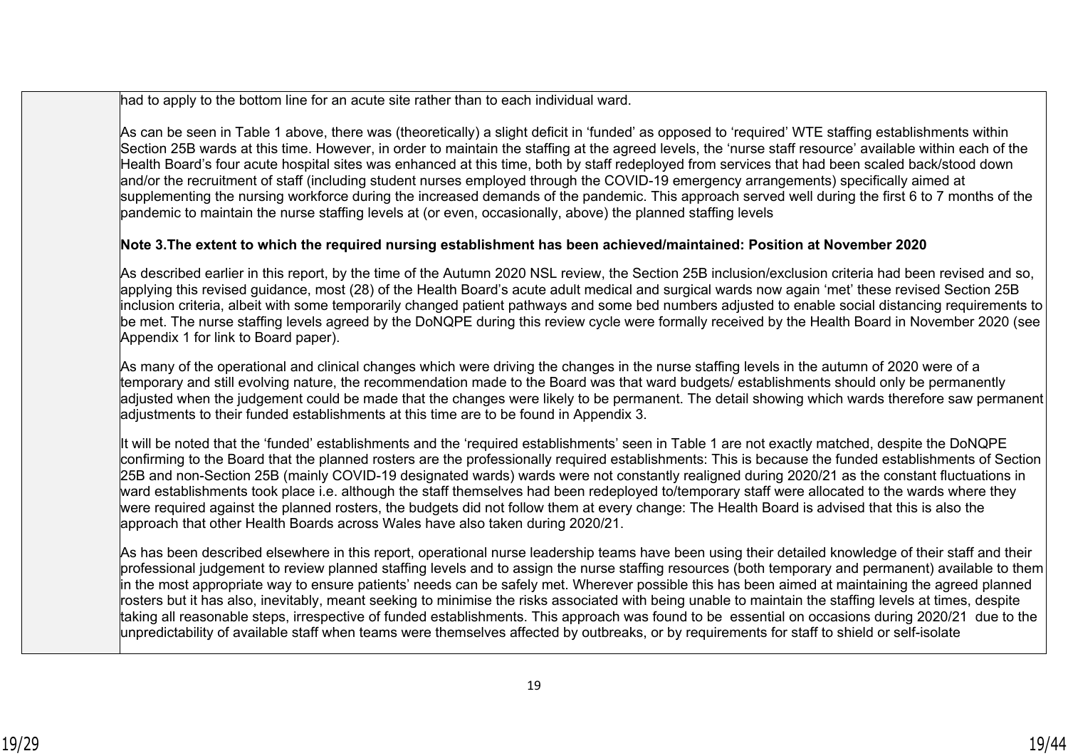had to apply to the bottom line for an acute site rather than to each individual ward.

As can be seen in Table 1 above, there was (theoretically) a slight deficit in 'funded' as opposed to 'required' WTE staffing establishments within Section 25B wards at this time. However, in order to maintain the staffing at the agreed levels, the 'nurse staff resource' available within each of the Health Board's four acute hospital sites was enhanced at this time, both by staff redeployed from services that had been scaled back/stood down and/or the recruitment of staff (including student nurses employed through the COVID-19 emergency arrangements) specifically aimed at supplementing the nursing workforce during the increased demands of the pandemic. This approach served well during the first 6 to 7 months of the pandemic to maintain the nurse staffing levels at (or even, occasionally, above) the planned staffing levels

**Note 3.The extent to which the required nursing establishment has been achieved/maintained: Position at November 2020**

As described earlier in this report, by the time of the Autumn 2020 NSL review, the Section 25B inclusion/exclusion criteria had been revised and so, applying this revised guidance, most (28) of the Health Board's acute adult medical and surgical wards now again 'met' these revised Section 25B inclusion criteria, albeit with some temporarily changed patient pathways and some bed numbers adjusted to enable social distancing requirements to be met. The nurse staffing levels agreed by the DoNQPE during this review cycle were formally received by the Health Board in November 2020 (see Appendix 1 for link to Board paper).

As many of the operational and clinical changes which were driving the changes in the nurse staffing levels in the autumn of 2020 were of a temporary and still evolving nature, the recommendation made to the Board was that ward budgets/ establishments should only be permanently adjusted when the judgement could be made that the changes were likely to be permanent. The detail showing which wards therefore saw permanent adjustments to their funded establishments at this time are to be found in Appendix 3.

It will be noted that the 'funded' establishments and the 'required establishments' seen in Table 1 are not exactly matched, despite the DoNQPE confirming to the Board that the planned rosters are the professionally required establishments: This is because the funded establishments of Section 25B and non-Section 25B (mainly COVID-19 designated wards) wards were not constantly realigned during 2020/21 as the constant fluctuations in ward establishments took place i.e. although the staff themselves had been redeployed to/temporary staff were allocated to the wards where they were required against the planned rosters, the budgets did not follow them at every change: The Health Board is advised that this is also the approach that other Health Boards across Wales have also taken during 2020/21.

As has been described elsewhere in this report, operational nurse leadership teams have been using their detailed knowledge of their staff and their professional judgement to review planned staffing levels and to assign the nurse staffing resources (both temporary and permanent) available to them in the most appropriate way to ensure patients' needs can be safely met. Wherever possible this has been aimed at maintaining the agreed planned rosters but it has also, inevitably, meant seeking to minimise the risks associated with being unable to maintain the staffing levels at times, despite taking all reasonable steps, irrespective of funded establishments. This approach was found to be essential on occasions during 2020/21 due to the unpredictability of available staff when teams were themselves affected by outbreaks, or by requirements for staff to shield or self-isolate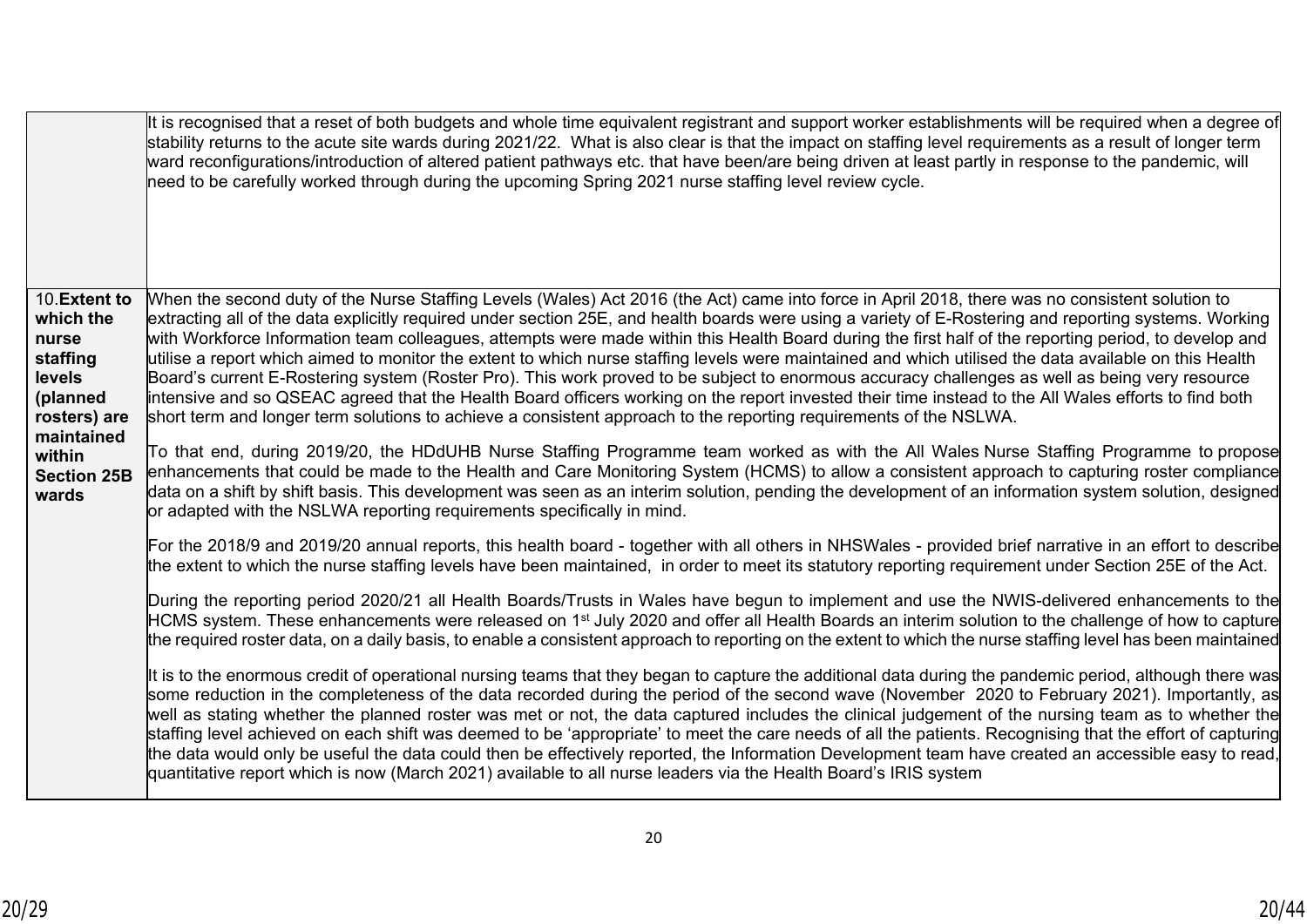|  |  |
|---|---|
|  | It is recognised that a reset of both budgets and whole time equivalent registrant and support worker establishments will be required when a degree of stability returns to the acute site wards during 2021/22. What is also clear is that the impact on staffing level requirements as a result of longer term ward reconfigurations/introduction of altered patient pathways etc. that have been/are being driven at least partly in response to the pandemic, will need to be carefully worked through during the upcoming Spring 2021 nurse staffing level review cycle. |
| 10.**Extent to which the nurse staffing levels (planned rosters) are maintained within Section 25B wards** | When the second duty of the Nurse Staffing Levels (Wales) Act 2016 (the Act) came into force in April 2018, there was no consistent solution to extracting all of the data explicitly required under section 25E, and health boards were using a variety of E-Rostering and reporting systems. Working with Workforce Information team colleagues, attempts were made within this Health Board during the first half of the reporting period, to develop and utilise a report which aimed to monitor the extent to which nurse staffing levels were maintained and which utilised the data available on this Health Board's current E-Rostering system (Roster Pro). This work proved to be subject to enormous accuracy challenges as well as being very resource intensive and so QSEAC agreed that the Health Board officers working on the report invested their time instead to the All Wales efforts to find both short term and longer term solutions to achieve a consistent approach to the reporting requirements of the NSLWA.<br><br>To that end, during 2019/20, the HDdUHB Nurse Staffing Programme team worked as with the All Wales Nurse Staffing Programme to propose enhancements that could be made to the Health and Care Monitoring System (HCMS) to allow a consistent approach to capturing roster compliance data on a shift by shift basis. This development was seen as an interim solution, pending the development of an information system solution, designed or adapted with the NSLWA reporting requirements specifically in mind.<br><br>For the 2018/9 and 2019/20 annual reports, this health board - together with all others in NHSWales - provided brief narrative in an effort to describe the extent to which the nurse staffing levels have been maintained, in order to meet its statutory reporting requirement under Section 25E of the Act.<br><br>During the reporting period 2020/21 all Health Boards/Trusts in Wales have begun to implement and use the NWIS-delivered enhancements to the HCMS system. These enhancements were released on 1st July 2020 and offer all Health Boards an interim solution to the challenge of how to capture the required roster data, on a daily basis, to enable a consistent approach to reporting on the extent to which the nurse staffing level has been maintained<br><br>It is to the enormous credit of operational nursing teams that they began to capture the additional data during the pandemic period, although there was some reduction in the completeness of the data recorded during the period of the second wave (November 2020 to February 2021). Importantly, as well as stating whether the planned roster was met or not, the data captured includes the clinical judgement of the nursing team as to whether the staffing level achieved on each shift was deemed to be 'appropriate' to meet the care needs of all the patients. Recognising that the effort of capturing the data would only be useful the data could then be effectively reported, the Information Development team have created an accessible easy to read, quantitative report which is now (March 2021) available to all nurse leaders via the Health Board's IRIS system |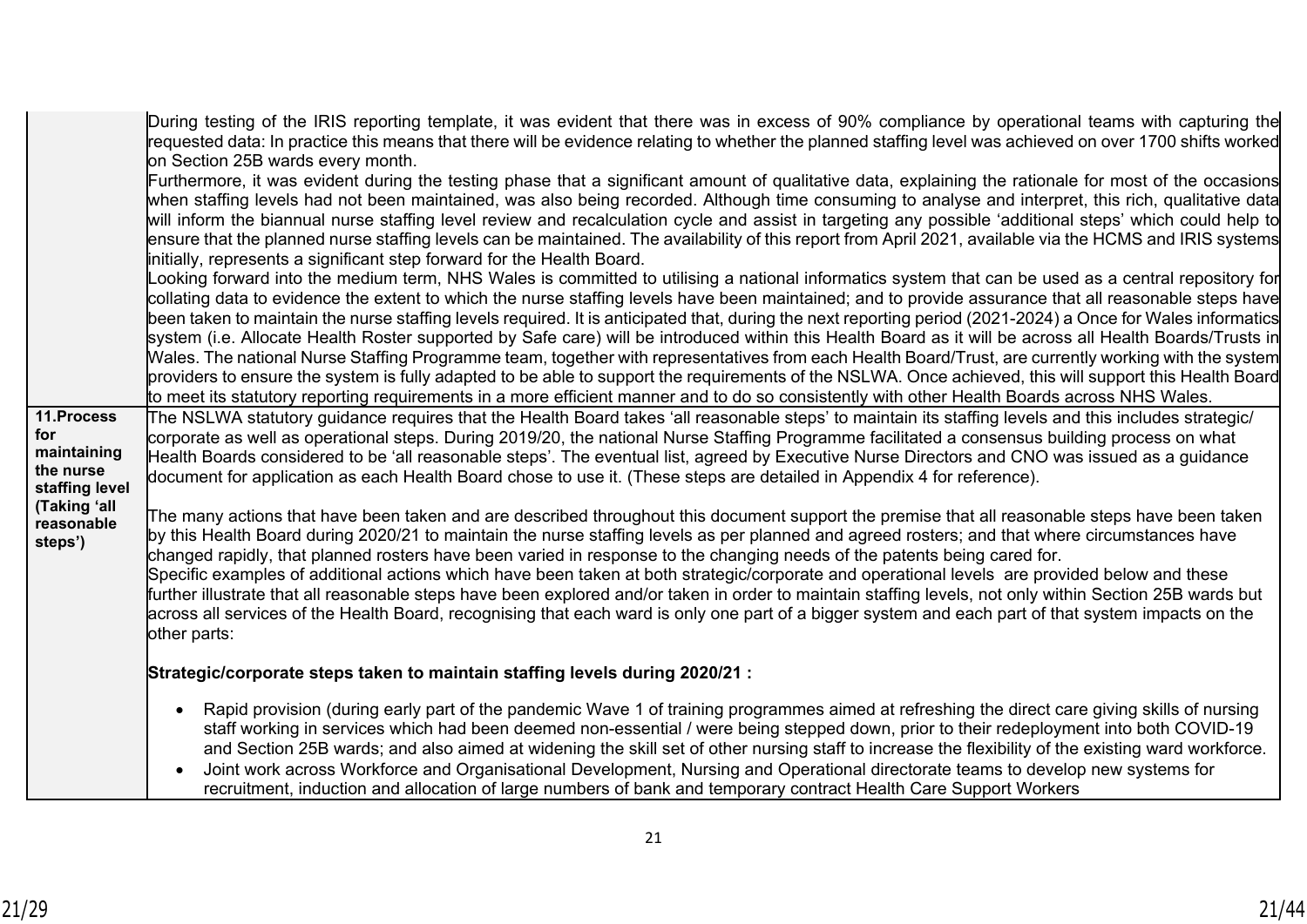| | |
|---|---|
| | During testing of the IRIS reporting template, it was evident that there was in excess of 90% compliance by operational teams with capturing the requested data: In practice this means that there will be evidence relating to whether the planned staffing level was achieved on over 1700 shifts worked on Section 25B wards every month.<br>Furthermore, it was evident during the testing phase that a significant amount of qualitative data, explaining the rationale for most of the occasions when staffing levels had not been maintained, was also being recorded. Although time consuming to analyse and interpret, this rich, qualitative data will inform the biannual nurse staffing level review and recalculation cycle and assist in targeting any possible 'additional steps' which could help to ensure that the planned nurse staffing levels can be maintained. The availability of this report from April 2021, available via the HCMS and IRIS systems initially, represents a significant step forward for the Health Board.<br>Looking forward into the medium term, NHS Wales is committed to utilising a national informatics system that can be used as a central repository for collating data to evidence the extent to which the nurse staffing levels have been maintained; and to provide assurance that all reasonable steps have been taken to maintain the nurse staffing levels required. It is anticipated that, during the next reporting period (2021-2024) a Once for Wales informatics system (i.e. Allocate Health Roster supported by Safe care) will be introduced within this Health Board as it will be across all Health Boards/Trusts in Wales. The national Nurse Staffing Programme team, together with representatives from each Health Board/Trust, are currently working with the system providers to ensure the system is fully adapted to be able to support the requirements of the NSLWA. Once achieved, this will support this Health Board to meet its statutory reporting requirements in a more efficient manner and to do so consistently with other Health Boards across NHS Wales. |
| **11.Process for maintaining the nurse staffing level (Taking 'all reasonable steps')** | The NSLWA statutory guidance requires that the Health Board takes 'all reasonable steps' to maintain its staffing levels and this includes strategic/ corporate as well as operational steps. During 2019/20, the national Nurse Staffing Programme facilitated a consensus building process on what Health Boards considered to be 'all reasonable steps'. The eventual list, agreed by Executive Nurse Directors and CNO was issued as a guidance document for application as each Health Board chose to use it. (These steps are detailed in Appendix 4 for reference).<br><br>The many actions that have been taken and are described throughout this document support the premise that all reasonable steps have been taken by this Health Board during 2020/21 to maintain the nurse staffing levels as per planned and agreed rosters; and that where circumstances have changed rapidly, that planned rosters have been varied in response to the changing needs of the patents being cared for.<br>Specific examples of additional actions which have been taken at both strategic/corporate and operational levels are provided below and these further illustrate that all reasonable steps have been explored and/or taken in order to maintain staffing levels, not only within Section 25B wards but across all services of the Health Board, recognising that each ward is only one part of a bigger system and each part of that system impacts on the other parts:<br><br>**Strategic/corporate steps taken to maintain staffing levels during 2020/21 :**<br><br>• Rapid provision (during early part of the pandemic Wave 1 of training programmes aimed at refreshing the direct care giving skills of nursing staff working in services which had been deemed non-essential / were being stepped down, prior to their redeployment into both COVID-19 and Section 25B wards; and also aimed at widening the skill set of other nursing staff to increase the flexibility of the existing ward workforce.<br>• Joint work across Workforce and Organisational Development, Nursing and Operational directorate teams to develop new systems for recruitment, induction and allocation of large numbers of bank and temporary contract Health Care Support Workers |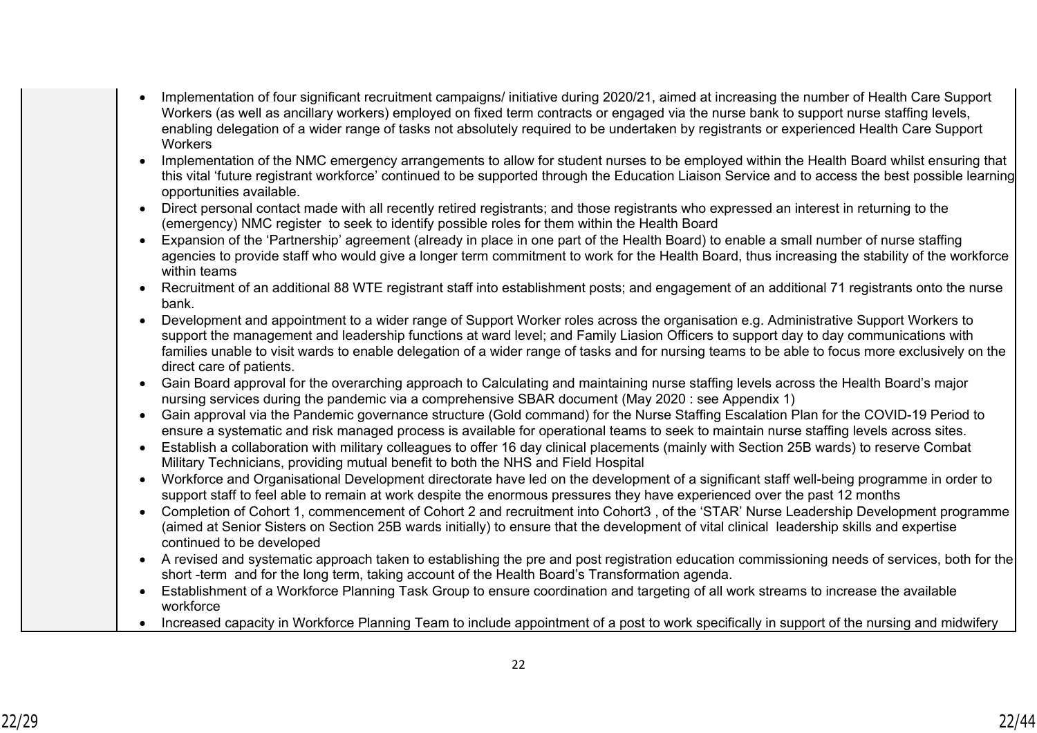| | |
|---|---|
| | - Implementation of four significant recruitment campaigns/ initiative during 2020/21, aimed at increasing the number of Health Care Support Workers (as well as ancillary workers) employed on fixed term contracts or engaged via the nurse bank to support nurse staffing levels, enabling delegation of a wider range of tasks not absolutely required to be undertaken by registrants or experienced Health Care Support Workers<br>- Implementation of the NMC emergency arrangements to allow for student nurses to be employed within the Health Board whilst ensuring that this vital 'future registrant workforce' continued to be supported through the Education Liaison Service and to access the best possible learning opportunities available.<br>- Direct personal contact made with all recently retired registrants; and those registrants who expressed an interest in returning to the (emergency) NMC register to seek to identify possible roles for them within the Health Board<br>- Expansion of the 'Partnership' agreement (already in place in one part of the Health Board) to enable a small number of nurse staffing agencies to provide staff who would give a longer term commitment to work for the Health Board, thus increasing the stability of the workforce within teams<br>- Recruitment of an additional 88 WTE registrant staff into establishment posts; and engagement of an additional 71 registrants onto the nurse bank.<br>- Development and appointment to a wider range of Support Worker roles across the organisation e.g. Administrative Support Workers to support the management and leadership functions at ward level; and Family Liasion Officers to support day to day communications with families unable to visit wards to enable delegation of a wider range of tasks and for nursing teams to be able to focus more exclusively on the direct care of patients.<br>- Gain Board approval for the overarching approach to Calculating and maintaining nurse staffing levels across the Health Board's major nursing services during the pandemic via a comprehensive SBAR document (May 2020 : see Appendix 1)<br>- Gain approval via the Pandemic governance structure (Gold command) for the Nurse Staffing Escalation Plan for the COVID-19 Period to ensure a systematic and risk managed process is available for operational teams to seek to maintain nurse staffing levels across sites.<br>- Establish a collaboration with military colleagues to offer 16 day clinical placements (mainly with Section 25B wards) to reserve Combat Military Technicians, providing mutual benefit to both the NHS and Field Hospital<br>- Workforce and Organisational Development directorate have led on the development of a significant staff well-being programme in order to support staff to feel able to remain at work despite the enormous pressures they have experienced over the past 12 months<br>- Completion of Cohort 1, commencement of Cohort 2 and recruitment into Cohort3 , of the 'STAR' Nurse Leadership Development programme (aimed at Senior Sisters on Section 25B wards initially) to ensure that the development of vital clinical leadership skills and expertise continued to be developed<br>- A revised and systematic approach taken to establishing the pre and post registration education commissioning needs of services, both for the short -term and for the long term, taking account of the Health Board's Transformation agenda.<br>- Establishment of a Workforce Planning Task Group to ensure coordination and targeting of all work streams to increase the available workforce<br>- Increased capacity in Workforce Planning Team to include appointment of a post to work specifically in support of the nursing and midwifery |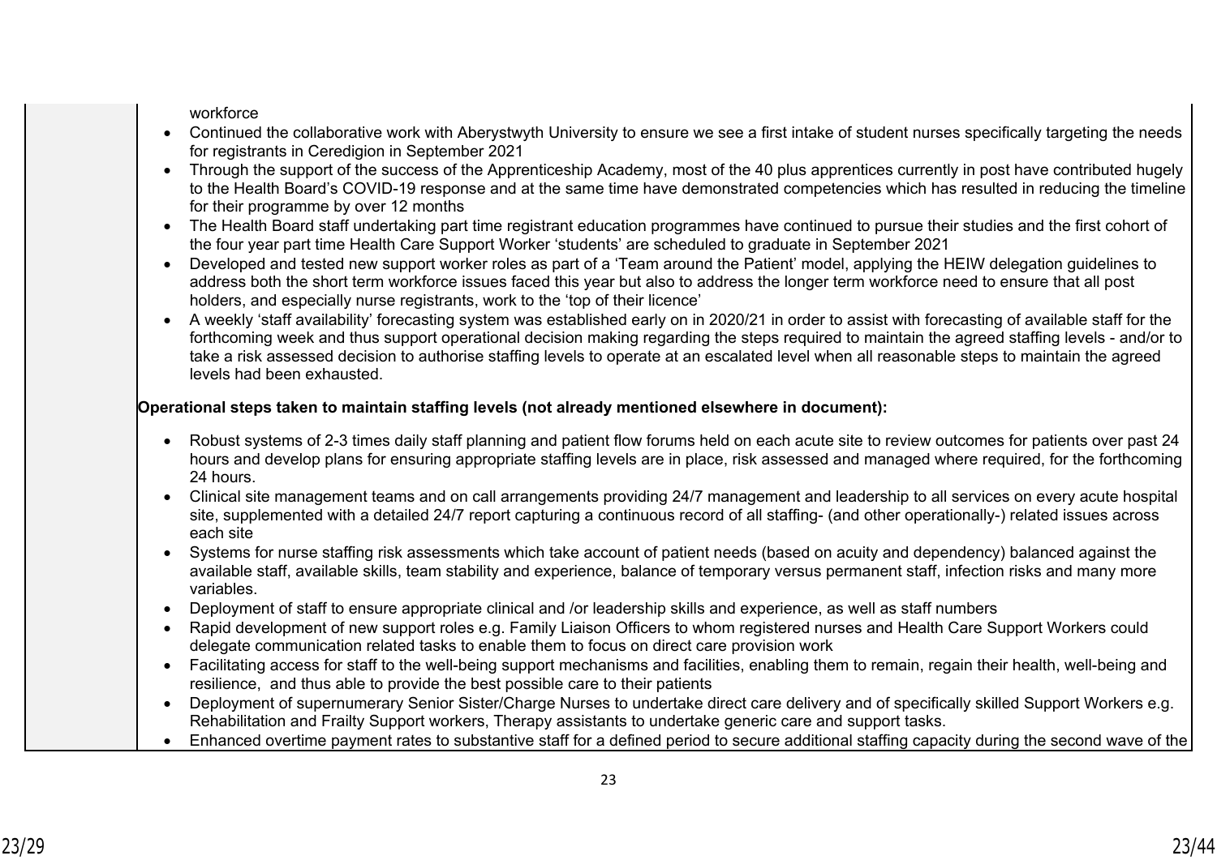workforce

- Continued the collaborative work with Aberystwyth University to ensure we see a first intake of student nurses specifically targeting the needs for registrants in Ceredigion in September 2021
- Through the support of the success of the Apprenticeship Academy, most of the 40 plus apprentices currently in post have contributed hugely to the Health Board's COVID-19 response and at the same time have demonstrated competencies which has resulted in reducing the timeline for their programme by over 12 months
- The Health Board staff undertaking part time registrant education programmes have continued to pursue their studies and the first cohort of the four year part time Health Care Support Worker 'students' are scheduled to graduate in September 2021
- Developed and tested new support worker roles as part of a 'Team around the Patient' model, applying the HEIW delegation guidelines to address both the short term workforce issues faced this year but also to address the longer term workforce need to ensure that all post holders, and especially nurse registrants, work to the 'top of their licence'
- A weekly 'staff availability' forecasting system was established early on in 2020/21 in order to assist with forecasting of available staff for the forthcoming week and thus support operational decision making regarding the steps required to maintain the agreed staffing levels - and/or to take a risk assessed decision to authorise staffing levels to operate at an escalated level when all reasonable steps to maintain the agreed levels had been exhausted.

**Operational steps taken to maintain staffing levels (not already mentioned elsewhere in document):**

- Robust systems of 2-3 times daily staff planning and patient flow forums held on each acute site to review outcomes for patients over past 24 hours and develop plans for ensuring appropriate staffing levels are in place, risk assessed and managed where required, for the forthcoming 24 hours.
- Clinical site management teams and on call arrangements providing 24/7 management and leadership to all services on every acute hospital site, supplemented with a detailed 24/7 report capturing a continuous record of all staffing- (and other operationally-) related issues across each site
- Systems for nurse staffing risk assessments which take account of patient needs (based on acuity and dependency) balanced against the available staff, available skills, team stability and experience, balance of temporary versus permanent staff, infection risks and many more variables.
- Deployment of staff to ensure appropriate clinical and /or leadership skills and experience, as well as staff numbers
- Rapid development of new support roles e.g. Family Liaison Officers to whom registered nurses and Health Care Support Workers could delegate communication related tasks to enable them to focus on direct care provision work
- Facilitating access for staff to the well-being support mechanisms and facilities, enabling them to remain, regain their health, well-being and resilience, and thus able to provide the best possible care to their patients
- Deployment of supernumerary Senior Sister/Charge Nurses to undertake direct care delivery and of specifically skilled Support Workers e.g. Rehabilitation and Frailty Support workers, Therapy assistants to undertake generic care and support tasks.
- Enhanced overtime payment rates to substantive staff for a defined period to secure additional staffing capacity during the second wave of the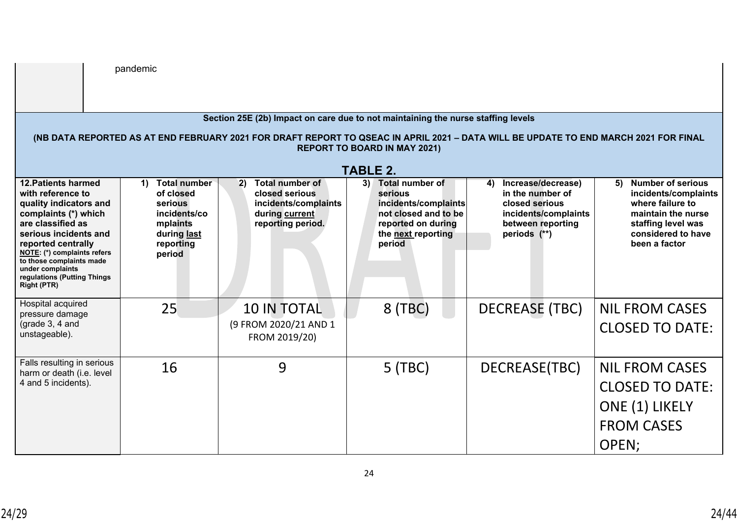| | pandemic |
|---|---|

**Section 25E (2b) Impact on care due to not maintaining the nurse staffing levels**

**(NB DATA REPORTED AS AT END FEBRUARY 2021 FOR DRAFT REPORT TO QSEAC IN APRIL 2021 – DATA WILL BE UPDATE TO END MARCH 2021 FOR FINAL REPORT TO BOARD IN MAY 2021)**

**TABLE 2.**

| **12.Patients harmed with reference to quality indicators and complaints (*) which are classified as serious incidents and reported centrally** **NOTE: (*) complaints refers to those complaints made under complaints regulations (Putting Things Right (PTR)** | **1) Total number of closed serious incidents/complaints during last reporting period** | **2) Total number of closed serious incidents/complaints during current reporting period.** | **3) Total number of serious incidents/complaints not closed and to be reported on during the next reporting period** | **4) Increase/decrease) in the number of closed serious incidents/complaints between reporting periods (**)** | **5) Number of serious incidents/complaints where failure to maintain the nurse staffing level was considered to have been a factor** |
|---|---|---|---|---|---|
| Hospital acquired pressure damage (grade 3, 4 and unstageable). | 25 | 10 IN TOTAL (9 FROM 2020/21 AND 1 FROM 2019/20) | 8 (TBC) | DECREASE (TBC) | NIL FROM CASES CLOSED TO DATE: |
| Falls resulting in serious harm or death (i.e. level 4 and 5 incidents). | 16 | 9 | 5 (TBC) | DECREASE(TBC) | NIL FROM CASES CLOSED TO DATE: ONE (1) LIKELY FROM CASES OPEN; |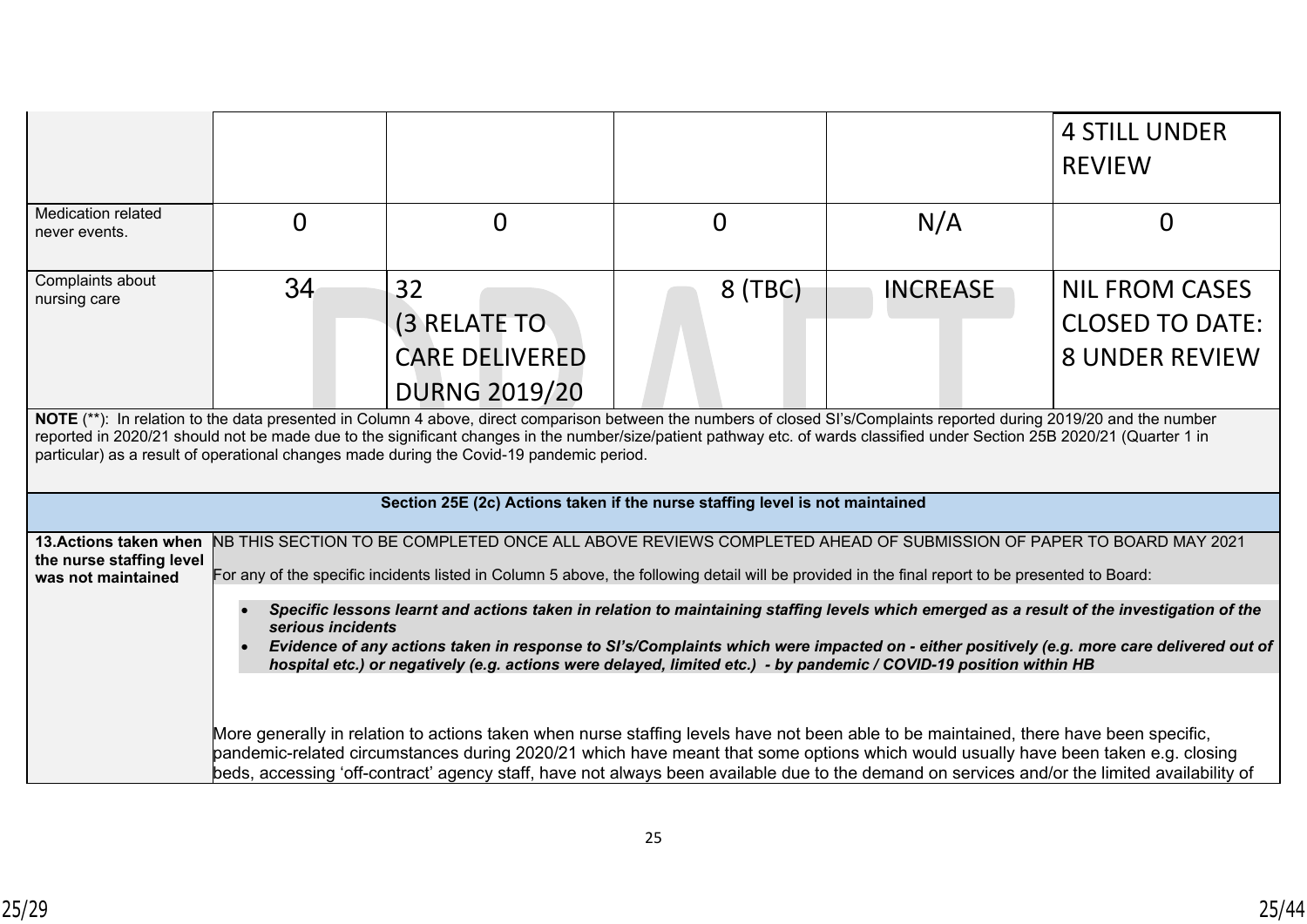| | | | | | |
|---|---|---|---|---|---|
| | | | | | 4 STILL UNDER REVIEW |
| Medication related never events. | 0 | 0 | 0 | N/A | 0 |
| Complaints about nursing care | 34 | 32 (3 RELATE TO CARE DELIVERED DURNG 2019/20 | 8 (TBC) | INCREASE | NIL FROM CASES CLOSED TO DATE: 8 UNDER REVIEW |

**NOTE** (**): In relation to the data presented in Column 4 above, direct comparison between the numbers of closed SI's/Complaints reported during 2019/20 and the number reported in 2020/21 should not be made due to the significant changes in the number/size/patient pathway etc. of wards classified under Section 25B 2020/21 (Quarter 1 in particular) as a result of operational changes made during the Covid-19 pandemic period.

**Section 25E (2c) Actions taken if the nurse staffing level is not maintained**

| | |
|---|---|
| **13.Actions taken when the nurse staffing level was not maintained** | NB THIS SECTION TO BE COMPLETED ONCE ALL ABOVE REVIEWS COMPLETED AHEAD OF SUBMISSION OF PAPER TO BOARD MAY 2021<br><br>For any of the specific incidents listed in Column 5 above, the following detail will be provided in the final report to be presented to Board:<br><br>• ***Specific lessons learnt and actions taken in relation to maintaining staffing levels which emerged as a result of the investigation of the serious incidents***<br>• ***Evidence of any actions taken in response to SI's/Complaints which were impacted on - either positively (e.g. more care delivered out of hospital etc.) or negatively (e.g. actions were delayed, limited etc.) - by pandemic / COVID-19 position within HB***<br><br>More generally in relation to actions taken when nurse staffing levels have not been able to be maintained, there have been specific, pandemic-related circumstances during 2020/21 which have meant that some options which would usually have been taken e.g. closing beds, accessing 'off-contract' agency staff, have not always been available due to the demand on services and/or the limited availability of |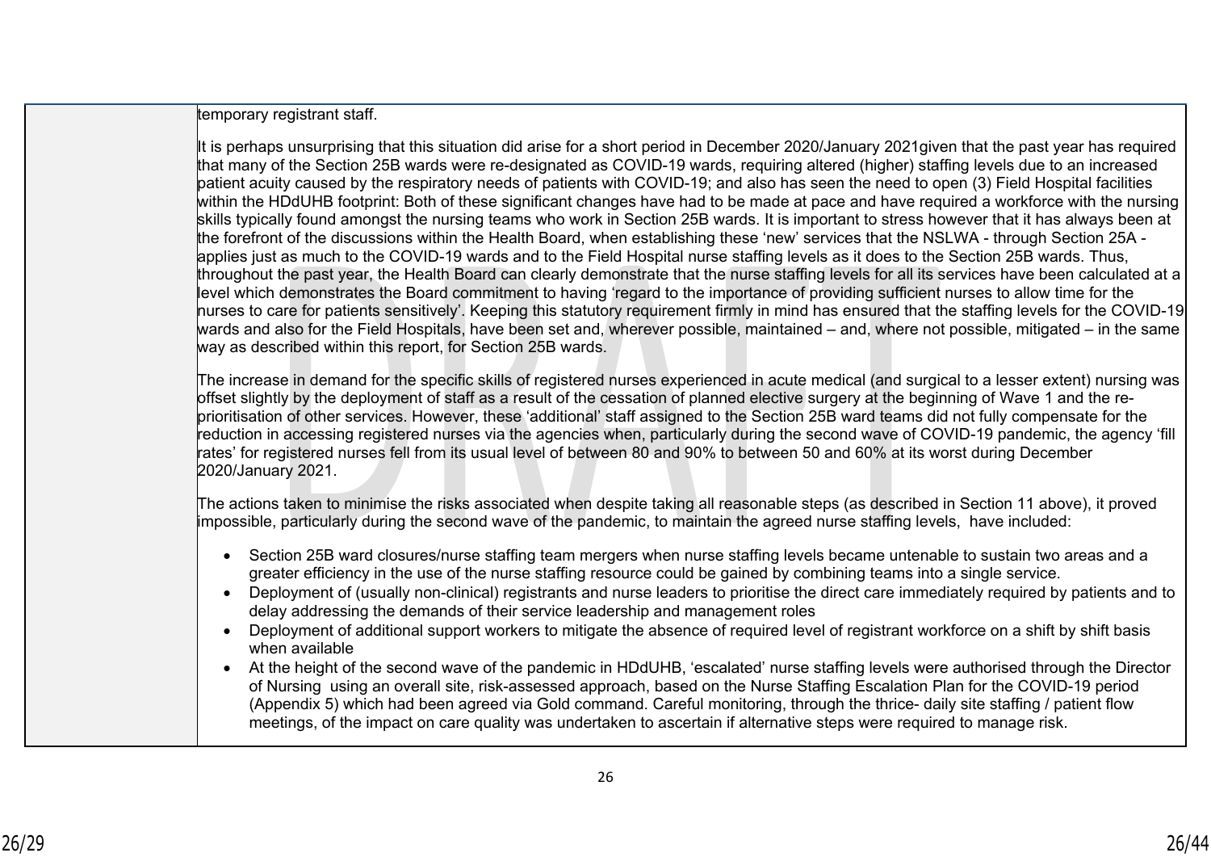| | |
|---|---|
| | temporary registrant staff.<br><br>It is perhaps unsurprising that this situation did arise for a short period in December 2020/January 2021given that the past year has required that many of the Section 25B wards were re-designated as COVID-19 wards, requiring altered (higher) staffing levels due to an increased patient acuity caused by the respiratory needs of patients with COVID-19; and also has seen the need to open (3) Field Hospital facilities within the HDdUHB footprint: Both of these significant changes have had to be made at pace and have required a workforce with the nursing skills typically found amongst the nursing teams who work in Section 25B wards. It is important to stress however that it has always been at the forefront of the discussions within the Health Board, when establishing these 'new' services that the NSLWA - through Section 25A - applies just as much to the COVID-19 wards and to the Field Hospital nurse staffing levels as it does to the Section 25B wards. Thus, throughout the past year, the Health Board can clearly demonstrate that the nurse staffing levels for all its services have been calculated at a level which demonstrates the Board commitment to having 'regard to the importance of providing sufficient nurses to allow time for the nurses to care for patients sensitively'. Keeping this statutory requirement firmly in mind has ensured that the staffing levels for the COVID-19 wards and also for the Field Hospitals, have been set and, wherever possible, maintained – and, where not possible, mitigated – in the same way as described within this report, for Section 25B wards.<br><br>The increase in demand for the specific skills of registered nurses experienced in acute medical (and surgical to a lesser extent) nursing was offset slightly by the deployment of staff as a result of the cessation of planned elective surgery at the beginning of Wave 1 and the re-prioritisation of other services. However, these 'additional' staff assigned to the Section 25B ward teams did not fully compensate for the reduction in accessing registered nurses via the agencies when, particularly during the second wave of COVID-19 pandemic, the agency 'fill rates' for registered nurses fell from its usual level of between 80 and 90% to between 50 and 60% at its worst during December 2020/January 2021.<br><br>The actions taken to minimise the risks associated when despite taking all reasonable steps (as described in Section 11 above), it proved impossible, particularly during the second wave of the pandemic, to maintain the agreed nurse staffing levels, have included:<br><br>• Section 25B ward closures/nurse staffing team mergers when nurse staffing levels became untenable to sustain two areas and a greater efficiency in the use of the nurse staffing resource could be gained by combining teams into a single service.<br>• Deployment of (usually non-clinical) registrants and nurse leaders to prioritise the direct care immediately required by patients and to delay addressing the demands of their service leadership and management roles<br>• Deployment of additional support workers to mitigate the absence of required level of registrant workforce on a shift by shift basis when available<br>• At the height of the second wave of the pandemic in HDdUHB, 'escalated' nurse staffing levels were authorised through the Director of Nursing using an overall site, risk-assessed approach, based on the Nurse Staffing Escalation Plan for the COVID-19 period (Appendix 5) which had been agreed via Gold command. Careful monitoring, through the thrice- daily site staffing / patient flow meetings, of the impact on care quality was undertaken to ascertain if alternative steps were required to manage risk. |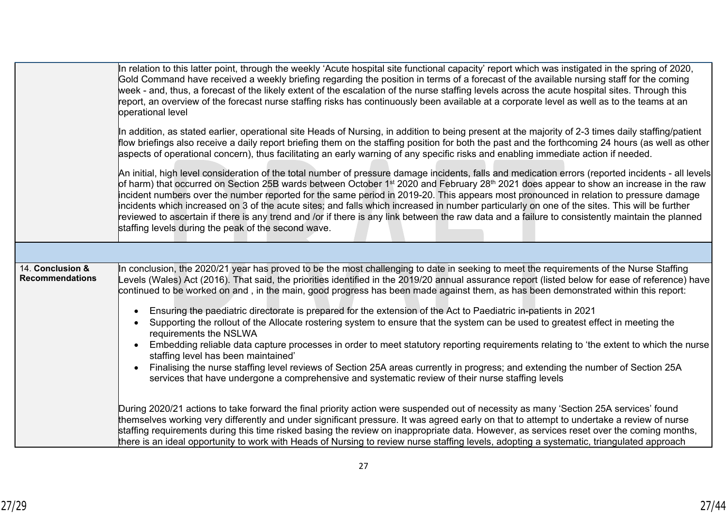| | |
|---|---|
| | In relation to this latter point, through the weekly 'Acute hospital site functional capacity' report which was instigated in the spring of 2020, Gold Command have received a weekly briefing regarding the position in terms of a forecast of the available nursing staff for the coming week - and, thus, a forecast of the likely extent of the escalation of the nurse staffing levels across the acute hospital sites. Through this report, an overview of the forecast nurse staffing risks has continuously been available at a corporate level as well as to the teams at an operational level<br><br>In addition, as stated earlier, operational site Heads of Nursing, in addition to being present at the majority of 2-3 times daily staffing/patient flow briefings also receive a daily report briefing them on the staffing position for both the past and the forthcoming 24 hours (as well as other aspects of operational concern), thus facilitating an early warning of any specific risks and enabling immediate action if needed.<br><br>An initial, high level consideration of the total number of pressure damage incidents, falls and medication errors (reported incidents - all levels of harm) that occurred on Section 25B wards between October 1st 2020 and February 28th 2021 does appear to show an increase in the raw incident numbers over the number reported for the same period in 2019-20. This appears most pronounced in relation to pressure damage incidents which increased on 3 of the acute sites; and falls which increased in number particularly on one of the sites. This will be further reviewed to ascertain if there is any trend and /or if there is any link between the raw data and a failure to consistently maintain the planned staffing levels during the peak of the second wave. |
| | |
| 14. **Conclusion & Recommendations** | In conclusion, the 2020/21 year has proved to be the most challenging to date in seeking to meet the requirements of the Nurse Staffing Levels (Wales) Act (2016). That said, the priorities identified in the 2019/20 annual assurance report (listed below for ease of reference) have continued to be worked on and , in the main, good progress has been made against them, as has been demonstrated within this report:<br><br>• Ensuring the paediatric directorate is prepared for the extension of the Act to Paediatric in-patients in 2021<br>• Supporting the rollout of the Allocate rostering system to ensure that the system can be used to greatest effect in meeting the requirements the NSLWA<br>• Embedding reliable data capture processes in order to meet statutory reporting requirements relating to 'the extent to which the nurse staffing level has been maintained'<br>• Finalising the nurse staffing level reviews of Section 25A areas currently in progress; and extending the number of Section 25A services that have undergone a comprehensive and systematic review of their nurse staffing levels<br><br>During 2020/21 actions to take forward the final priority action were suspended out of necessity as many 'Section 25A services' found themselves working very differently and under significant pressure. It was agreed early on that to attempt to undertake a review of nurse staffing requirements during this time risked basing the review on inappropriate data. However, as services reset over the coming months, there is an ideal opportunity to work with Heads of Nursing to review nurse staffing levels, adopting a systematic, triangulated approach |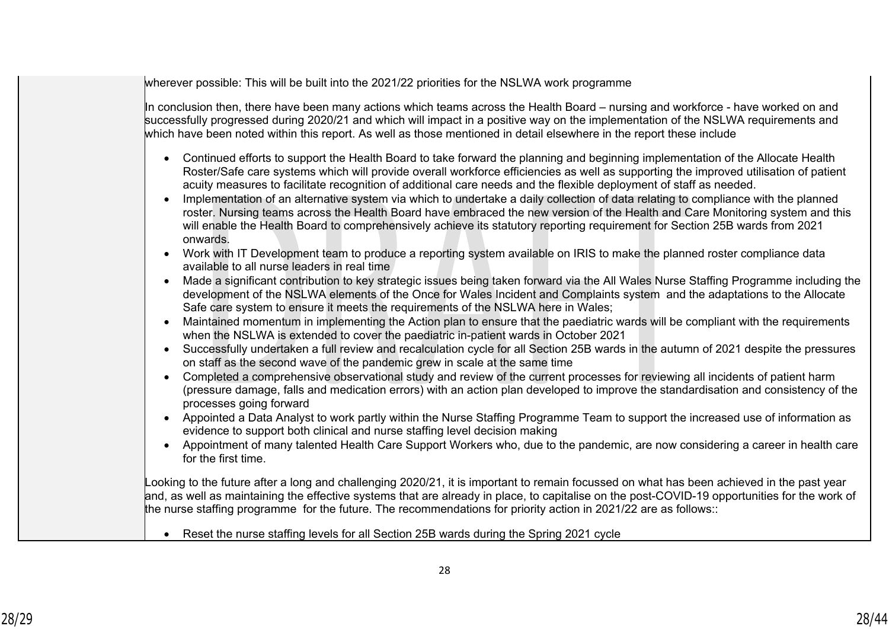wherever possible: This will be built into the 2021/22 priorities for the NSLWA work programme

In conclusion then, there have been many actions which teams across the Health Board – nursing and workforce - have worked on and successfully progressed during 2020/21 and which will impact in a positive way on the implementation of the NSLWA requirements and which have been noted within this report. As well as those mentioned in detail elsewhere in the report these include

- Continued efforts to support the Health Board to take forward the planning and beginning implementation of the Allocate Health Roster/Safe care systems which will provide overall workforce efficiencies as well as supporting the improved utilisation of patient acuity measures to facilitate recognition of additional care needs and the flexible deployment of staff as needed.
- Implementation of an alternative system via which to undertake a daily collection of data relating to compliance with the planned roster. Nursing teams across the Health Board have embraced the new version of the Health and Care Monitoring system and this will enable the Health Board to comprehensively achieve its statutory reporting requirement for Section 25B wards from 2021 onwards.
- Work with IT Development team to produce a reporting system available on IRIS to make the planned roster compliance data available to all nurse leaders in real time
- Made a significant contribution to key strategic issues being taken forward via the All Wales Nurse Staffing Programme including the development of the NSLWA elements of the Once for Wales Incident and Complaints system and the adaptations to the Allocate Safe care system to ensure it meets the requirements of the NSLWA here in Wales;
- Maintained momentum in implementing the Action plan to ensure that the paediatric wards will be compliant with the requirements when the NSLWA is extended to cover the paediatric in-patient wards in October 2021
- Successfully undertaken a full review and recalculation cycle for all Section 25B wards in the autumn of 2021 despite the pressures on staff as the second wave of the pandemic grew in scale at the same time
- Completed a comprehensive observational study and review of the current processes for reviewing all incidents of patient harm (pressure damage, falls and medication errors) with an action plan developed to improve the standardisation and consistency of the processes going forward
- Appointed a Data Analyst to work partly within the Nurse Staffing Programme Team to support the increased use of information as evidence to support both clinical and nurse staffing level decision making
- Appointment of many talented Health Care Support Workers who, due to the pandemic, are now considering a career in health care for the first time.

Looking to the future after a long and challenging 2020/21, it is important to remain focussed on what has been achieved in the past year and, as well as maintaining the effective systems that are already in place, to capitalise on the post-COVID-19 opportunities for the work of the nurse staffing programme for the future. The recommendations for priority action in 2021/22 are as follows::

- Reset the nurse staffing levels for all Section 25B wards during the Spring 2021 cycle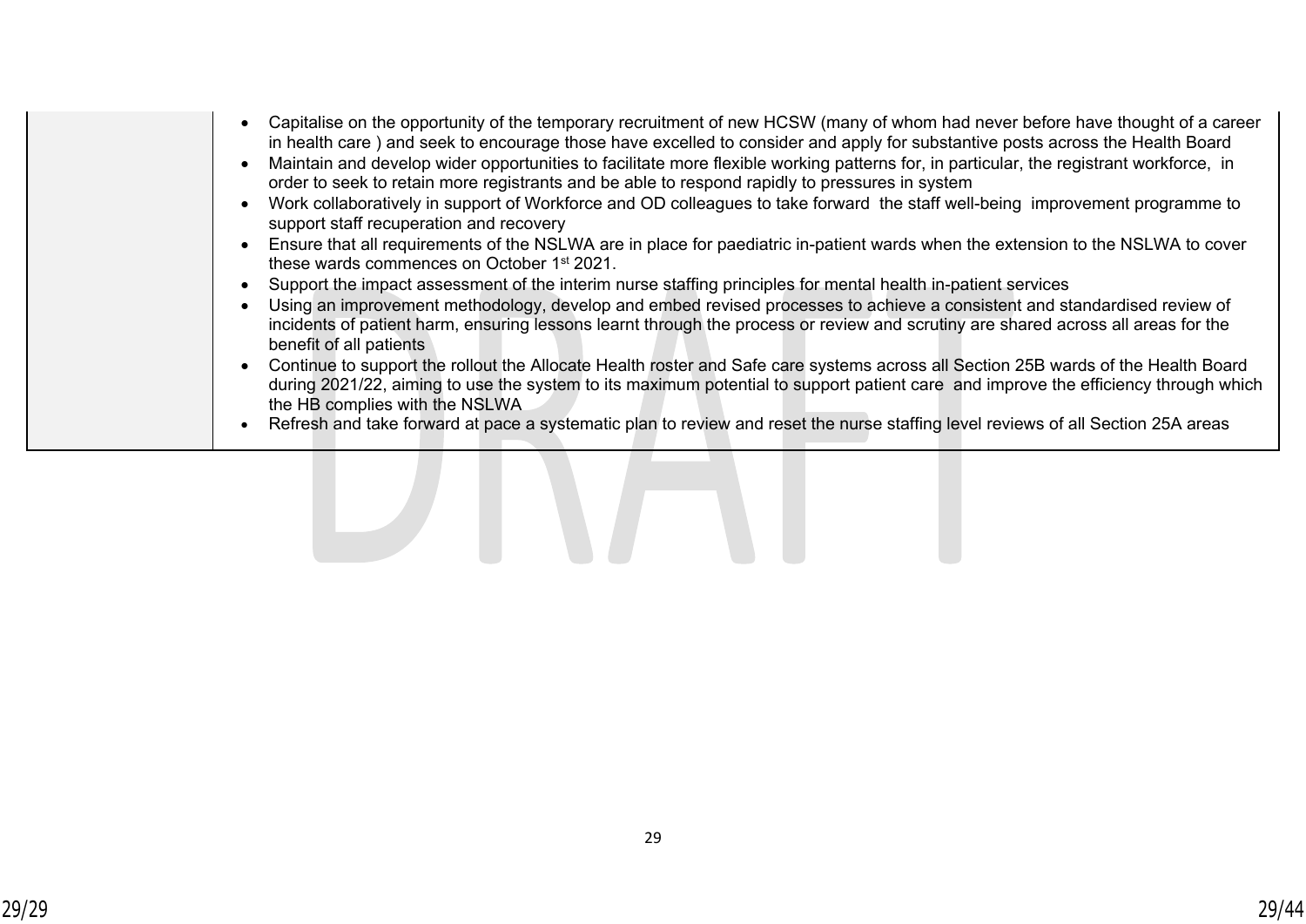| | |
|---|---|
| | • Capitalise on the opportunity of the temporary recruitment of new HCSW (many of whom had never before have thought of a career in health care ) and seek to encourage those have excelled to consider and apply for substantive posts across the Health Board<br>• Maintain and develop wider opportunities to facilitate more flexible working patterns for, in particular, the registrant workforce, in order to seek to retain more registrants and be able to respond rapidly to pressures in system<br>• Work collaboratively in support of Workforce and OD colleagues to take forward the staff well-being improvement programme to support staff recuperation and recovery<br>• Ensure that all requirements of the NSLWA are in place for paediatric in-patient wards when the extension to the NSLWA to cover these wards commences on October 1st 2021.<br>• Support the impact assessment of the interim nurse staffing principles for mental health in-patient services<br>• Using an improvement methodology, develop and embed revised processes to achieve a consistent and standardised review of incidents of patient harm, ensuring lessons learnt through the process or review and scrutiny are shared across all areas for the benefit of all patients<br>• Continue to support the rollout the Allocate Health roster and Safe care systems across all Section 25B wards of the Health Board during 2021/22, aiming to use the system to its maximum potential to support patient care and improve the efficiency through which the HB complies with the NSLWA<br>• Refresh and take forward at pace a systematic plan to review and reset the nurse staffing level reviews of all Section 25A areas |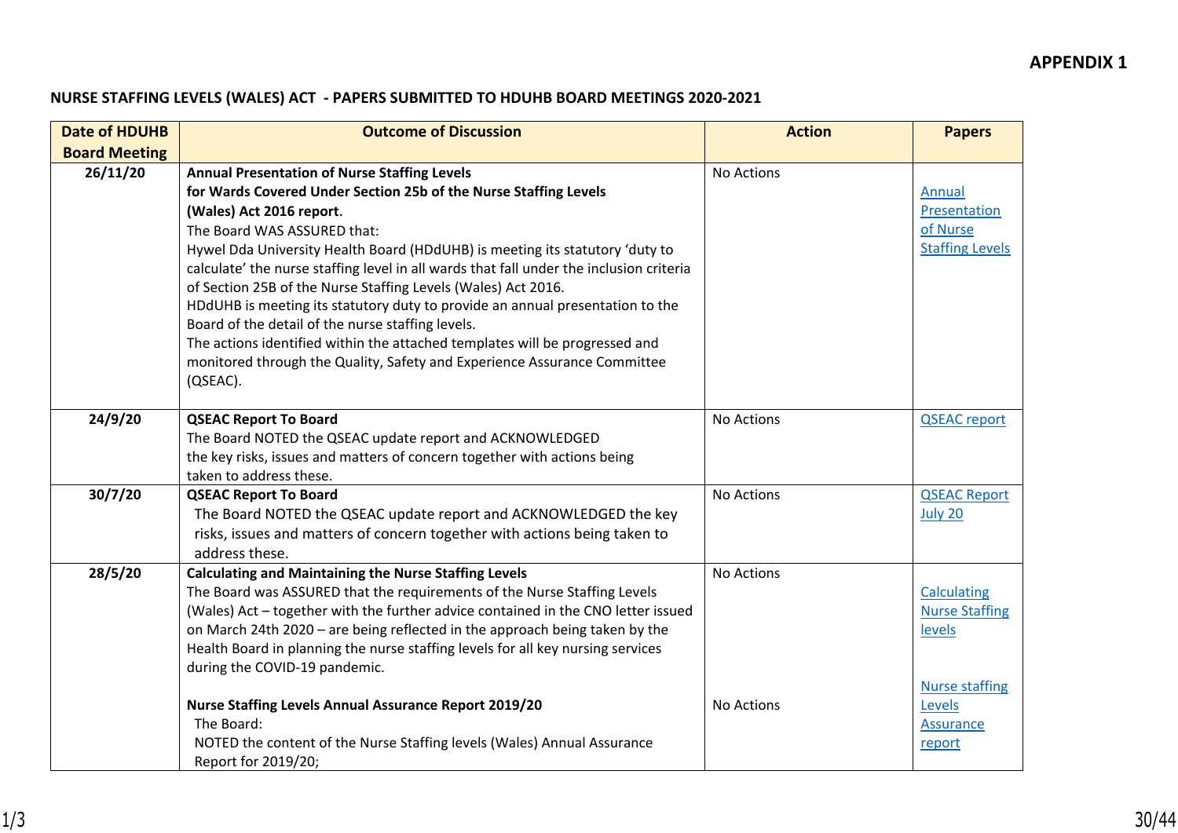**APPENDIX 1**

**NURSE STAFFING LEVELS (WALES) ACT - PAPERS SUBMITTED TO HDUHB BOARD MEETINGS 2020-2021**

| Date of HDUHB Board Meeting | Outcome of Discussion | Action | Papers |
|---|---|---|---|
| 26/11/20 | **Annual Presentation of Nurse Staffing Levels for Wards Covered Under Section 25b of the Nurse Staffing Levels (Wales) Act 2016 report**.<br>The Board WAS ASSURED that:<br>Hywel Dda University Health Board (HDdUHB) is meeting its statutory 'duty to calculate' the nurse staffing level in all wards that fall under the inclusion criteria of Section 25B of the Nurse Staffing Levels (Wales) Act 2016.<br>HDdUHB is meeting its statutory duty to provide an annual presentation to the Board of the detail of the nurse staffing levels.<br>The actions identified within the attached templates will be progressed and monitored through the Quality, Safety and Experience Assurance Committee (QSEAC). | No Actions | Annual Presentation of Nurse Staffing Levels |
| 24/9/20 | **QSEAC Report To Board**<br>The Board NOTED the QSEAC update report and ACKNOWLEDGED the key risks, issues and matters of concern together with actions being taken to address these. | No Actions | QSEAC report |
| 30/7/20 | **QSEAC Report To Board**<br>The Board NOTED the QSEAC update report and ACKNOWLEDGED the key risks, issues and matters of concern together with actions being taken to address these. | No Actions | QSEAC Report July 20 |
| 28/5/20 | **Calculating and Maintaining the Nurse Staffing Levels**<br>The Board was ASSURED that the requirements of the Nurse Staffing Levels (Wales) Act – together with the further advice contained in the CNO letter issued on March 24th 2020 – are being reflected in the approach being taken by the Health Board in planning the nurse staffing levels for all key nursing services during the COVID-19 pandemic. | No Actions | Calculating Nurse Staffing levels |
| | **Nurse Staffing Levels Annual Assurance Report 2019/20**<br>The Board:<br>NOTED the content of the Nurse Staffing levels (Wales) Annual Assurance Report for 2019/20; | No Actions | Nurse staffing Levels Assurance report |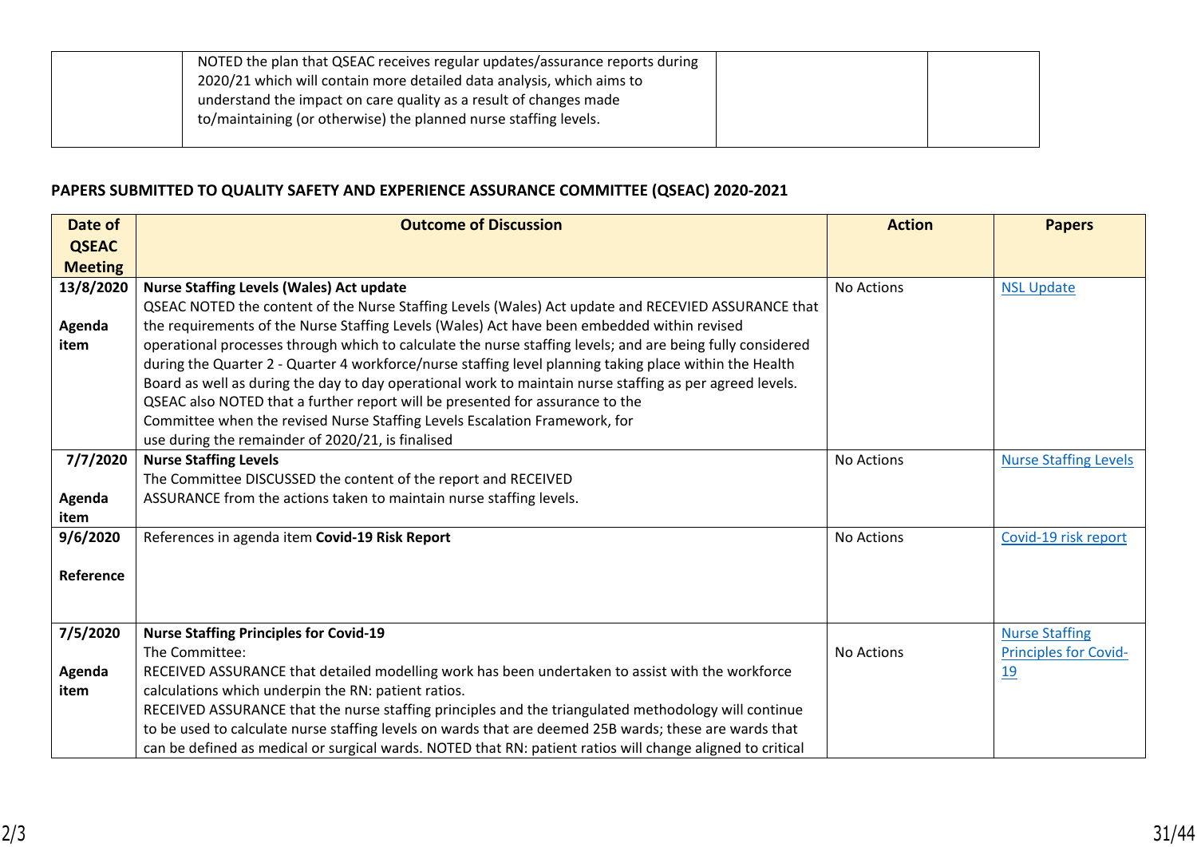| | NOTED the plan that QSEAC receives regular updates/assurance reports during 2020/21 which will contain more detailed data analysis, which aims to understand the impact on care quality as a result of changes made to/maintaining (or otherwise) the planned nurse staffing levels. | | |
|---|---|---|---|

**PAPERS SUBMITTED TO QUALITY SAFETY AND EXPERIENCE ASSURANCE COMMITTEE (QSEAC) 2020-2021**

| Date of QSEAC Meeting | Outcome of Discussion | Action | Papers |
|---|---|---|---|
| **13/8/2020** <br><br> **Agenda item** | **Nurse Staffing Levels (Wales) Act update** <br> QSEAC NOTED the content of the Nurse Staffing Levels (Wales) Act update and RECEIVED ASSURANCE that the requirements of the Nurse Staffing Levels (Wales) Act have been embedded within revised operational processes through which to calculate the nurse staffing levels; and are being fully considered during the Quarter 2 - Quarter 4 workforce/nurse staffing level planning taking place within the Health Board as well as during the day to day operational work to maintain nurse staffing as per agreed levels. QSEAC also NOTED that a further report will be presented for assurance to the Committee when the revised Nurse Staffing Levels Escalation Framework, for use during the remainder of 2020/21, is finalised | No Actions | NSL Update |
| **7/7/2020** <br><br> **Agenda item** | **Nurse Staffing Levels** <br> The Committee DISCUSSED the content of the report and RECEIVED ASSURANCE from the actions taken to maintain nurse staffing levels. | No Actions | Nurse Staffing Levels |
| **9/6/2020** <br><br> **Reference** | References in agenda item **Covid-19 Risk Report** | No Actions | Covid-19 risk report |
| **7/5/2020** <br><br> **Agenda item** | **Nurse Staffing Principles for Covid-19** <br> The Committee: <br> RECEIVED ASSURANCE that detailed modelling work has been undertaken to assist with the workforce calculations which underpin the RN: patient ratios. <br> RECEIVED ASSURANCE that the nurse staffing principles and the triangulated methodology will continue to be used to calculate nurse staffing levels on wards that are deemed 25B wards; these are wards that can be defined as medical or surgical wards. NOTED that RN: patient ratios will change aligned to critical | No Actions | Nurse Staffing Principles for Covid-19 |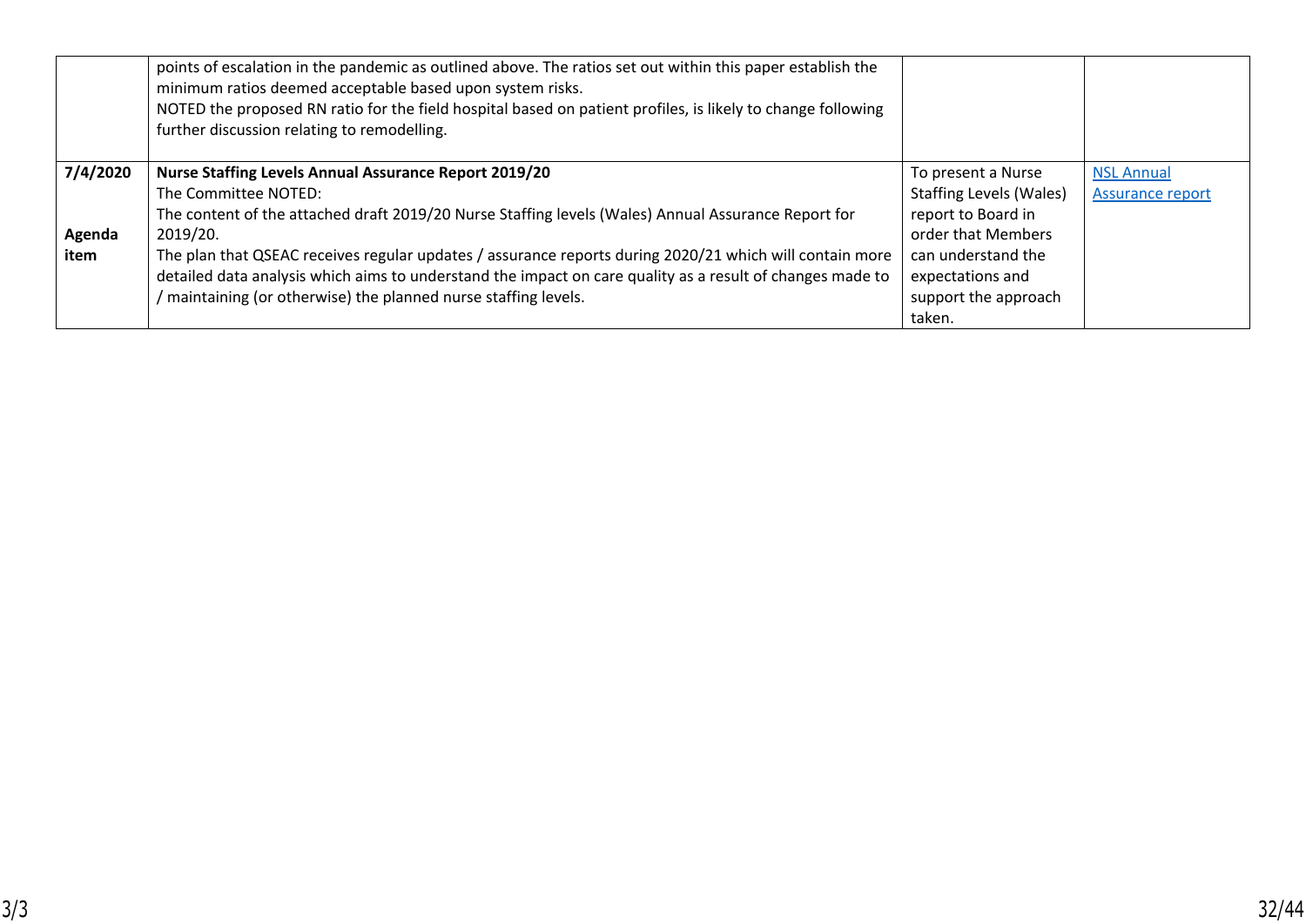|  |  |  |  |
|---|---|---|---|
|  | points of escalation in the pandemic as outlined above. The ratios set out within this paper establish the minimum ratios deemed acceptable based upon system risks.<br>NOTED the proposed RN ratio for the field hospital based on patient profiles, is likely to change following further discussion relating to remodelling. |  |  |
| **7/4/2020**<br><br>**Agenda item** | **Nurse Staffing Levels Annual Assurance Report 2019/20**<br>The Committee NOTED:<br>The content of the attached draft 2019/20 Nurse Staffing levels (Wales) Annual Assurance Report for 2019/20.<br>The plan that QSEAC receives regular updates / assurance reports during 2020/21 which will contain more detailed data analysis which aims to understand the impact on care quality as a result of changes made to / maintaining (or otherwise) the planned nurse staffing levels. | To present a Nurse Staffing Levels (Wales) report to Board in order that Members can understand the expectations and support the approach taken. | NSL Annual Assurance report |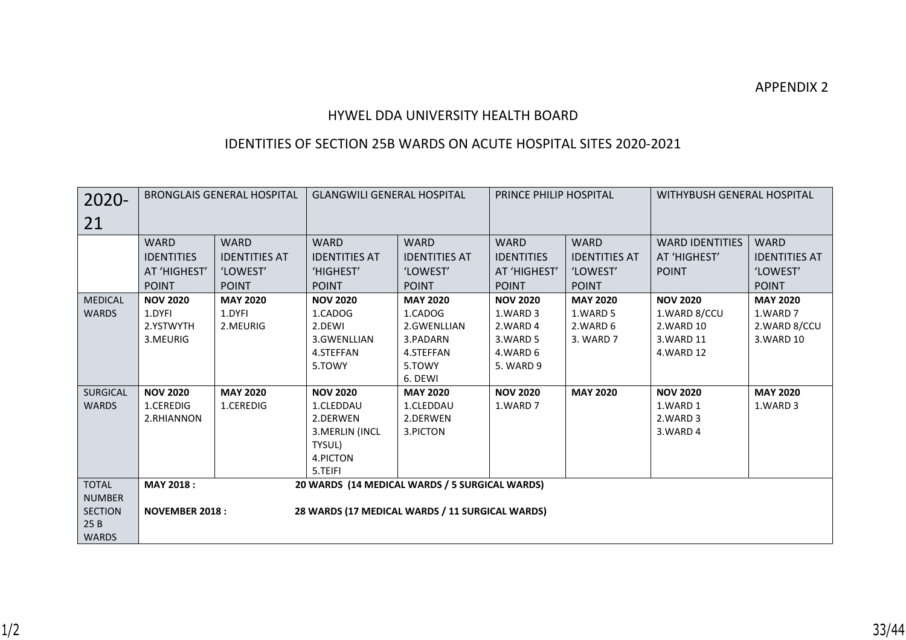APPENDIX 2

# HYWEL DDA UNIVERSITY HEALTH BOARD

## IDENTITIES OF SECTION 25B WARDS ON ACUTE HOSPITAL SITES 2020-2021

| 2020-21 | BRONGLAIS GENERAL HOSPITAL | | GLANGWILI GENERAL HOSPITAL | | PRINCE PHILIP HOSPITAL | | WITHYBUSH GENERAL HOSPITAL | |
|---|---|---|---|---|---|---|---|---|
| | WARD IDENTITIES AT 'HIGHEST' POINT | WARD IDENTITIES AT 'LOWEST' POINT | WARD IDENTITIES AT 'HIGHEST' POINT | WARD IDENTITIES AT 'LOWEST' POINT | WARD IDENTITIES AT 'HIGHEST' POINT | WARD IDENTITIES AT 'LOWEST' POINT | WARD IDENTITIES AT 'HIGHEST' POINT | WARD IDENTITIES AT 'LOWEST' POINT |
| MEDICAL WARDS | **NOV 2020**<br>1.DYFI<br>2.YSTWYTH<br>3.MEURIG | **MAY 2020**<br>1.DYFI<br>2.MEURIG | **NOV 2020**<br>1.CADOG<br>2.DEWI<br>3.GWENLLIAN<br>4.STEFFAN<br>5.TOWY | **MAY 2020**<br>1.CADOG<br>2.GWENLLIAN<br>3.PADARN<br>4.STEFFAN<br>5.TOWY<br>6. DEWI | **NOV 2020**<br>1.WARD 3<br>2.WARD 4<br>3.WARD 5<br>4.WARD 6<br>5. WARD 9 | **MAY 2020**<br>1.WARD 5<br>2.WARD 6<br>3. WARD 7 | **NOV 2020**<br>1.WARD 8/CCU<br>2.WARD 10<br>3.WARD 11<br>4.WARD 12 | **MAY 2020**<br>1.WARD 7<br>2.WARD 8/CCU<br>3.WARD 10 |
| SURGICAL WARDS | **NOV 2020**<br>1.CEREDIG<br>2.RHIANNON | **MAY 2020**<br>1.CEREDIG | **NOV 2020**<br>1.CLEDDAU<br>2.DERWEN<br>3.MERLIN (INCL TYSUL)<br>4.PICTON<br>5.TEIFI | **MAY 2020**<br>1.CLEDDAU<br>2.DERWEN<br>3.PICTON | **NOV 2020**<br>1.WARD 7 | **MAY 2020** | **NOV 2020**<br>1.WARD 1<br>2.WARD 3<br>3.WARD 4 | **MAY 2020**<br>1.WARD 3 |
| TOTAL NUMBER SECTION 25 B WARDS | **MAY 2018 :**<br><br>**NOVEMBER 2018 :** | | **20 WARDS (14 MEDICAL WARDS / 5 SURGICAL WARDS)**<br><br>**28 WARDS (17 MEDICAL WARDS / 11 SURGICAL WARDS)** | | | | | |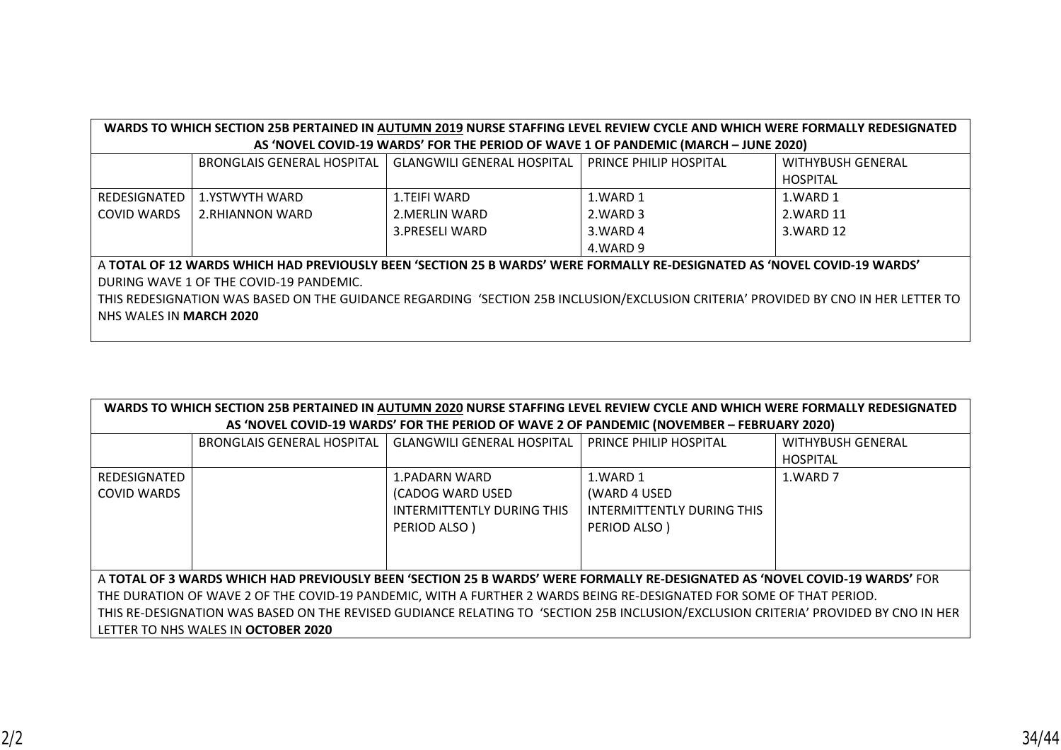| **WARDS TO WHICH SECTION 25B PERTAINED IN AUTUMN 2019 NURSE STAFFING LEVEL REVIEW CYCLE AND WHICH WERE FORMALLY REDESIGNATED AS 'NOVEL COVID-19 WARDS' FOR THE PERIOD OF WAVE 1 OF PANDEMIC (MARCH – JUNE 2020)** | | | | |
|---|---|---|---|---|
| | BRONGLAIS GENERAL HOSPITAL | GLANGWILI GENERAL HOSPITAL | PRINCE PHILIP HOSPITAL | WITHYBUSH GENERAL HOSPITAL |
| REDESIGNATED COVID WARDS | 1.YSTWYTH WARD<br>2.RHIANNON WARD | 1.TEIFI WARD<br>2.MERLIN WARD<br>3.PRESELI WARD | 1.WARD 1<br>2.WARD 3<br>3.WARD 4<br>4.WARD 9 | 1.WARD 1<br>2.WARD 11<br>3.WARD 12 |
| A **TOTAL OF 12 WARDS WHICH HAD PREVIOUSLY BEEN 'SECTION 25 B WARDS' WERE FORMALLY RE-DESIGNATED AS 'NOVEL COVID-19 WARDS'** DURING WAVE 1 OF THE COVID-19 PANDEMIC.<br>THIS REDESIGNATION WAS BASED ON THE GUIDANCE REGARDING 'SECTION 25B INCLUSION/EXCLUSION CRITERIA' PROVIDED BY CNO IN HER LETTER TO NHS WALES IN **MARCH 2020** | | | | |

| **WARDS TO WHICH SECTION 25B PERTAINED IN AUTUMN 2020 NURSE STAFFING LEVEL REVIEW CYCLE AND WHICH WERE FORMALLY REDESIGNATED AS 'NOVEL COVID-19 WARDS' FOR THE PERIOD OF WAVE 2 OF PANDEMIC (NOVEMBER – FEBRUARY 2020)** | | | | |
|---|---|---|---|---|
| | BRONGLAIS GENERAL HOSPITAL | GLANGWILI GENERAL HOSPITAL | PRINCE PHILIP HOSPITAL | WITHYBUSH GENERAL HOSPITAL |
| REDESIGNATED COVID WARDS | | 1.PADARN WARD<br>(CADOG WARD USED INTERMITTENTLY DURING THIS PERIOD ALSO ) | 1.WARD 1<br>(WARD 4 USED INTERMITTENTLY DURING THIS PERIOD ALSO ) | 1.WARD 7 |
| A **TOTAL OF 3 WARDS WHICH HAD PREVIOUSLY BEEN 'SECTION 25 B WARDS' WERE FORMALLY RE-DESIGNATED AS 'NOVEL COVID-19 WARDS'** FOR THE DURATION OF WAVE 2 OF THE COVID-19 PANDEMIC, WITH A FURTHER 2 WARDS BEING RE-DESIGNATED FOR SOME OF THAT PERIOD.<br>THIS RE-DESIGNATION WAS BASED ON THE REVISED GUDIANCE RELATING TO 'SECTION 25B INCLUSION/EXCLUSION CRITERIA' PROVIDED BY CNO IN HER LETTER TO NHS WALES IN **OCTOBER 2020** | | | | |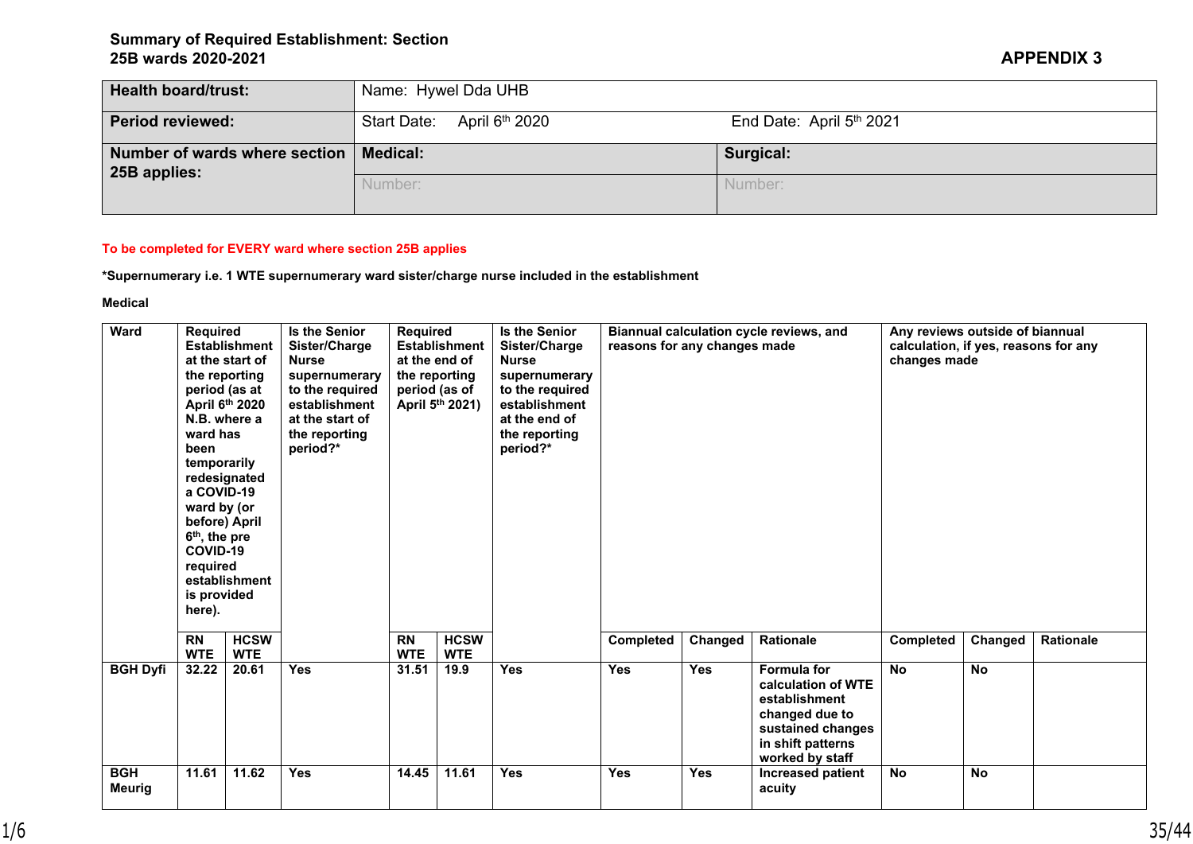**Summary of Required Establishment: Section 25B wards 2020-2021**

**APPENDIX 3**

| **Health board/trust:** | Name: Hywel Dda UHB | |
|---|---|---|
| **Period reviewed:** | Start Date: April 6th 2020 | End Date: April 5th 2021 |
| **Number of wards where section 25B applies:** | **Medical:** | **Surgical:** |
| | Number: | Number: |

**To be completed for EVERY ward where section 25B applies**

**\*Supernumerary i.e. 1 WTE supernumerary ward sister/charge nurse included in the establishment**

**Medical**

| Ward | Required Establishment at the start of the reporting period (as at April 6th 2020 N.B. where a ward has been temporarily redesignated a COVID-19 ward by (or before) April 6th, the pre COVID-19 required establishment is provided here). | | Is the Senior Sister/Charge Nurse supernumerary to the required establishment at the start of the reporting period?* | Required Establishment at the end of the reporting period (as of April 5th 2021) | | Is the Senior Sister/Charge Nurse supernumerary to the required establishment at the end of the reporting period?* | Biannual calculation cycle reviews, and reasons for any changes made | | | Any reviews outside of biannual calculation, if yes, reasons for any changes made | | |
|---|---|---|---|---|---|---|---|---|---|---|---|---|
| | RN WTE | HCSW WTE | | RN WTE | HCSW WTE | | Completed | Changed | Rationale | Completed | Changed | Rationale |
| BGH Dyfi | 32.22 | 20.61 | Yes | 31.51 | 19.9 | Yes | Yes | Yes | Formula for calculation of WTE establishment changed due to sustained changes in shift patterns worked by staff | No | No | |
| BGH Meurig | 11.61 | 11.62 | Yes | 14.45 | 11.61 | Yes | Yes | Yes | Increased patient acuity | No | No | |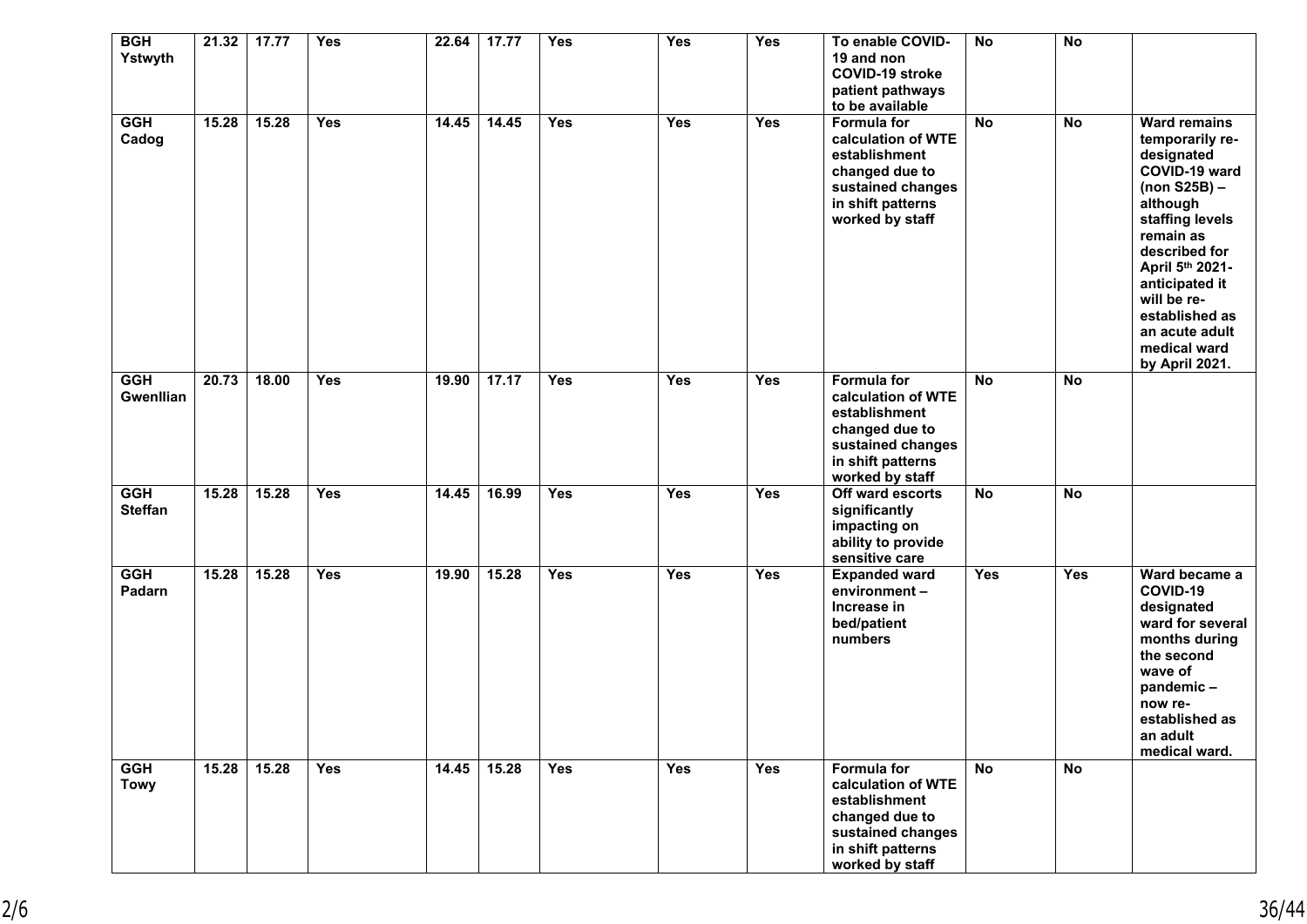| | | | | | | | | | | | | |
|---|---|---|---|---|---|---|---|---|---|---|---|---|
| **BGH Ystwyth** | **21.32** | **17.77** | **Yes** | **22.64** | **17.77** | **Yes** | **Yes** | **Yes** | **To enable COVID-19 and non COVID-19 stroke patient pathways to be available** | **No** | **No** | |
| **GGH Cadog** | **15.28** | **15.28** | **Yes** | **14.45** | **14.45** | **Yes** | **Yes** | **Yes** | **Formula for calculation of WTE establishment changed due to sustained changes in shift patterns worked by staff** | **No** | **No** | **Ward remains temporarily re-designated COVID-19 ward (non S25B) – although staffing levels remain as described for April 5th 2021- anticipated it will be re-established as an acute adult medical ward by April 2021.** |
| **GGH Gwenllian** | **20.73** | **18.00** | **Yes** | **19.90** | **17.17** | **Yes** | **Yes** | **Yes** | **Formula for calculation of WTE establishment changed due to sustained changes in shift patterns worked by staff** | **No** | **No** | |
| **GGH Steffan** | **15.28** | **15.28** | **Yes** | **14.45** | **16.99** | **Yes** | **Yes** | **Yes** | **Off ward escorts significantly impacting on ability to provide sensitive care** | **No** | **No** | |
| **GGH Padarn** | **15.28** | **15.28** | **Yes** | **19.90** | **15.28** | **Yes** | **Yes** | **Yes** | **Expanded ward environment – Increase in bed/patient numbers** | **Yes** | **Yes** | **Ward became a COVID-19 designated ward for several months during the second wave of pandemic – now re-established as an adult medical ward.** |
| **GGH Towy** | **15.28** | **15.28** | **Yes** | **14.45** | **15.28** | **Yes** | **Yes** | **Yes** | **Formula for calculation of WTE establishment changed due to sustained changes in shift patterns worked by staff** | **No** | **No** | |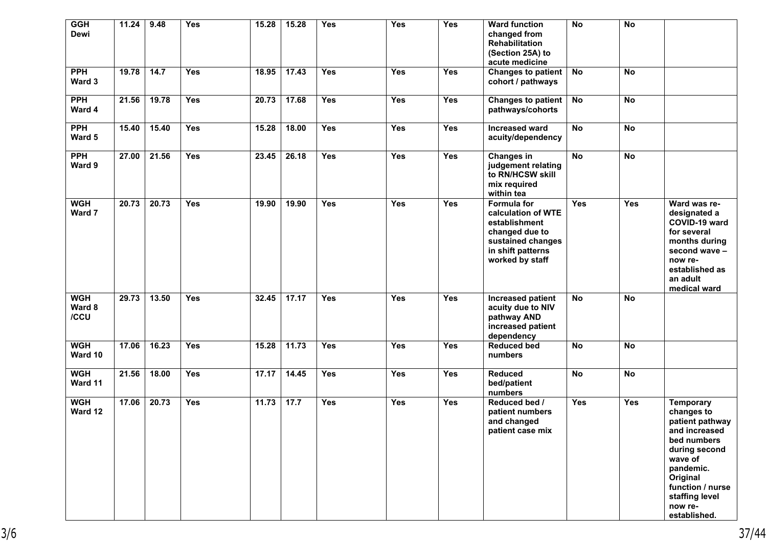| | | | | | | | | | | | | |
|---|---|---|---|---|---|---|---|---|---|---|---|---|
| **GGH Dewi** | **11.24** | **9.48** | **Yes** | **15.28** | **15.28** | **Yes** | **Yes** | **Yes** | **Ward function changed from Rehabilitation (Section 25A) to acute medicine** | **No** | **No** | |
| **PPH Ward 3** | **19.78** | **14.7** | **Yes** | **18.95** | **17.43** | **Yes** | **Yes** | **Yes** | **Changes to patient cohort / pathways** | **No** | **No** | |
| **PPH Ward 4** | **21.56** | **19.78** | **Yes** | **20.73** | **17.68** | **Yes** | **Yes** | **Yes** | **Changes to patient pathways/cohorts** | **No** | **No** | |
| **PPH Ward 5** | **15.40** | **15.40** | **Yes** | **15.28** | **18.00** | **Yes** | **Yes** | **Yes** | **Increased ward acuity/dependency** | **No** | **No** | |
| **PPH Ward 9** | **27.00** | **21.56** | **Yes** | **23.45** | **26.18** | **Yes** | **Yes** | **Yes** | **Changes in judgement relating to RN/HCSW skill mix required within tea** | **No** | **No** | |
| **WGH Ward 7** | **20.73** | **20.73** | **Yes** | **19.90** | **19.90** | **Yes** | **Yes** | **Yes** | **Formula for calculation of WTE establishment changed due to sustained changes in shift patterns worked by staff** | **Yes** | **Yes** | **Ward was re-designated a COVID-19 ward for several months during second wave – now re-established as an adult medical ward** |
| **WGH Ward 8 /CCU** | **29.73** | **13.50** | **Yes** | **32.45** | **17.17** | **Yes** | **Yes** | **Yes** | **Increased patient acuity due to NIV pathway AND increased patient dependency** | **No** | **No** | |
| **WGH Ward 10** | **17.06** | **16.23** | **Yes** | **15.28** | **11.73** | **Yes** | **Yes** | **Yes** | **Reduced bed numbers** | **No** | **No** | |
| **WGH Ward 11** | **21.56** | **18.00** | **Yes** | **17.17** | **14.45** | **Yes** | **Yes** | **Yes** | **Reduced bed/patient numbers** | **No** | **No** | |
| **WGH Ward 12** | **17.06** | **20.73** | **Yes** | **11.73** | **17.7** | **Yes** | **Yes** | **Yes** | **Reduced bed / patient numbers and changed patient case mix** | **Yes** | **Yes** | **Temporary changes to patient pathway and increased bed numbers during second wave of pandemic. Original function / nurse staffing level now re-established.** |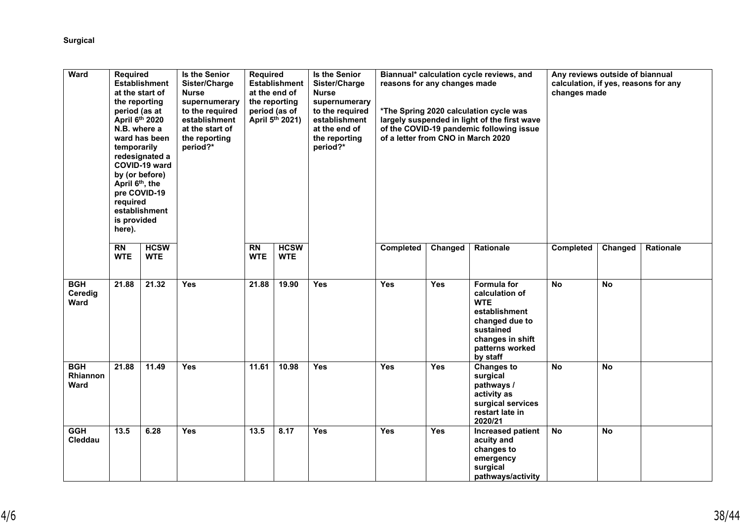**Surgical**

| Ward | Required Establishment at the start of the reporting period (as at April 6th 2020 N.B. where a ward has been temporarily redesignated a COVID-19 ward by (or before) April 6th, the pre COVID-19 required establishment is provided here). | | Is the Senior Sister/Charge Nurse supernumerary to the required establishment at the start of the reporting period?* | Required Establishment at the end of the reporting period (as of April 5th 2021) | | Is the Senior Sister/Charge Nurse supernumerary to the required establishment at the end of the reporting period?* | Biannual* calculation cycle reviews, and reasons for any changes made<br><br>*The Spring 2020 calculation cycle was largely suspended in light of the first wave of the COVID-19 pandemic following issue of a letter from CNO in March 2020 | | | Any reviews outside of biannual calculation, if yes, reasons for any changes made | | |
|---|---|---|---|---|---|---|---|---|---|---|---|---|
| | RN WTE | HCSW WTE | | RN WTE | HCSW WTE | | Completed | Changed | Rationale | Completed | Changed | Rationale |
| BGH Ceredig Ward | 21.88 | 21.32 | Yes | 21.88 | 19.90 | Yes | Yes | Yes | Formula for calculation of WTE establishment changed due to sustained changes in shift patterns worked by staff | No | No | |
| BGH Rhiannon Ward | 21.88 | 11.49 | Yes | 11.61 | 10.98 | Yes | Yes | Yes | Changes to surgical pathways / activity as surgical services restart late in 2020/21 | No | No | |
| GGH Cleddau | 13.5 | 6.28 | Yes | 13.5 | 8.17 | Yes | Yes | Yes | Increased patient acuity and changes to emergency surgical pathways/activity | No | No | |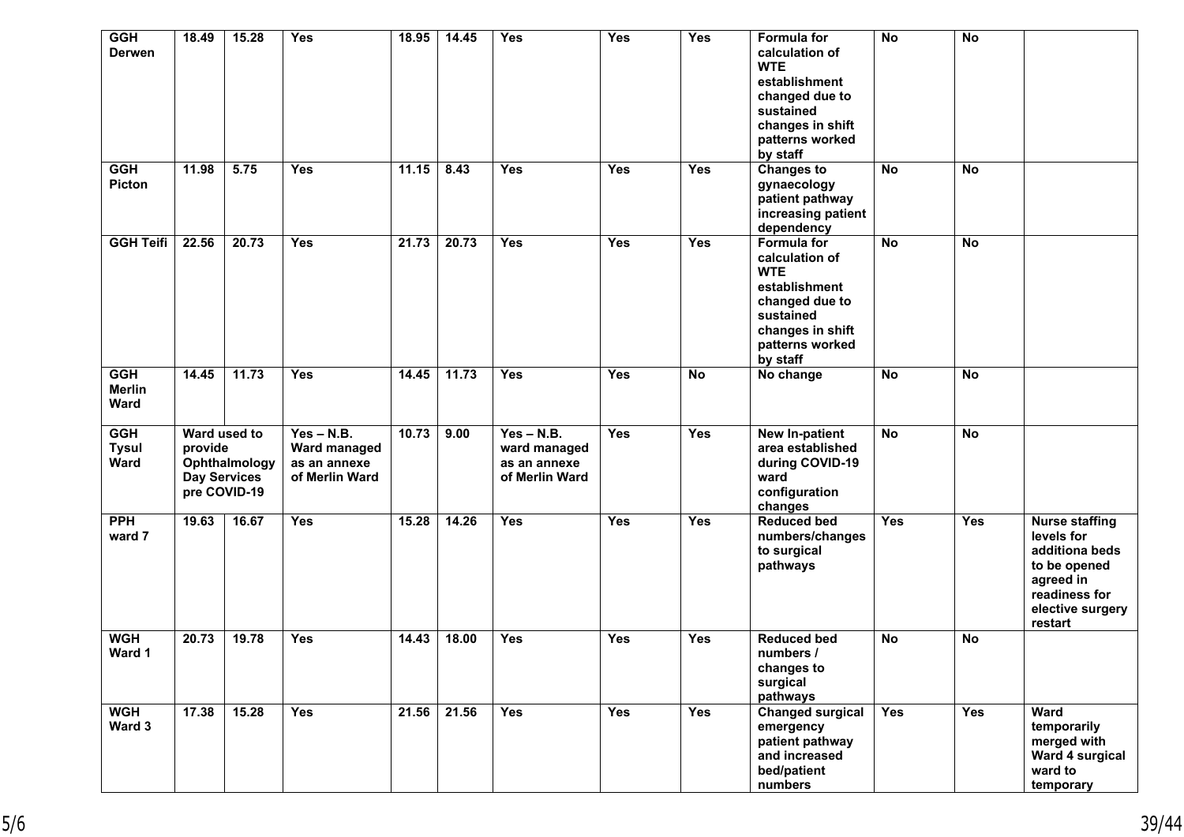| | | | | | | | | | | | | |
|---|---|---|---|---|---|---|---|---|---|---|---|---|
| **GGH Derwen** | **18.49** | **15.28** | **Yes** | **18.95** | **14.45** | **Yes** | **Yes** | **Yes** | **Formula for calculation of WTE establishment changed due to sustained changes in shift patterns worked by staff** | **No** | **No** | |
| **GGH Picton** | **11.98** | **5.75** | **Yes** | **11.15** | **8.43** | **Yes** | **Yes** | **Yes** | **Changes to gynaecology patient pathway increasing patient dependency** | **No** | **No** | |
| **GGH Teifi** | **22.56** | **20.73** | **Yes** | **21.73** | **20.73** | **Yes** | **Yes** | **Yes** | **Formula for calculation of WTE establishment changed due to sustained changes in shift patterns worked by staff** | **No** | **No** | |
| **GGH Merlin Ward** | **14.45** | **11.73** | **Yes** | **14.45** | **11.73** | **Yes** | **Yes** | **No** | **No change** | **No** | **No** | |
| **GGH Tysul Ward** | **Ward used to provide Ophthalmology Day Services pre COVID-19** | | **Yes – N.B. Ward managed as an annexe of Merlin Ward** | **10.73** | **9.00** | **Yes – N.B. ward managed as an annexe of Merlin Ward** | **Yes** | **Yes** | **New In-patient area established during COVID-19 ward configuration changes** | **No** | **No** | |
| **PPH ward 7** | **19.63** | **16.67** | **Yes** | **15.28** | **14.26** | **Yes** | **Yes** | **Yes** | **Reduced bed numbers/changes to surgical pathways** | **Yes** | **Yes** | **Nurse staffing levels for additiona beds to be opened agreed in readiness for elective surgery restart** |
| **WGH Ward 1** | **20.73** | **19.78** | **Yes** | **14.43** | **18.00** | **Yes** | **Yes** | **Yes** | **Reduced bed numbers / changes to surgical pathways** | **No** | **No** | |
| **WGH Ward 3** | **17.38** | **15.28** | **Yes** | **21.56** | **21.56** | **Yes** | **Yes** | **Yes** | **Changed surgical emergency patient pathway and increased bed/patient numbers** | **Yes** | **Yes** | **Ward temporarily merged with Ward 4 surgical ward to temporary** |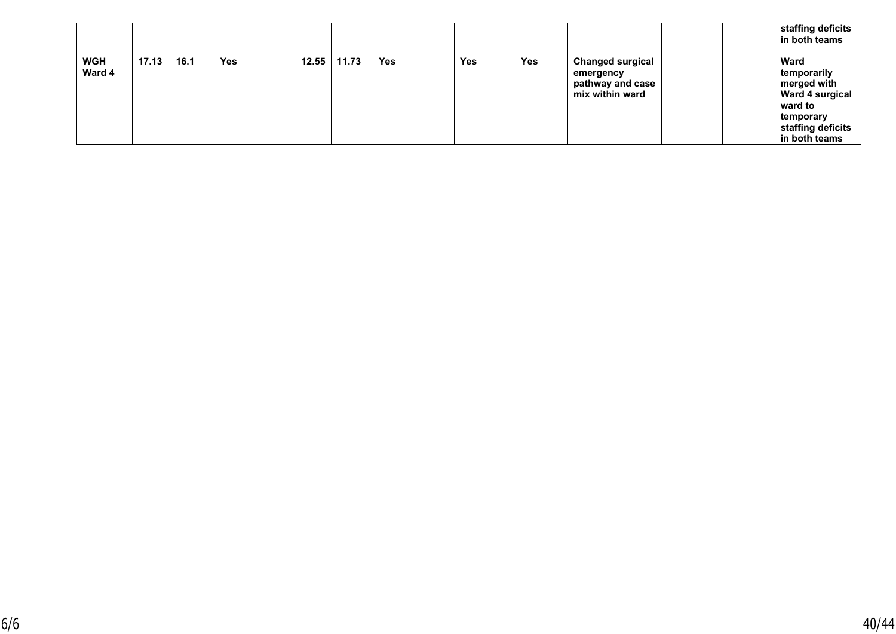| | | | | | | | | | | | | |
|---|---|---|---|---|---|---|---|---|---|---|---|---|
| | | | | | | | | | | | | **staffing deficits in both teams** |
| **WGH Ward 4** | **17.13** | **16.1** | **Yes** | **12.55** | **11.73** | **Yes** | **Yes** | **Yes** | **Changed surgical emergency pathway and case mix within ward** | | | **Ward temporarily merged with Ward 4 surgical ward to temporary staffing deficits in both teams** |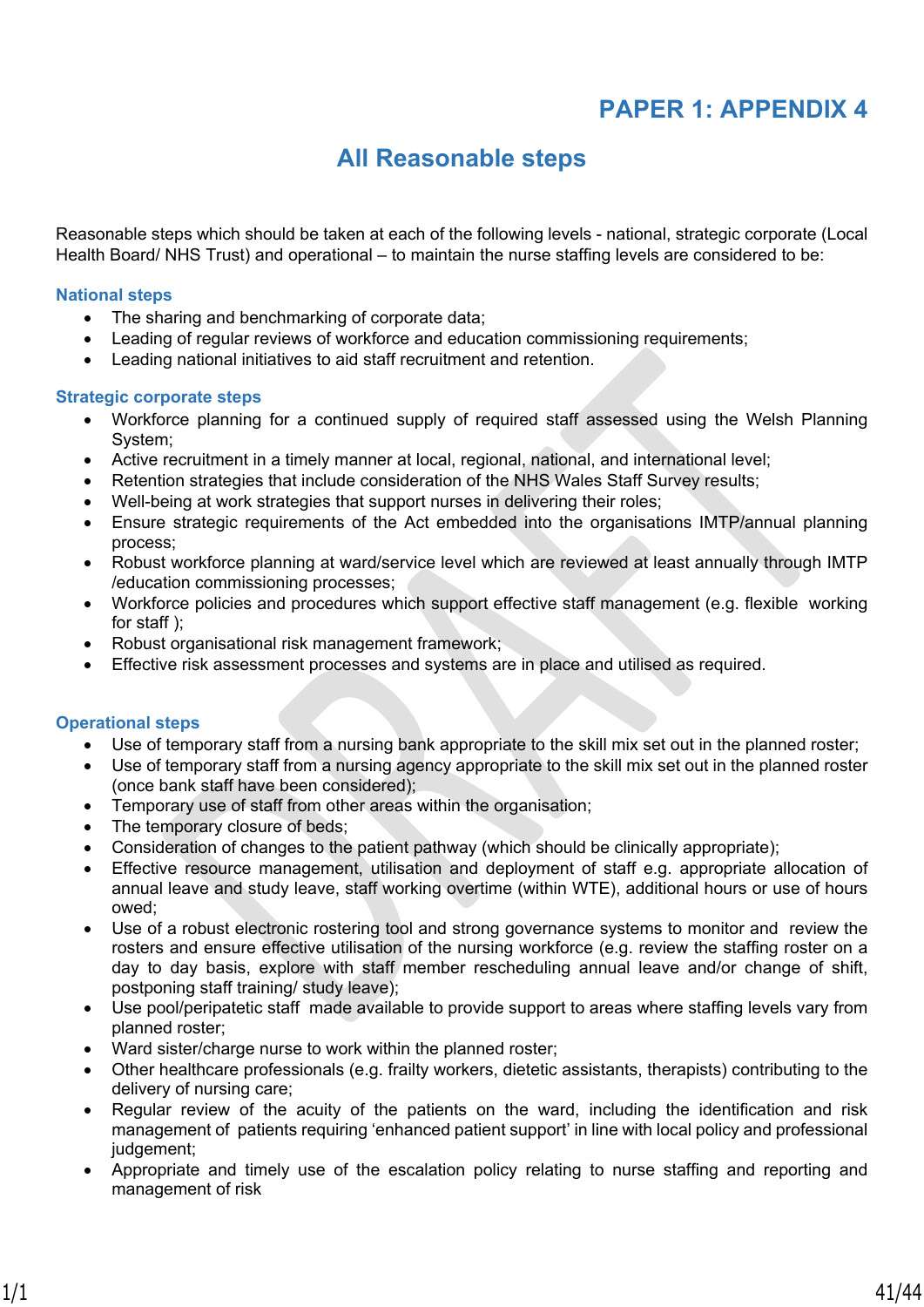# PAPER 1: APPENDIX 4

## All Reasonable steps

Reasonable steps which should be taken at each of the following levels - national, strategic corporate (Local Health Board/ NHS Trust) and operational – to maintain the nurse staffing levels are considered to be:

### National steps

- The sharing and benchmarking of corporate data;
- Leading of regular reviews of workforce and education commissioning requirements;
- Leading national initiatives to aid staff recruitment and retention.

### Strategic corporate steps

- Workforce planning for a continued supply of required staff assessed using the Welsh Planning System;
- Active recruitment in a timely manner at local, regional, national, and international level;
- Retention strategies that include consideration of the NHS Wales Staff Survey results;
- Well-being at work strategies that support nurses in delivering their roles;
- Ensure strategic requirements of the Act embedded into the organisations IMTP/annual planning process;
- Robust workforce planning at ward/service level which are reviewed at least annually through IMTP /education commissioning processes;
- Workforce policies and procedures which support effective staff management (e.g. flexible working for staff );
- Robust organisational risk management framework;
- Effective risk assessment processes and systems are in place and utilised as required.

### Operational steps

- Use of temporary staff from a nursing bank appropriate to the skill mix set out in the planned roster;
- Use of temporary staff from a nursing agency appropriate to the skill mix set out in the planned roster (once bank staff have been considered);
- Temporary use of staff from other areas within the organisation;
- The temporary closure of beds;
- Consideration of changes to the patient pathway (which should be clinically appropriate);
- Effective resource management, utilisation and deployment of staff e.g. appropriate allocation of annual leave and study leave, staff working overtime (within WTE), additional hours or use of hours owed;
- Use of a robust electronic rostering tool and strong governance systems to monitor and review the rosters and ensure effective utilisation of the nursing workforce (e.g. review the staffing roster on a day to day basis, explore with staff member rescheduling annual leave and/or change of shift, postponing staff training/ study leave);
- Use pool/peripatetic staff made available to provide support to areas where staffing levels vary from planned roster;
- Ward sister/charge nurse to work within the planned roster;
- Other healthcare professionals (e.g. frailty workers, dietetic assistants, therapists) contributing to the delivery of nursing care;
- Regular review of the acuity of the patients on the ward, including the identification and risk management of patients requiring 'enhanced patient support' in line with local policy and professional judgement;
- Appropriate and timely use of the escalation policy relating to nurse staffing and reporting and management of risk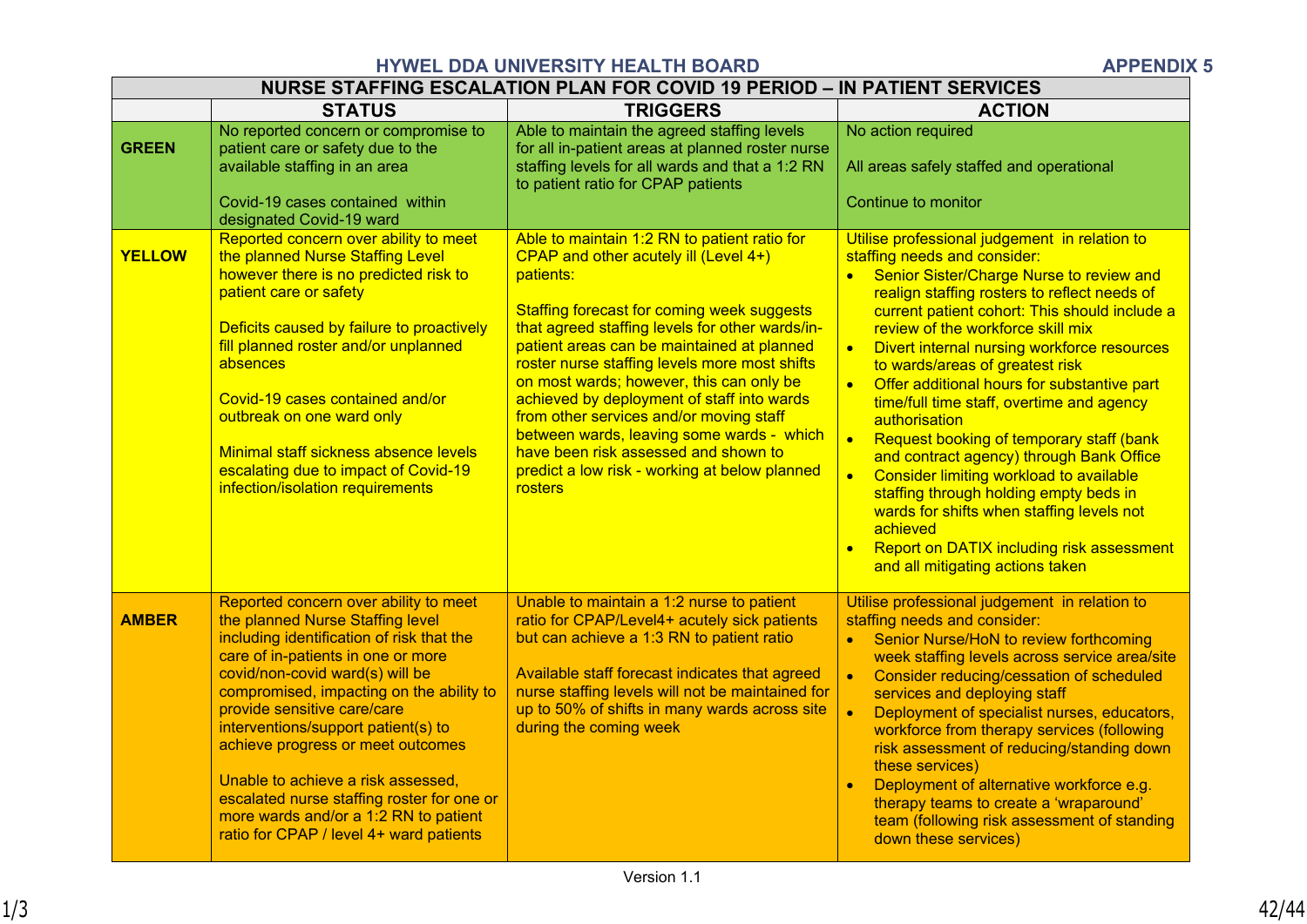**HYWEL DDA UNIVERSITY HEALTH BOARD** **APPENDIX 5**

| NURSE STAFFING ESCALATION PLAN FOR COVID 19 PERIOD – IN PATIENT SERVICES | | | |
|---|---|---|---|
| | **STATUS** | **TRIGGERS** | **ACTION** |
| **GREEN** | No reported concern or compromise to patient care or safety due to the available staffing in an area<br><br>Covid-19 cases contained within designated Covid-19 ward | Able to maintain the agreed staffing levels for all in-patient areas at planned roster nurse staffing levels for all wards and that a 1:2 RN to patient ratio for CPAP patients | No action required<br><br>All areas safely staffed and operational<br><br>Continue to monitor |
| **YELLOW** | Reported concern over ability to meet the planned Nurse Staffing Level however there is no predicted risk to patient care or safety<br><br>Deficits caused by failure to proactively fill planned roster and/or unplanned absences<br><br>Covid-19 cases contained and/or outbreak on one ward only<br><br>Minimal staff sickness absence levels escalating due to impact of Covid-19 infection/isolation requirements | Able to maintain 1:2 RN to patient ratio for CPAP and other acutely ill (Level 4+) patients:<br><br>Staffing forecast for coming week suggests that agreed staffing levels for other wards/in-patient areas can be maintained at planned roster nurse staffing levels more most shifts on most wards; however, this can only be achieved by deployment of staff into wards from other services and/or moving staff between wards, leaving some wards - which have been risk assessed and shown to predict a low risk - working at below planned rosters | Utilise professional judgement in relation to staffing needs and consider:<br>• Senior Sister/Charge Nurse to review and realign staffing rosters to reflect needs of current patient cohort: This should include a review of the workforce skill mix<br>• Divert internal nursing workforce resources to wards/areas of greatest risk<br>• Offer additional hours for substantive part time/full time staff, overtime and agency authorisation<br>• Request booking of temporary staff (bank and contract agency) through Bank Office<br>• Consider limiting workload to available staffing through holding empty beds in wards for shifts when staffing levels not achieved<br>• Report on DATIX including risk assessment and all mitigating actions taken |
| **AMBER** | Reported concern over ability to meet the planned Nurse Staffing level including identification of risk that the care of in-patients in one or more covid/non-covid ward(s) will be compromised, impacting on the ability to provide sensitive care/care interventions/support patient(s) to achieve progress or meet outcomes<br><br>Unable to achieve a risk assessed, escalated nurse staffing roster for one or more wards and/or a 1:2 RN to patient ratio for CPAP / level 4+ ward patients | Unable to maintain a 1:2 nurse to patient ratio for CPAP/Level4+ acutely sick patients but can achieve a 1:3 RN to patient ratio<br><br>Available staff forecast indicates that agreed nurse staffing levels will not be maintained for up to 50% of shifts in many wards across site during the coming week | Utilise professional judgement in relation to staffing needs and consider:<br>• Senior Nurse/HoN to review forthcoming week staffing levels across service area/site<br>• Consider reducing/cessation of scheduled services and deploying staff<br>• Deployment of specialist nurses, educators, workforce from therapy services (following risk assessment of reducing/standing down these services)<br>• Deployment of alternative workforce e.g. therapy teams to create a 'wraparound' team (following risk assessment of standing down these services) |

Version 1.1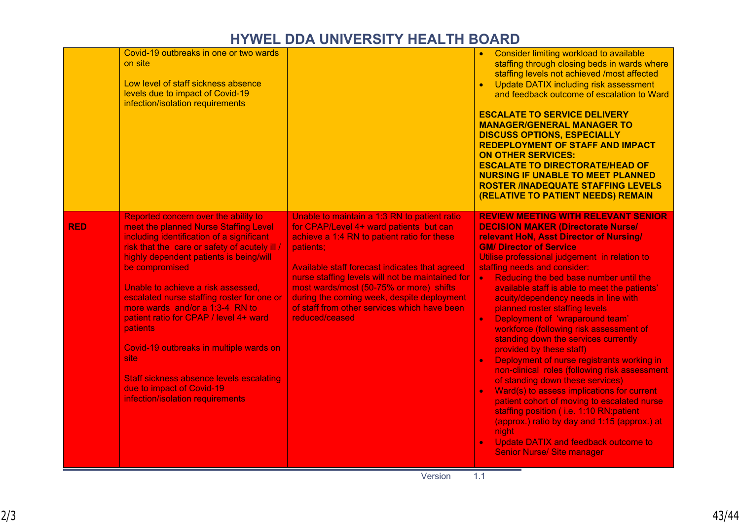# HYWEL DDA UNIVERSITY HEALTH BOARD

| | | | |
|---|---|---|---|
| | Covid-19 outbreaks in one or two wards on site<br><br>Low level of staff sickness absence levels due to impact of Covid-19 infection/isolation requirements | | • Consider limiting workload to available staffing through closing beds in wards where staffing levels not achieved /most affected<br>• Update DATIX including risk assessment and feedback outcome of escalation to Ward<br><br>**ESCALATE TO SERVICE DELIVERY MANAGER/GENERAL MANAGER TO DISCUSS OPTIONS, ESPECIALLY REDEPLOYMENT OF STAFF AND IMPACT ON OTHER SERVICES:**<br>**ESCALATE TO DIRECTORATE/HEAD OF NURSING IF UNABLE TO MEET PLANNED ROSTER /INADEQUATE STAFFING LEVELS (RELATIVE TO PATIENT NEEDS) REMAIN** |
| **RED** | Reported concern over the ability to meet the planned Nurse Staffing Level including identification of a significant risk that the care or safety of acutely ill / highly dependent patients is being/will be compromised<br><br>Unable to achieve a risk assessed, escalated nurse staffing roster for one or more wards and/or a 1:3-4 RN to patient ratio for CPAP / level 4+ ward patients<br><br>Covid-19 outbreaks in multiple wards on site<br><br>Staff sickness absence levels escalating due to impact of Covid-19 infection/isolation requirements | Unable to maintain a 1:3 RN to patient ratio for CPAP/Level 4+ ward patients but can achieve a 1:4 RN to patient ratio for these patients;<br><br>Available staff forecast indicates that agreed nurse staffing levels will not be maintained for most wards/most (50-75% or more) shifts during the coming week, despite deployment of staff from other services which have been reduced/ceased | **REVIEW MEETING WITH RELEVANT SENIOR DECISION MAKER (Directorate Nurse/ relevant HoN, Asst Director of Nursing/ GM/ Director of Service**<br>Utilise professional judgement in relation to staffing needs and consider:<br>• Reducing the bed base number until the available staff is able to meet the patients' acuity/dependency needs in line with planned roster staffing levels<br>• Deployment of 'wraparound team' workforce (following risk assessment of standing down the services currently provided by these staff)<br>• Deployment of nurse registrants working in non-clinical roles (following risk assessment of standing down these services)<br>• Ward(s) to assess implications for current patient cohort of moving to escalated nurse staffing position ( i.e. 1:10 RN:patient (approx.) ratio by day and 1:15 (approx.) at night<br>• Update DATIX and feedback outcome to Senior Nurse/ Site manager |

Version 1.1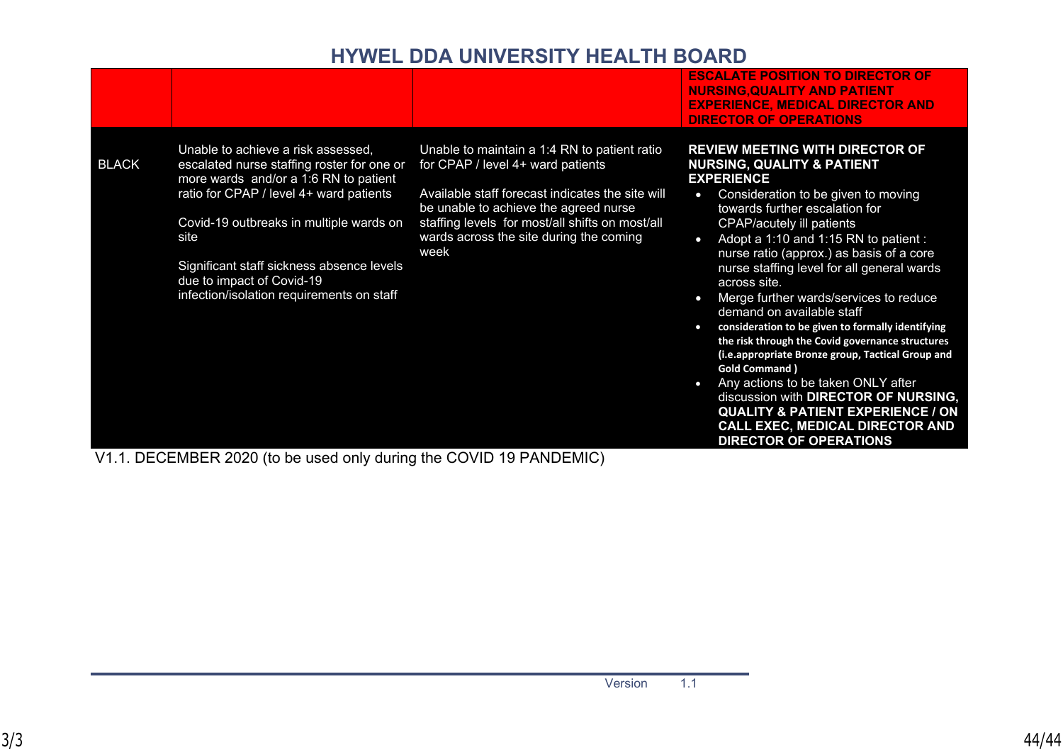# HYWEL DDA UNIVERSITY HEALTH BOARD

| | | | |
|---|---|---|---|
| | | | **ESCALATE POSITION TO DIRECTOR OF NURSING,QUALITY AND PATIENT EXPERIENCE, MEDICAL DIRECTOR AND DIRECTOR OF OPERATIONS** |
| BLACK | Unable to achieve a risk assessed, escalated nurse staffing roster for one or more wards and/or a 1:6 RN to patient ratio for CPAP / level 4+ ward patients<br><br>Covid-19 outbreaks in multiple wards on site<br><br>Significant staff sickness absence levels due to impact of Covid-19 infection/isolation requirements on staff | Unable to maintain a 1:4 RN to patient ratio for CPAP / level 4+ ward patients<br><br>Available staff forecast indicates the site will be unable to achieve the agreed nurse staffing levels for most/all shifts on most/all wards across the site during the coming week | **REVIEW MEETING WITH DIRECTOR OF NURSING, QUALITY & PATIENT EXPERIENCE**<br>• Consideration to be given to moving towards further escalation for CPAP/acutely ill patients<br>• Adopt a 1:10 and 1:15 RN to patient : nurse ratio (approx.) as basis of a core nurse staffing level for all general wards across site.<br>• Merge further wards/services to reduce demand on available staff<br>• **consideration to be given to formally identifying the risk through the Covid governance structures (i.e.appropriate Bronze group, Tactical Group and Gold Command )**<br>• Any actions to be taken ONLY after discussion with **DIRECTOR OF NURSING, QUALITY & PATIENT EXPERIENCE / ON CALL EXEC, MEDICAL DIRECTOR AND DIRECTOR OF OPERATIONS** |

V1.1. DECEMBER 2020 (to be used only during the COVID 19 PANDEMIC)

Version 1.1